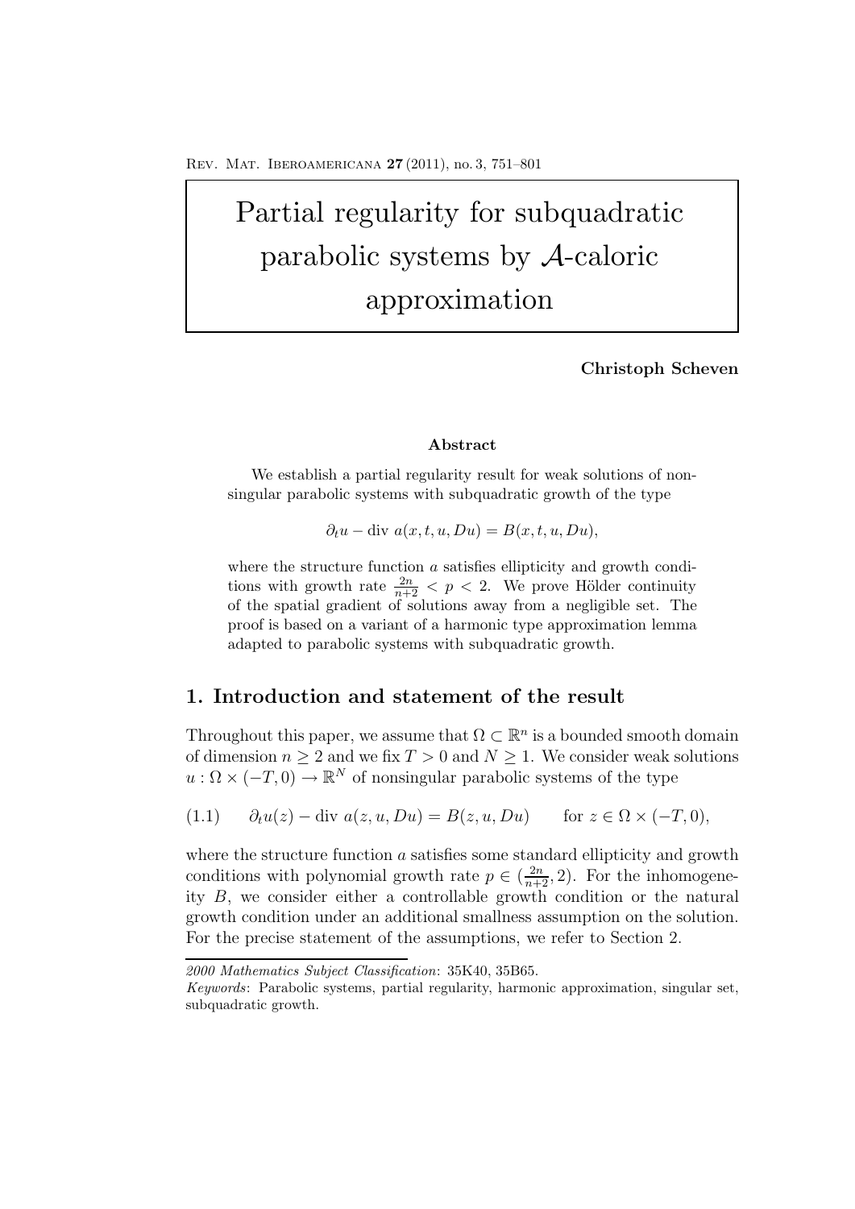# Partial regularity for subquadratic parabolic systems by $\mathcal{A}$-caloric approximation

**Christoph Scheven**

### Abstract

We establish a partial regularity result for weak solutions of nonsingular parabolic systems with subquadratic growth of the type

$$\partial_t u - \operatorname{div}\, a(x, t, u, Du) = B(x, t, u, Du),$$

where the structure function $a$ satisfies ellipticity and growth conditions with growth rate $\frac{2n}{n+2} < p < 2$. We prove Hölder continuity of the spatial gradient of solutions away from a negligible set. The proof is based on a variant of a harmonic type approximation lemma adapted to parabolic systems with subquadratic growth.

## 1. Introduction and statement of the result

Throughout this paper, we assume that $\Omega \subset \mathbb{R}^n$ is a bounded smooth domain of dimension $n \geq 2$ and we fix $T > 0$ and $N \geq 1$. We consider weak solutions $u : \Omega \times (-T, 0) \to \mathbb{R}^N$ of nonsingular parabolic systems of the type

$$\partial_t u(z) - \operatorname{div}\, a(z, u, Du) = B(z, u, Du) \qquad \text{for } z \in \Omega \times (-T, 0), \tag{1.1}$$

where the structure function $a$ satisfies some standard ellipticity and growth conditions with polynomial growth rate $p \in (\frac{2n}{n+2}, 2)$. For the inhomogeneity $B$, we consider either a controllable growth condition or the natural growth condition under an additional smallness assumption on the solution. For the precise statement of the assumptions, we refer to Section 2.

---

*2000 Mathematics Subject Classification*: 35K40, 35B65.

*Keywords*: Parabolic systems, partial regularity, harmonic approximation, singular set, subquadratic growth.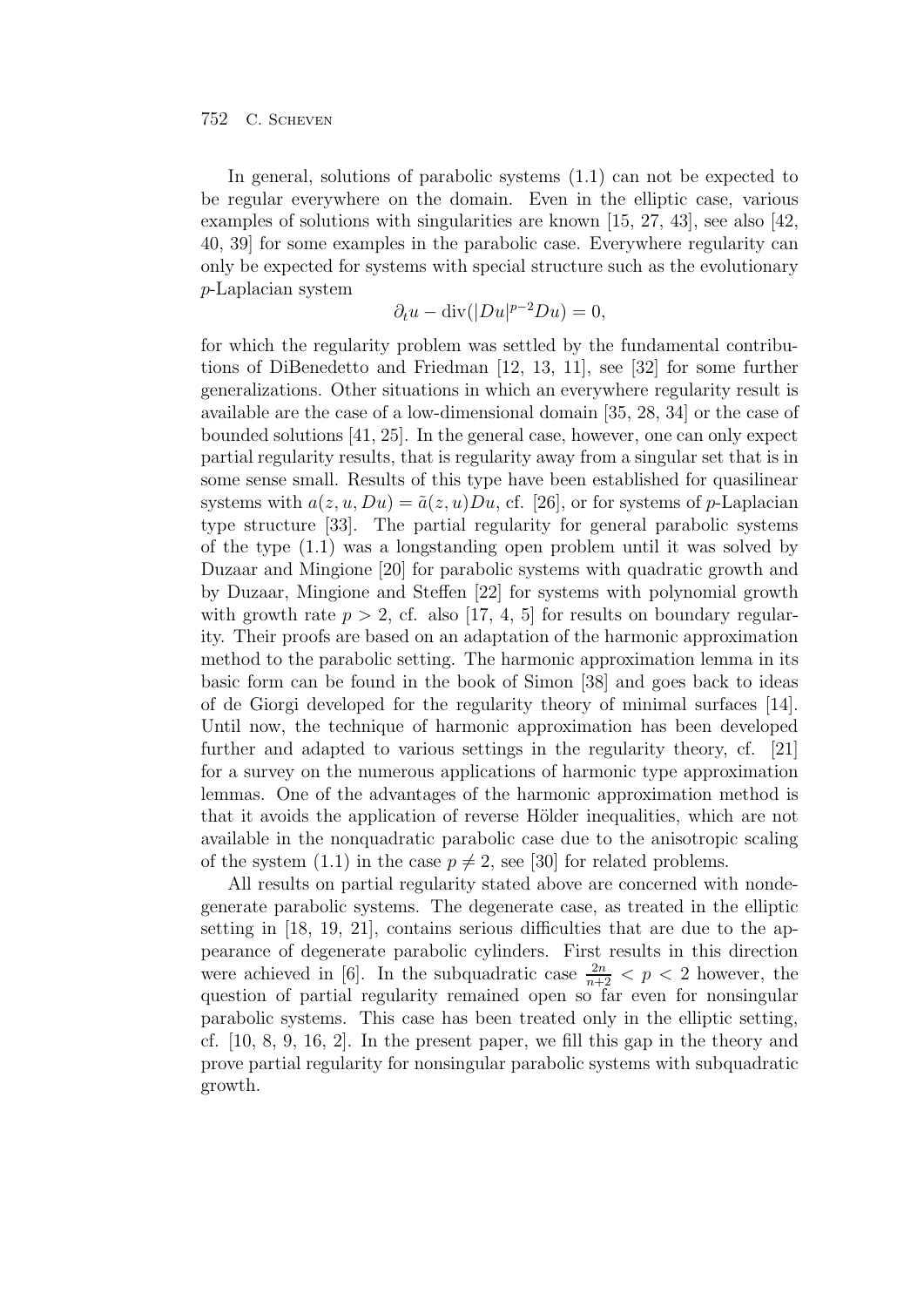In general, solutions of parabolic systems (1.1) can not be expected to be regular everywhere on the domain. Even in the elliptic case, various examples of solutions with singularities are known [15, 27, 43], see also [42, 40, 39] for some examples in the parabolic case. Everywhere regularity can only be expected for systems with special structure such as the evolutionary $p$-Laplacian system

$$\partial_t u - \operatorname{div}(|Du|^{p-2}Du) = 0,$$

for which the regularity problem was settled by the fundamental contributions of DiBenedetto and Friedman [12, 13, 11], see [32] for some further generalizations. Other situations in which an everywhere regularity result is available are the case of a low-dimensional domain [35, 28, 34] or the case of bounded solutions [41, 25]. In the general case, however, one can only expect partial regularity results, that is regularity away from a singular set that is in some sense small. Results of this type have been established for quasilinear systems with $a(z, u, Du) = \tilde{a}(z, u)Du$, cf. [26], or for systems of $p$-Laplacian type structure [33]. The partial regularity for general parabolic systems of the type (1.1) was a longstanding open problem until it was solved by Duzaar and Mingione [20] for parabolic systems with quadratic growth and by Duzaar, Mingione and Steffen [22] for systems with polynomial growth with growth rate $p > 2$, cf. also [17, 4, 5] for results on boundary regularity. Their proofs are based on an adaptation of the harmonic approximation method to the parabolic setting. The harmonic approximation lemma in its basic form can be found in the book of Simon [38] and goes back to ideas of de Giorgi developed for the regularity theory of minimal surfaces [14]. Until now, the technique of harmonic approximation has been developed further and adapted to various settings in the regularity theory, cf. [21] for a survey on the numerous applications of harmonic type approximation lemmas. One of the advantages of the harmonic approximation method is that it avoids the application of reverse Hölder inequalities, which are not available in the nonquadratic parabolic case due to the anisotropic scaling of the system (1.1) in the case $p \neq 2$, see [30] for related problems.

All results on partial regularity stated above are concerned with nondegenerate parabolic systems. The degenerate case, as treated in the elliptic setting in [18, 19, 21], contains serious difficulties that are due to the appearance of degenerate parabolic cylinders. First results in this direction were achieved in [6]. In the subquadratic case $\frac{2n}{n+2} < p < 2$ however, the question of partial regularity remained open so far even for nonsingular parabolic systems. This case has been treated only in the elliptic setting, cf. [10, 8, 9, 16, 2]. In the present paper, we fill this gap in the theory and prove partial regularity for nonsingular parabolic systems with subquadratic growth.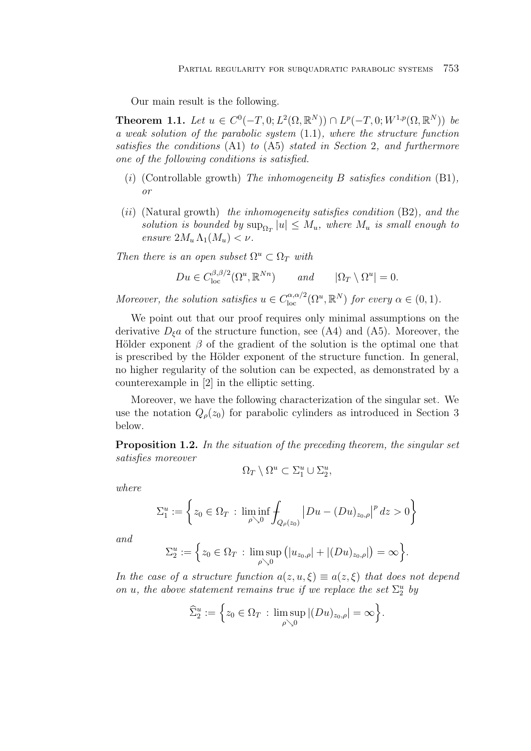Our main result is the following.

**Theorem 1.1.** *Let $u \in C^0(-T,0;L^2(\Omega,\mathbb{R}^N)) \cap L^p(-T,0;W^{1,p}(\Omega,\mathbb{R}^N))$ be a weak solution of the parabolic system* (1.1)*, where the structure function satisfies the conditions* (A1) *to* (A5) *stated in Section* 2*, and furthermore one of the following conditions is satisfied.*

- $(i)$ (Controllable growth) *The inhomogeneity $B$ satisfies condition* (B1)*, or*
- $(ii)$ (Natural growth) *the inhomogeneity satisfies condition* (B2)*, and the solution is bounded by $\sup_{\Omega_T}|u| \le M_u$, where $M_u$ is small enough to ensure $2M_u\,\Lambda_1(M_u) < \nu$.*

*Then there is an open subset $\Omega^u \subset \Omega_T$ with*

$$Du \in C^{\beta,\beta/2}_{\mathrm{loc}}(\Omega^u,\mathbb{R}^{Nn}) \qquad \text{and} \qquad |\Omega_T \setminus \Omega^u| = 0.$$

*Moreover, the solution satisfies $u \in C^{\alpha,\alpha/2}_{\mathrm{loc}}(\Omega^u,\mathbb{R}^N)$ for every $\alpha \in (0,1)$.*

We point out that our proof requires only minimal assumptions on the derivative $D_\xi a$ of the structure function, see (A4) and (A5). Moreover, the Hölder exponent $\beta$ of the gradient of the solution is the optimal one that is prescribed by the Hölder exponent of the structure function. In general, no higher regularity of the solution can be expected, as demonstrated by a counterexample in [2] in the elliptic setting.

Moreover, we have the following characterization of the singular set. We use the notation $Q_\rho(z_0)$ for parabolic cylinders as introduced in Section 3 below.

**Proposition 1.2.** *In the situation of the preceding theorem, the singular set satisfies moreover*

$$\Omega_T \setminus \Omega^u \subset \Sigma_1^u \cup \Sigma_2^u,$$

*where*

$$\Sigma_1^u := \left\{ z_0 \in \Omega_T \,:\, \liminf_{\rho \searrow 0} \fint_{Q_\rho(z_0)} \left|Du - (Du)_{z_0,\rho}\right|^p dz > 0 \right\}$$

*and*

$$\Sigma_2^u := \Big\{ z_0 \in \Omega_T \,:\, \limsup_{\rho \searrow 0} \left(|u_{z_0,\rho}| + |(Du)_{z_0,\rho}|\right) = \infty \Big\}.$$

*In the case of a structure function $a(z,u,\xi) \equiv a(z,\xi)$ that does not depend on $u$, the above statement remains true if we replace the set $\Sigma_2^u$ by*

$$\widehat{\Sigma}_2^u := \Big\{ z_0 \in \Omega_T \,:\, \limsup_{\rho \searrow 0} |(Du)_{z_0,\rho}| = \infty \Big\}.$$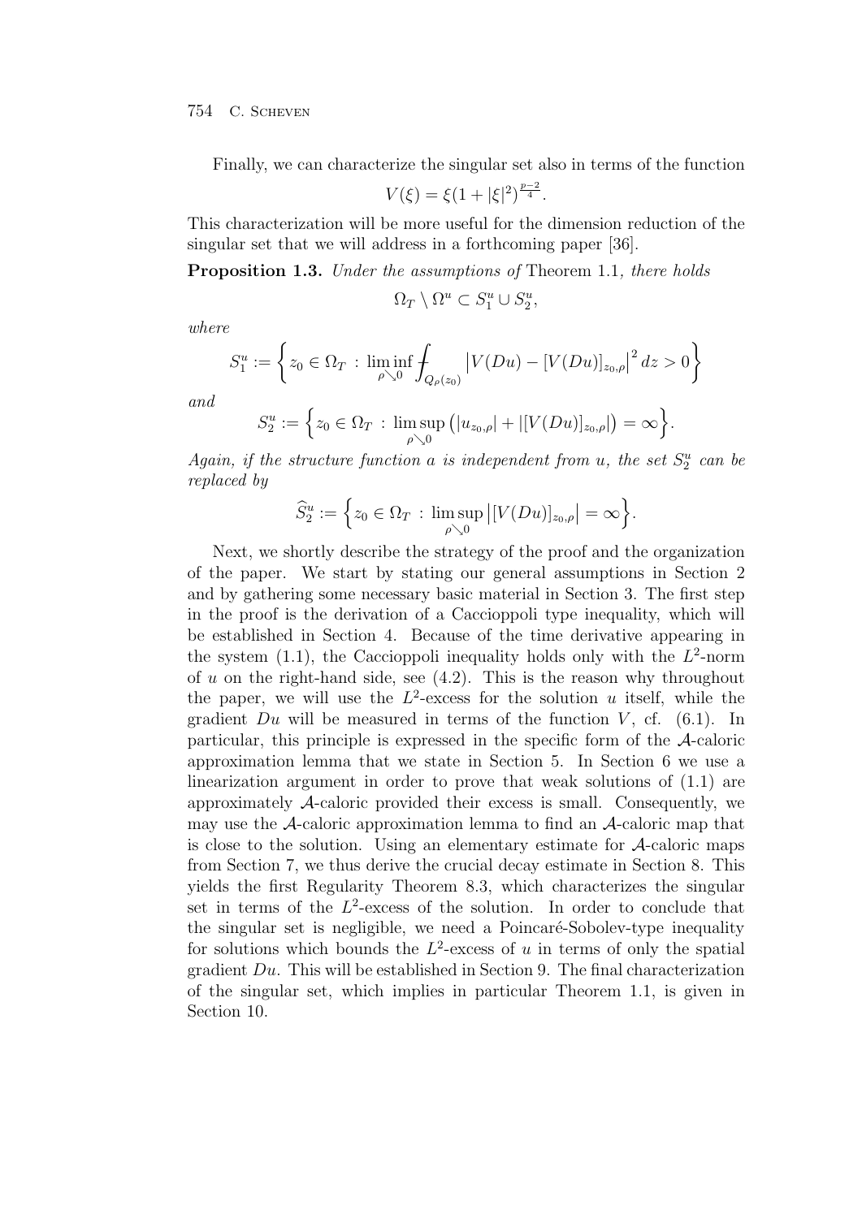Finally, we can characterize the singular set also in terms of the function

$$V(\xi) = \xi(1+|\xi|^2)^{\frac{p-2}{4}}.$$

This characterization will be more useful for the dimension reduction of the singular set that we will address in a forthcoming paper [36].

**Proposition 1.3.** *Under the assumptions of* Theorem 1.1*, there holds*

$$\Omega_T \setminus \Omega^u \subset S_1^u \cup S_2^u,$$

*where*

$$S_1^u := \left\{ z_0 \in \Omega_T \,:\, \liminf_{\rho \searrow 0} \fint_{Q_\rho(z_0)} \left| V(Du) - [V(Du)]_{z_0,\rho} \right|^2 dz > 0 \right\}$$

*and*

$$S_2^u := \left\{ z_0 \in \Omega_T \,:\, \limsup_{\rho \searrow 0} \left( |u_{z_0,\rho}| + |[V(Du)]_{z_0,\rho}| \right) = \infty \right\}.$$

*Again, if the structure function $a$ is independent from $u$, the set $S_2^u$ can be replaced by*

$$\widehat{S}_2^u := \left\{ z_0 \in \Omega_T \,:\, \limsup_{\rho \searrow 0} \left| [V(Du)]_{z_0,\rho} \right| = \infty \right\}.$$

Next, we shortly describe the strategy of the proof and the organization of the paper. We start by stating our general assumptions in Section 2 and by gathering some necessary basic material in Section 3. The first step in the proof is the derivation of a Caccioppoli type inequality, which will be established in Section 4. Because of the time derivative appearing in the system (1.1), the Caccioppoli inequality holds only with the $L^2$-norm of $u$ on the right-hand side, see (4.2). This is the reason why throughout the paper, we will use the $L^2$-excess for the solution $u$ itself, while the gradient $Du$ will be measured in terms of the function $V$, cf. (6.1). In particular, this principle is expressed in the specific form of the $\mathcal{A}$-caloric approximation lemma that we state in Section 5. In Section 6 we use a linearization argument in order to prove that weak solutions of (1.1) are approximately $\mathcal{A}$-caloric provided their excess is small. Consequently, we may use the $\mathcal{A}$-caloric approximation lemma to find an $\mathcal{A}$-caloric map that is close to the solution. Using an elementary estimate for $\mathcal{A}$-caloric maps from Section 7, we thus derive the crucial decay estimate in Section 8. This yields the first Regularity Theorem 8.3, which characterizes the singular set in terms of the $L^2$-excess of the solution. In order to conclude that the singular set is negligible, we need a Poincaré-Sobolev-type inequality for solutions which bounds the $L^2$-excess of $u$ in terms of only the spatial gradient $Du$. This will be established in Section 9. The final characterization of the singular set, which implies in particular Theorem 1.1, is given in Section 10.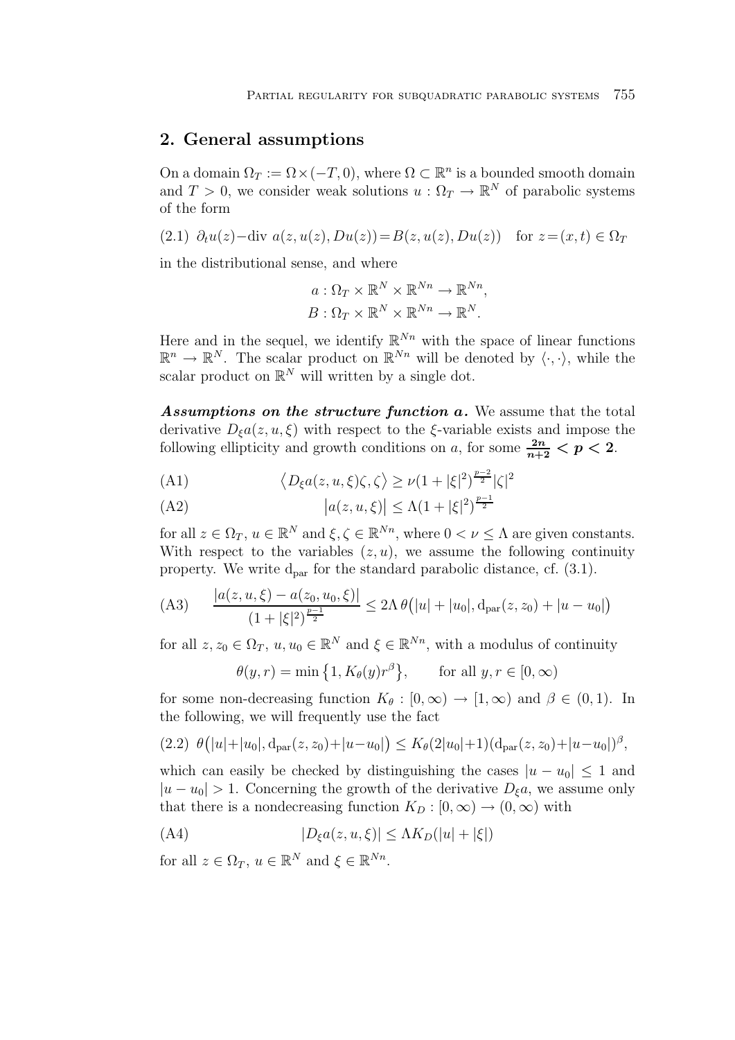## 2. General assumptions

On a domain $\Omega_T := \Omega \times (-T, 0)$, where $\Omega \subset \mathbb{R}^n$ is a bounded smooth domain and $T > 0$, we consider weak solutions $u : \Omega_T \to \mathbb{R}^N$ of parabolic systems of the form

$$
\partial_t u(z) - \operatorname{div} a(z, u(z), Du(z)) = B(z, u(z), Du(z)) \quad \text{for } z = (x,t) \in \Omega_T \tag{2.1}
$$

in the distributional sense, and where

$$
a : \Omega_T \times \mathbb{R}^N \times \mathbb{R}^{Nn} \to \mathbb{R}^{Nn},
$$
$$
B : \Omega_T \times \mathbb{R}^N \times \mathbb{R}^{Nn} \to \mathbb{R}^N.
$$

Here and in the sequel, we identify $\mathbb{R}^{Nn}$ with the space of linear functions $\mathbb{R}^n \to \mathbb{R}^N$. The scalar product on $\mathbb{R}^{Nn}$ will be denoted by $\langle \cdot, \cdot \rangle$, while the scalar product on $\mathbb{R}^N$ will written by a single dot.

***Assumptions on the structure function a.*** We assume that the total derivative $D_\xi a(z, u, \xi)$ with respect to the $\xi$-variable exists and impose the following ellipticity and growth conditions on $a$, for some $\boldsymbol{\frac{2n}{n+2} < p < 2}$.

$$
\big\langle D_\xi a(z, u, \xi)\zeta, \zeta \big\rangle \ge \nu (1 + |\xi|^2)^{\frac{p-2}{2}} |\zeta|^2 \tag{A1}
$$

$$
\big| a(z, u, \xi) \big| \le \Lambda (1 + |\xi|^2)^{\frac{p-1}{2}} \tag{A2}
$$

for all $z \in \Omega_T$, $u \in \mathbb{R}^N$ and $\xi, \zeta \in \mathbb{R}^{Nn}$, where $0 < \nu \le \Lambda$ are given constants. With respect to the variables $(z, u)$, we assume the following continuity property. We write $\mathrm{d}_{\mathrm{par}}$ for the standard parabolic distance, cf. (3.1).

$$
\frac{|a(z, u, \xi) - a(z_0, u_0, \xi)|}{(1 + |\xi|^2)^{\frac{p-1}{2}}} \le 2\Lambda\, \theta\big(|u| + |u_0|, \mathrm{d}_{\mathrm{par}}(z, z_0) + |u - u_0|\big) \tag{A3}
$$

for all $z, z_0 \in \Omega_T$, $u, u_0 \in \mathbb{R}^N$ and $\xi \in \mathbb{R}^{Nn}$, with a modulus of continuity

$$
\theta(y, r) = \min\big\{1, K_\theta(y) r^\beta\big\}, \qquad \text{for all } y, r \in [0, \infty)
$$

for some non-decreasing function $K_\theta : [0, \infty) \to [1, \infty)$ and $\beta \in (0, 1)$. In the following, we will frequently use the fact

$$
\theta\big(|u| + |u_0|, \mathrm{d}_{\mathrm{par}}(z, z_0) + |u - u_0|\big) \le K_\theta(2|u_0| + 1)(\mathrm{d}_{\mathrm{par}}(z, z_0) + |u - u_0|)^\beta, \tag{2.2}
$$

which can easily be checked by distinguishing the cases $|u - u_0| \le 1$ and $|u - u_0| > 1$. Concerning the growth of the derivative $D_\xi a$, we assume only that there is a nondecreasing function $K_D : [0, \infty) \to (0, \infty)$ with

$$
|D_\xi a(z, u, \xi)| \le \Lambda K_D(|u| + |\xi|) \tag{A4}
$$

for all $z \in \Omega_T$, $u \in \mathbb{R}^N$ and $\xi \in \mathbb{R}^{Nn}$.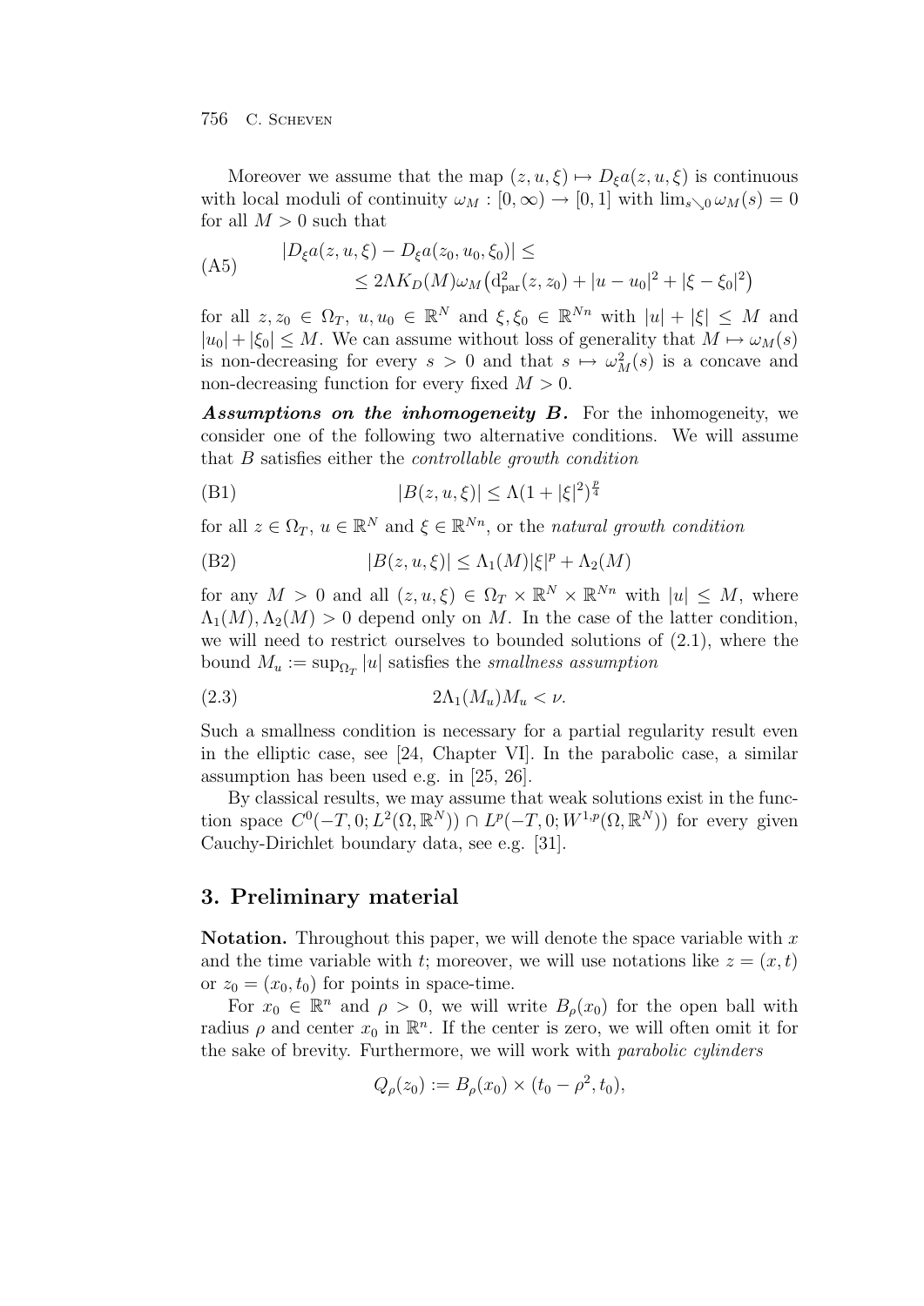Moreover we assume that the map $(z,u,\xi) \mapsto D_\xi a(z,u,\xi)$ is continuous with local moduli of continuity $\omega_M : [0,\infty) \to [0,1]$ with $\lim_{s \searrow 0} \omega_M(s) = 0$ for all $M > 0$ such that

$$
\text{(A5)} \qquad \begin{aligned} &|D_\xi a(z,u,\xi) - D_\xi a(z_0,u_0,\xi_0)| \leq \\ &\qquad \leq 2\Lambda K_D(M)\omega_M\big(\mathrm{d}^2_{\mathrm{par}}(z,z_0) + |u-u_0|^2 + |\xi - \xi_0|^2\big) \end{aligned}
$$

for all $z, z_0 \in \Omega_T$, $u, u_0 \in \mathbb{R}^N$ and $\xi, \xi_0 \in \mathbb{R}^{Nn}$ with $|u| + |\xi| \leq M$ and $|u_0| + |\xi_0| \leq M$. We can assume without loss of generality that $M \mapsto \omega_M(s)$ is non-decreasing for every $s > 0$ and that $s \mapsto \omega^2_M(s)$ is a concave and non-decreasing function for every fixed $M > 0$.

***Assumptions on the inhomogeneity B.*** For the inhomogeneity, we consider one of the following two alternative conditions. We will assume that $B$ satisfies either the *controllable growth condition*

$$
\text{(B1)} \qquad |B(z,u,\xi)| \leq \Lambda(1 + |\xi|^2)^{\frac{p}{4}}
$$

for all $z \in \Omega_T$, $u \in \mathbb{R}^N$ and $\xi \in \mathbb{R}^{Nn}$, or the *natural growth condition*

$$
\text{(B2)} \qquad |B(z,u,\xi)| \leq \Lambda_1(M)|\xi|^p + \Lambda_2(M)
$$

for any $M > 0$ and all $(z,u,\xi) \in \Omega_T \times \mathbb{R}^N \times \mathbb{R}^{Nn}$ with $|u| \leq M$, where $\Lambda_1(M), \Lambda_2(M) > 0$ depend only on $M$. In the case of the latter condition, we will need to restrict ourselves to bounded solutions of (2.1), where the bound $M_u := \sup_{\Omega_T} |u|$ satisfies the *smallness assumption*

$$
(2.3) \qquad 2\Lambda_1(M_u)M_u < \nu.
$$

Such a smallness condition is necessary for a partial regularity result even in the elliptic case, see [24, Chapter VI]. In the parabolic case, a similar assumption has been used e.g. in [25, 26].

By classical results, we may assume that weak solutions exist in the function space $C^0(-T,0;L^2(\Omega,\mathbb{R}^N)) \cap L^p(-T,0;W^{1,p}(\Omega,\mathbb{R}^N))$ for every given Cauchy-Dirichlet boundary data, see e.g. [31].

## 3. Preliminary material

**Notation.** Throughout this paper, we will denote the space variable with $x$ and the time variable with $t$; moreover, we will use notations like $z = (x,t)$ or $z_0 = (x_0,t_0)$ for points in space-time.

For $x_0 \in \mathbb{R}^n$ and $\rho > 0$, we will write $B_\rho(x_0)$ for the open ball with radius $\rho$ and center $x_0$ in $\mathbb{R}^n$. If the center is zero, we will often omit it for the sake of brevity. Furthermore, we will work with *parabolic cylinders*

$$
Q_\rho(z_0) := B_\rho(x_0) \times (t_0 - \rho^2, t_0),
$$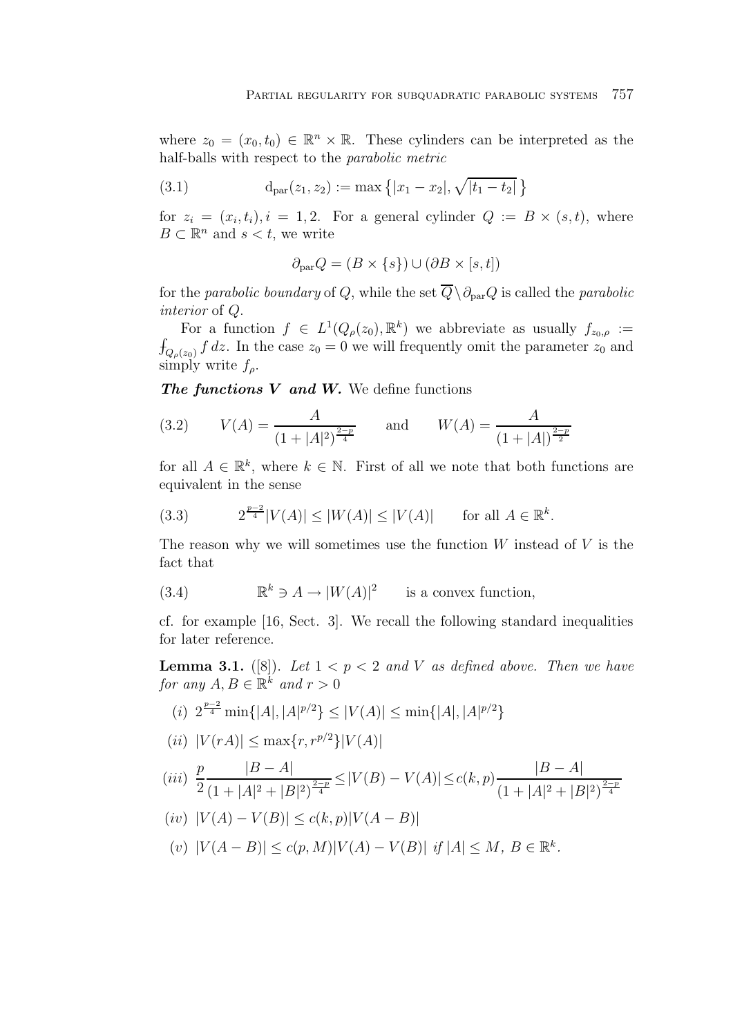where $z_0 = (x_0, t_0) \in \mathbb{R}^n \times \mathbb{R}$. These cylinders can be interpreted as the half-balls with respect to the *parabolic metric*

$$
\mathrm{d}_{\mathrm{par}}(z_1, z_2) := \max\left\{|x_1 - x_2|, \sqrt{|t_1 - t_2|}\,\right\} \tag{3.1}
$$

for $z_i = (x_i, t_i), i = 1, 2$. For a general cylinder $Q := B \times (s, t)$, where $B \subset \mathbb{R}^n$ and $s < t$, we write

$$
\partial_{\mathrm{par}} Q = (B \times \{s\}) \cup (\partial B \times [s, t])
$$

for the *parabolic boundary* of $Q$, while the set $\overline{Q} \setminus \partial_{\mathrm{par}} Q$ is called the *parabolic interior* of $Q$.

For a function $f \in L^1(Q_\rho(z_0), \mathbb{R}^k)$ we abbreviate as usually $f_{z_0,\rho} := \fint_{Q_\rho(z_0)} f\, dz$. In the case $z_0 = 0$ we will frequently omit the parameter $z_0$ and simply write $f_\rho$.

***The functions V and W.*** We define functions

$$
V(A) = \frac{A}{(1 + |A|^2)^{\frac{2-p}{4}}} \qquad \text{and} \qquad W(A) = \frac{A}{(1 + |A|)^{\frac{2-p}{2}}} \tag{3.2}
$$

for all $A \in \mathbb{R}^k$, where $k \in \mathbb{N}$. First of all we note that both functions are equivalent in the sense

$$
2^{\frac{p-2}{4}} |V(A)| \le |W(A)| \le |V(A)| \qquad \text{for all } A \in \mathbb{R}^k. \tag{3.3}
$$

The reason why we will sometimes use the function $W$ instead of $V$ is the fact that

$$
\mathbb{R}^k \ni A \to |W(A)|^2 \qquad \text{is a convex function,} \tag{3.4}
$$

cf. for example [16, Sect. 3]. We recall the following standard inequalities for later reference.

**Lemma 3.1.** ([8]). *Let $1 < p < 2$ and $V$ as defined above. Then we have for any $A, B \in \mathbb{R}^k$ and $r > 0$*

(*i*) $2^{\frac{p-2}{4}} \min\{|A|, |A|^{p/2}\} \le |V(A)| \le \min\{|A|, |A|^{p/2}\}$

(*ii*) $|V(rA)| \le \max\{r, r^{p/2}\} |V(A)|$

(*iii*) $\displaystyle \frac{p}{2} \frac{|B - A|}{(1 + |A|^2 + |B|^2)^{\frac{2-p}{4}}} \le |V(B) - V(A)| \le c(k,p) \frac{|B - A|}{(1 + |A|^2 + |B|^2)^{\frac{2-p}{4}}}$

(*iv*) $|V(A) - V(B)| \le c(k,p) |V(A - B)|$

(*v*) $|V(A - B)| \le c(p, M) |V(A) - V(B)|$ *if* $|A| \le M$, $B \in \mathbb{R}^k$.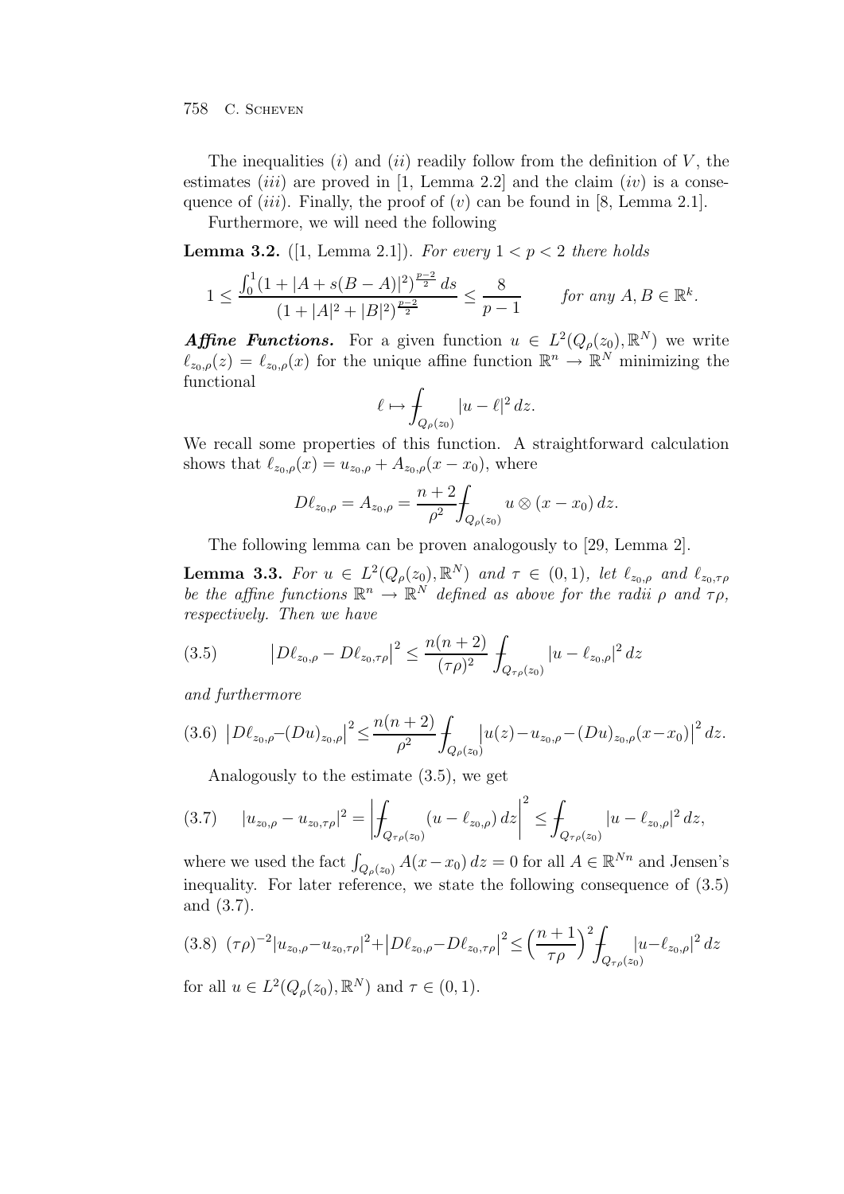The inequalities $(i)$ and $(ii)$ readily follow from the definition of $V$, the estimates $(iii)$ are proved in [1, Lemma 2.2] and the claim $(iv)$ is a consequence of $(iii)$. Finally, the proof of $(v)$ can be found in [8, Lemma 2.1].

Furthermore, we will need the following

**Lemma 3.2.** ([1, Lemma 2.1]). *For every $1 < p < 2$ there holds*

$$1 \leq \frac{\int_0^1 (1 + |A + s(B - A)|^2)^{\frac{p-2}{2}}\, ds}{(1 + |A|^2 + |B|^2)^{\frac{p-2}{2}}} \leq \frac{8}{p-1} \qquad \textit{for any } A, B \in \mathbb{R}^k.$$

***Affine Functions.*** For a given function $u \in L^2(Q_\rho(z_0), \mathbb{R}^N)$ we write $\ell_{z_0,\rho}(z) = \ell_{z_0,\rho}(x)$ for the unique affine function $\mathbb{R}^n \to \mathbb{R}^N$ minimizing the functional

$$\ell \mapsto \fint_{Q_\rho(z_0)} |u - \ell|^2\, dz.$$

We recall some properties of this function. A straightforward calculation shows that $\ell_{z_0,\rho}(x) = u_{z_0,\rho} + A_{z_0,\rho}(x - x_0)$, where

$$D\ell_{z_0,\rho} = A_{z_0,\rho} = \frac{n+2}{\rho^2} \fint_{Q_\rho(z_0)} u \otimes (x - x_0)\, dz.$$

The following lemma can be proven analogously to [29, Lemma 2].

**Lemma 3.3.** *For $u \in L^2(Q_\rho(z_0), \mathbb{R}^N)$ and $\tau \in (0,1)$, let $\ell_{z_0,\rho}$ and $\ell_{z_0,\tau\rho}$ be the affine functions $\mathbb{R}^n \to \mathbb{R}^N$ defined as above for the radii $\rho$ and $\tau\rho$, respectively. Then we have*

$$\big|D\ell_{z_0,\rho} - D\ell_{z_0,\tau\rho}\big|^2 \leq \frac{n(n+2)}{(\tau\rho)^2} \fint_{Q_{\tau\rho}(z_0)} |u - \ell_{z_0,\rho}|^2\, dz \tag{3.5}$$

*and furthermore*

$$\big|D\ell_{z_0,\rho} - (Du)_{z_0,\rho}\big|^2 \leq \frac{n(n+2)}{\rho^2} \fint_{Q_\rho(z_0)} \big|u(z) - u_{z_0,\rho} - (Du)_{z_0,\rho}(x - x_0)\big|^2\, dz. \tag{3.6}$$

Analogously to the estimate (3.5), we get

$$|u_{z_0,\rho} - u_{z_0,\tau\rho}|^2 = \bigg|\fint_{Q_{\tau\rho}(z_0)} (u - \ell_{z_0,\rho})\, dz\bigg|^2 \leq \fint_{Q_{\tau\rho}(z_0)} |u - \ell_{z_0,\rho}|^2\, dz, \tag{3.7}$$

where we used the fact $\int_{Q_\rho(z_0)} A(x - x_0)\, dz = 0$ for all $A \in \mathbb{R}^{Nn}$ and Jensen's inequality. For later reference, we state the following consequence of (3.5) and (3.7).

$$(\tau\rho)^{-2}|u_{z_0,\rho} - u_{z_0,\tau\rho}|^2 + \big|D\ell_{z_0,\rho} - D\ell_{z_0,\tau\rho}\big|^2 \leq \Big(\frac{n+1}{\tau\rho}\Big)^2 \fint_{Q_{\tau\rho}(z_0)} |u - \ell_{z_0,\rho}|^2\, dz \tag{3.8}$$

for all $u \in L^2(Q_\rho(z_0), \mathbb{R}^N)$ and $\tau \in (0,1)$.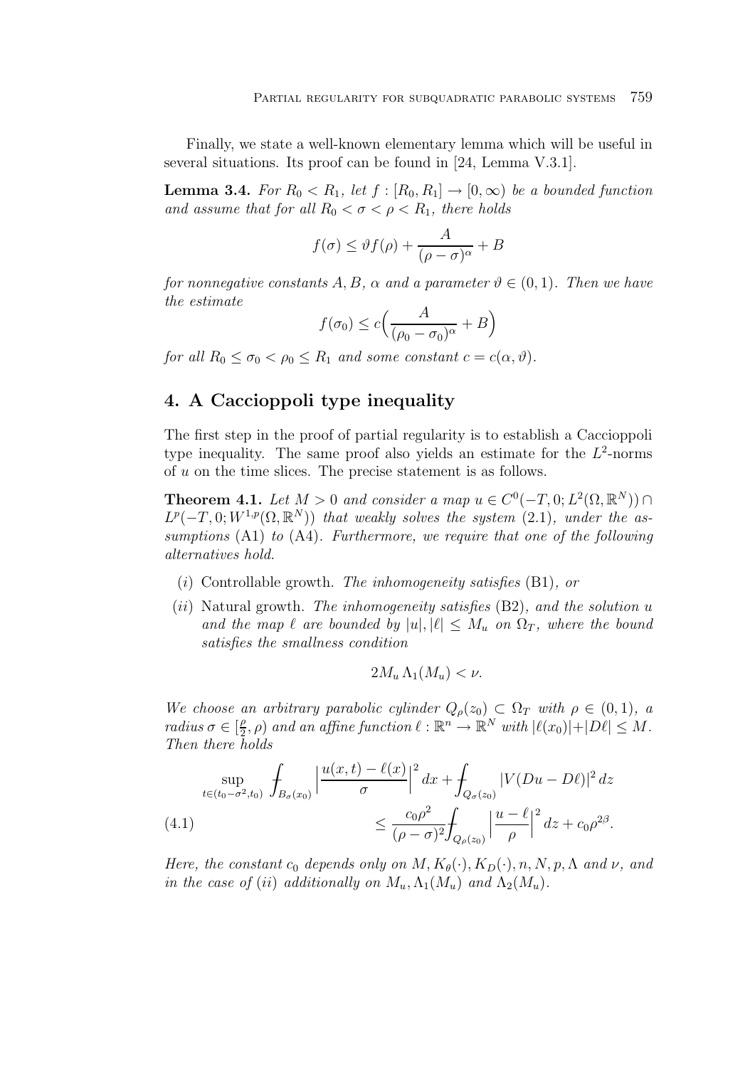Finally, we state a well-known elementary lemma which will be useful in several situations. Its proof can be found in [24, Lemma V.3.1].

**Lemma 3.4.** *For $R_0 < R_1$, let $f : [R_0, R_1] \to [0, \infty)$ be a bounded function and assume that for all $R_0 < \sigma < \rho < R_1$, there holds*

$$f(\sigma) \le \vartheta f(\rho) + \frac{A}{(\rho - \sigma)^\alpha} + B$$

*for nonnegative constants $A, B$, $\alpha$ and a parameter $\vartheta \in (0,1)$. Then we have the estimate*

$$f(\sigma_0) \le c\Big(\frac{A}{(\rho_0 - \sigma_0)^\alpha} + B\Big)$$

*for all $R_0 \le \sigma_0 < \rho_0 \le R_1$ and some constant $c = c(\alpha, \vartheta)$.*

## 4. A Caccioppoli type inequality

The first step in the proof of partial regularity is to establish a Caccioppoli type inequality. The same proof also yields an estimate for the $L^2$-norms of $u$ on the time slices. The precise statement is as follows.

**Theorem 4.1.** *Let $M > 0$ and consider a map $u \in C^0(-T, 0; L^2(\Omega, \mathbb{R}^N)) \cap L^p(-T, 0; W^{1,p}(\Omega, \mathbb{R}^N))$ that weakly solves the system (2.1), under the assumptions (A1) to (A4). Furthermore, we require that one of the following alternatives hold.*

- $(i)$ Controllable growth. *The inhomogeneity satisfies (B1), or*
- $(ii)$ Natural growth. *The inhomogeneity satisfies (B2), and the solution $u$ and the map $\ell$ are bounded by $|u|, |\ell| \le M_u$ on $\Omega_T$, where the bound satisfies the smallness condition*

$$2M_u \, \Lambda_1(M_u) < \nu.$$

*We choose an arbitrary parabolic cylinder $Q_\rho(z_0) \subset \Omega_T$ with $\rho \in (0,1)$, a radius $\sigma \in [\frac{\rho}{2}, \rho)$ and an affine function $\ell : \mathbb{R}^n \to \mathbb{R}^N$ with $|\ell(x_0)| + |D\ell| \le M$. Then there holds*

$$\begin{aligned}
\sup_{t \in (t_0 - \sigma^2, t_0)} \, ⨍_{B_\sigma(x_0)} \Big| \frac{u(x,t) - \ell(x)}{\sigma} \Big|^2 dx + ⨍_{Q_\sigma(z_0)} |V(Du - D\ell)|^2 \, dz& \\
\le \frac{c_0 \rho^2}{(\rho - \sigma)^2} ⨍_{Q_\rho(z_0)} \Big| \frac{u - \ell}{\rho} \Big|^2 dz + c_0 \rho^{2\beta}.& \qquad (4.1)
\end{aligned}$$

*Here, the constant $c_0$ depends only on $M, K_\theta(\cdot), K_D(\cdot), n, N, p, \Lambda$ and $\nu$, and in the case of $(ii)$ additionally on $M_u, \Lambda_1(M_u)$ and $\Lambda_2(M_u)$.*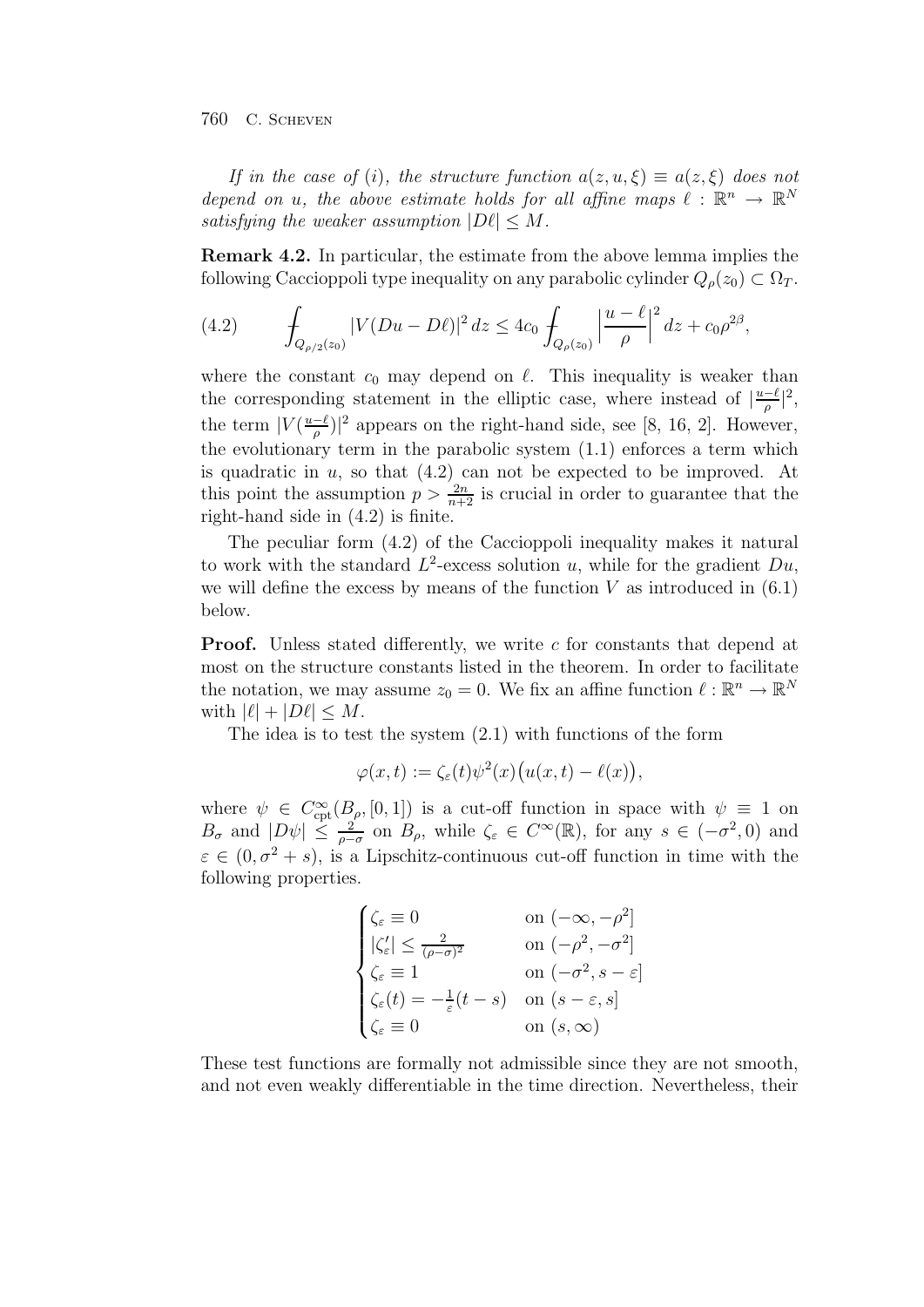*If in the case of (i), the structure function $a(z,u,\xi) \equiv a(z,\xi)$ does not depend on $u$, the above estimate holds for all affine maps $\ell : \mathbb{R}^n \to \mathbb{R}^N$ satisfying the weaker assumption $|D\ell| \le M$.*

**Remark 4.2.** In particular, the estimate from the above lemma implies the following Caccioppoli type inequality on any parabolic cylinder $Q_\rho(z_0) \subset \Omega_T$.

$$
\tag{4.2} \fint_{Q_{\rho/2}(z_0)} |V(Du - D\ell)|^2 \, dz \le 4c_0 \fint_{Q_\rho(z_0)} \Big| \frac{u-\ell}{\rho} \Big|^2 dz + c_0 \rho^{2\beta},
$$

where the constant $c_0$ may depend on $\ell$. This inequality is weaker than the corresponding statement in the elliptic case, where instead of $|\frac{u-\ell}{\rho}|^2$, the term $|V(\frac{u-\ell}{\rho})|^2$ appears on the right-hand side, see [8, 16, 2]. However, the evolutionary term in the parabolic system (1.1) enforces a term which is quadratic in $u$, so that (4.2) can not be expected to be improved. At this point the assumption $p > \frac{2n}{n+2}$ is crucial in order to guarantee that the right-hand side in (4.2) is finite.

The peculiar form (4.2) of the Caccioppoli inequality makes it natural to work with the standard $L^2$-excess solution $u$, while for the gradient $Du$, we will define the excess by means of the function $V$ as introduced in (6.1) below.

**Proof.** Unless stated differently, we write $c$ for constants that depend at most on the structure constants listed in the theorem. In order to facilitate the notation, we may assume $z_0 = 0$. We fix an affine function $\ell : \mathbb{R}^n \to \mathbb{R}^N$ with $|\ell| + |D\ell| \le M$.

The idea is to test the system (2.1) with functions of the form

$$
\varphi(x,t) := \zeta_\varepsilon(t)\psi^2(x)\big(u(x,t) - \ell(x)\big),
$$

where $\psi \in C^\infty_{\mathrm{cpt}}(B_\rho, [0,1])$ is a cut-off function in space with $\psi \equiv 1$ on $B_\sigma$ and $|D\psi| \le \frac{2}{\rho-\sigma}$ on $B_\rho$, while $\zeta_\varepsilon \in C^\infty(\mathbb{R})$, for any $s \in (-\sigma^2, 0)$ and $\varepsilon \in (0, \sigma^2 + s)$, is a Lipschitz-continuous cut-off function in time with the following properties.

$$
\begin{cases}
\zeta_\varepsilon \equiv 0 & \text{on } (-\infty, -\rho^2] \\
|\zeta_\varepsilon'| \le \frac{2}{(\rho-\sigma)^2} & \text{on } (-\rho^2, -\sigma^2] \\
\zeta_\varepsilon \equiv 1 & \text{on } (-\sigma^2, s-\varepsilon] \\
\zeta_\varepsilon(t) = -\frac{1}{\varepsilon}(t-s) & \text{on } (s-\varepsilon, s] \\
\zeta_\varepsilon \equiv 0 & \text{on } (s, \infty)
\end{cases}
$$

These test functions are formally not admissible since they are not smooth, and not even weakly differentiable in the time direction. Nevertheless, their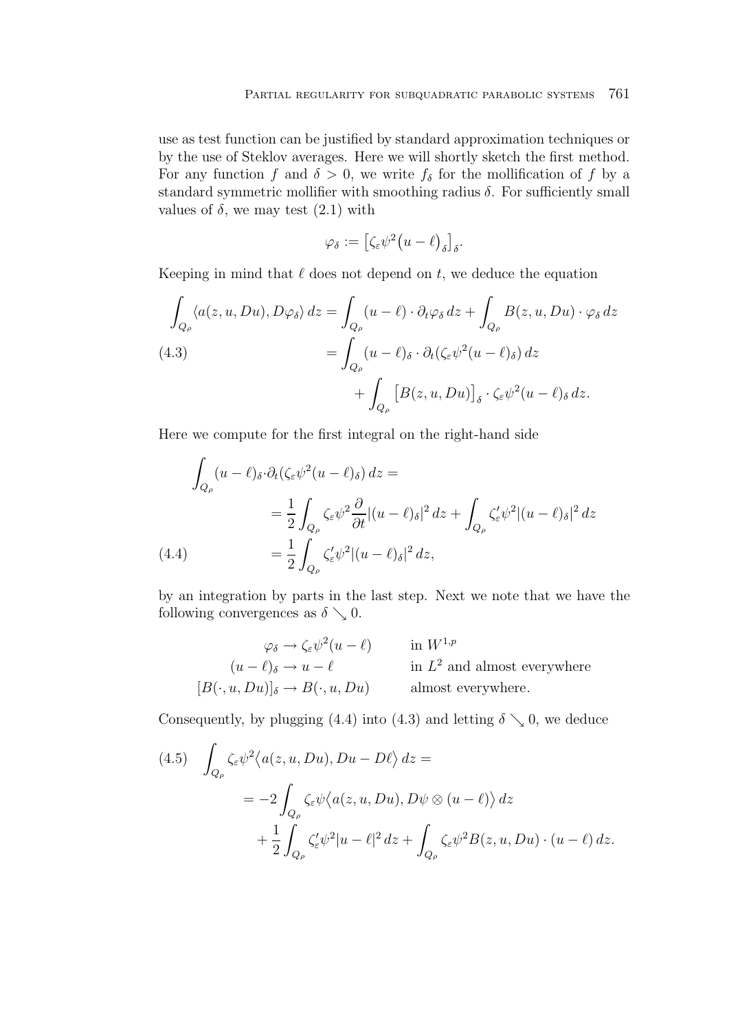use as test function can be justified by standard approximation techniques or by the use of Steklov averages. Here we will shortly sketch the first method. For any function $f$ and $\delta > 0$, we write $f_\delta$ for the mollification of $f$ by a standard symmetric mollifier with smoothing radius $\delta$. For sufficiently small values of $\delta$, we may test (2.1) with

$$\varphi_\delta := \big[\zeta_\varepsilon \psi^2 \big(u-\ell\big)_\delta\big]_\delta.$$

Keeping in mind that $\ell$ does not depend on $t$, we deduce the equation

$$\begin{aligned}
\int_{Q_\rho} \langle a(z,u,Du), D\varphi_\delta\rangle\, dz &= \int_{Q_\rho} (u-\ell)\cdot \partial_t \varphi_\delta\, dz + \int_{Q_\rho} B(z,u,Du)\cdot \varphi_\delta\, dz \\
&= \int_{Q_\rho} (u-\ell)_\delta \cdot \partial_t(\zeta_\varepsilon \psi^2 (u-\ell)_\delta)\, dz \\
&\quad + \int_{Q_\rho} \big[B(z,u,Du)\big]_\delta \cdot \zeta_\varepsilon \psi^2 (u-\ell)_\delta\, dz.
\end{aligned} \tag{4.3}$$

Here we compute for the first integral on the right-hand side

$$\begin{aligned}
\int_{Q_\rho} (u-\ell)_\delta \cdot \partial_t(\zeta_\varepsilon \psi^2 (u-\ell)_\delta)\, dz &= \\
&= \frac{1}{2}\int_{Q_\rho} \zeta_\varepsilon \psi^2 \frac{\partial}{\partial t} |(u-\ell)_\delta|^2\, dz + \int_{Q_\rho} \zeta_\varepsilon' \psi^2 |(u-\ell)_\delta|^2\, dz \\
&= \frac{1}{2}\int_{Q_\rho} \zeta_\varepsilon' \psi^2 |(u-\ell)_\delta|^2\, dz,
\end{aligned} \tag{4.4}$$

by an integration by parts in the last step. Next we note that we have the following convergences as $\delta \searrow 0$.

$$\begin{aligned}
\varphi_\delta &\to \zeta_\varepsilon \psi^2 (u-\ell) && \text{in } W^{1,p} \\
(u-\ell)_\delta &\to u-\ell && \text{in } L^2 \text{ and almost everywhere} \\
[B(\cdot,u,Du)]_\delta &\to B(\cdot,u,Du) && \text{almost everywhere.}
\end{aligned}$$

Consequently, by plugging (4.4) into (4.3) and letting $\delta \searrow 0$, we deduce

$$\begin{aligned}
\int_{Q_\rho} \zeta_\varepsilon \psi^2 \big\langle a(z,u,Du), Du - D\ell\big\rangle\, dz &= \\
&= -2\int_{Q_\rho} \zeta_\varepsilon \psi \big\langle a(z,u,Du), D\psi \otimes (u-\ell)\big\rangle\, dz \\
&\quad + \frac{1}{2}\int_{Q_\rho} \zeta_\varepsilon' \psi^2 |u-\ell|^2\, dz + \int_{Q_\rho} \zeta_\varepsilon \psi^2 B(z,u,Du)\cdot (u-\ell)\, dz.
\end{aligned} \tag{4.5}$$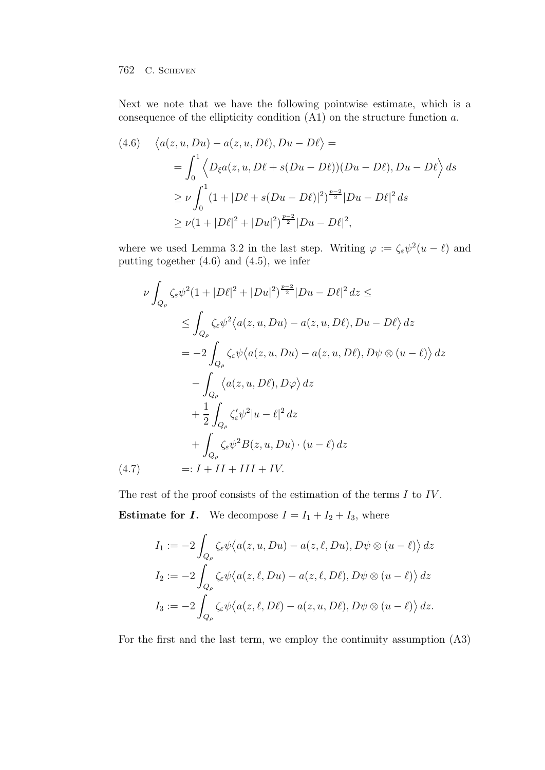Next we note that we have the following pointwise estimate, which is a consequence of the ellipticity condition (A1) on the structure function $a$.

$$
\begin{aligned}
(4.6)\quad \big\langle a(z,u,Du) - a(z,u,D\ell), Du - D\ell\big\rangle &= \\
&= \int_0^1 \Big\langle D_\xi a(z,u,D\ell + s(Du-D\ell))(Du-D\ell), Du - D\ell\Big\rangle\, ds \\
&\geq \nu \int_0^1 (1 + |D\ell + s(Du-D\ell)|^2)^{\frac{p-2}{2}} |Du - D\ell|^2\, ds \\
&\geq \nu (1 + |D\ell|^2 + |Du|^2)^{\frac{p-2}{2}} |Du - D\ell|^2,
\end{aligned}
$$

where we used Lemma 3.2 in the last step. Writing $\varphi := \zeta_\varepsilon \psi^2 (u - \ell)$ and putting together (4.6) and (4.5), we infer

$$
\begin{aligned}
\nu \int_{Q_\rho} \zeta_\varepsilon \psi^2 (1 + |D\ell|^2 + |Du|^2)^{\frac{p-2}{2}} |Du - D\ell|^2\, dz &\leq \\
&\leq \int_{Q_\rho} \zeta_\varepsilon \psi^2 \big\langle a(z,u,Du) - a(z,u,D\ell), Du - D\ell\big\rangle\, dz \\
&= -2 \int_{Q_\rho} \zeta_\varepsilon \psi \big\langle a(z,u,Du) - a(z,u,D\ell), D\psi \otimes (u-\ell)\big\rangle\, dz \\
&\quad - \int_{Q_\rho} \big\langle a(z,u,D\ell), D\varphi\big\rangle\, dz \\
&\quad + \frac{1}{2} \int_{Q_\rho} \zeta_\varepsilon' \psi^2 |u-\ell|^2\, dz \\
&\quad + \int_{Q_\rho} \zeta_\varepsilon \psi^2 B(z,u,Du)\cdot (u-\ell)\, dz \\
(4.7)\qquad &=: I + II + III + IV.
\end{aligned}
$$

The rest of the proof consists of the estimation of the terms $I$ to $IV$.

**Estimate for $I$.** We decompose $I = I_1 + I_2 + I_3$, where

$$
\begin{aligned}
I_1 &:= -2 \int_{Q_\rho} \zeta_\varepsilon \psi \big\langle a(z,u,Du) - a(z,\ell,Du), D\psi \otimes (u-\ell)\big\rangle\, dz \\
I_2 &:= -2 \int_{Q_\rho} \zeta_\varepsilon \psi \big\langle a(z,\ell,Du) - a(z,\ell,D\ell), D\psi \otimes (u-\ell)\big\rangle\, dz \\
I_3 &:= -2 \int_{Q_\rho} \zeta_\varepsilon \psi \big\langle a(z,\ell,D\ell) - a(z,u,D\ell), D\psi \otimes (u-\ell)\big\rangle\, dz.
\end{aligned}
$$

For the first and the last term, we employ the continuity assumption (A3)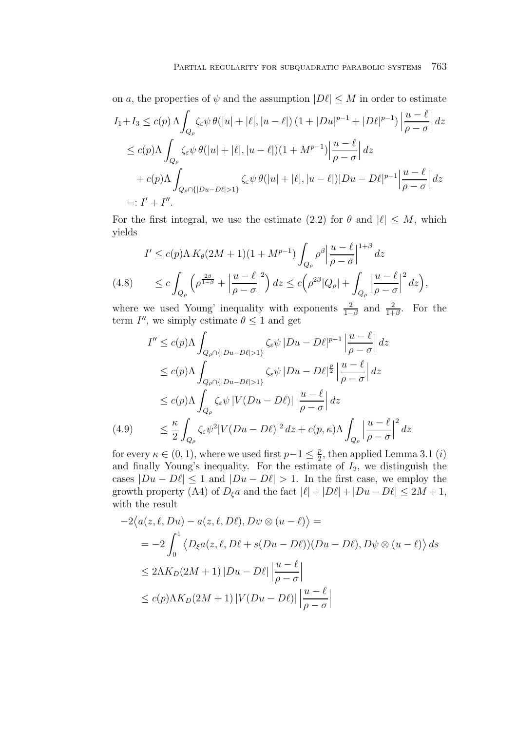on $a$, the properties of $\psi$ and the assumption $|D\ell| \le M$ in order to estimate

$$
\begin{aligned}
I_1+I_3 &\le c(p)\,\Lambda\int_{Q_\rho} \zeta_\varepsilon\psi\,\theta(|u|+|\ell|,|u-\ell|)\,(1+|Du|^{p-1}+|D\ell|^{p-1})\Big|\frac{u-\ell}{\rho-\sigma}\Big|\,dz\\
&\le c(p)\Lambda\int_{Q_\rho} \zeta_\varepsilon\psi\,\theta(|u|+|\ell|,|u-\ell|)(1+M^{p-1})\Big|\frac{u-\ell}{\rho-\sigma}\Big|\,dz\\
&\quad + c(p)\Lambda\int_{Q_\rho\cap\{|Du-D\ell|>1\}} \zeta_\varepsilon\psi\,\theta(|u|+|\ell|,|u-\ell|)|Du-D\ell|^{p-1}\Big|\frac{u-\ell}{\rho-\sigma}\Big|\,dz\\
&=: I'+I''.
\end{aligned}
$$

For the first integral, we use the estimate (2.2) for $\theta$ and $|\ell| \le M$, which yields

$$
\begin{aligned}
I' &\le c(p)\Lambda\,K_\theta(2M+1)(1+M^{p-1})\int_{Q_\rho}\rho^\beta\Big|\frac{u-\ell}{\rho-\sigma}\Big|^{1+\beta}dz\\
&\le c\int_{Q_\rho}\Big(\rho^{\frac{2\beta}{1-\beta}}+\Big|\frac{u-\ell}{\rho-\sigma}\Big|^2\Big)\,dz \le c\Big(\rho^{2\beta}|Q_\rho| + \int_{Q_\rho}\Big|\frac{u-\ell}{\rho-\sigma}\Big|^2 dz\Big),
\end{aligned}
\tag{4.8}
$$

where we used Young' inequality with exponents $\frac{2}{1-\beta}$ and $\frac{2}{1+\beta}$. For the term $I''$, we simply estimate $\theta \le 1$ and get

$$
\begin{aligned}
I'' &\le c(p)\Lambda\int_{Q_\rho\cap\{|Du-D\ell|>1\}}\zeta_\varepsilon\psi\,|Du-D\ell|^{p-1}\Big|\frac{u-\ell}{\rho-\sigma}\Big|\,dz\\
&\le c(p)\Lambda\int_{Q_\rho\cap\{|Du-D\ell|>1\}}\zeta_\varepsilon\psi\,|Du-D\ell|^{\frac{p}{2}}\Big|\frac{u-\ell}{\rho-\sigma}\Big|\,dz\\
&\le c(p)\Lambda\int_{Q_\rho}\zeta_\varepsilon\psi\,|V(Du-D\ell)|\,\Big|\frac{u-\ell}{\rho-\sigma}\Big|\,dz\\
&\le \frac{\kappa}{2}\int_{Q_\rho}\zeta_\varepsilon\psi^2|V(Du-D\ell)|^2\,dz + c(p,\kappa)\Lambda\int_{Q_\rho}\Big|\frac{u-\ell}{\rho-\sigma}\Big|^2 dz
\end{aligned}
\tag{4.9}
$$

for every $\kappa \in (0,1)$, where we used first $p-1 \le \frac{p}{2}$, then applied Lemma 3.1 $(i)$ and finally Young's inequality. For the estimate of $I_2$, we distinguish the cases $|Du-D\ell| \le 1$ and $|Du-D\ell| > 1$. In the first case, we employ the growth property (A4) of $D_\xi a$ and the fact $|\ell|+|D\ell|+|Du-D\ell| \le 2M+1$, with the result

$$
\begin{aligned}
&-2\big\langle a(z,\ell,Du)-a(z,\ell,D\ell), D\psi\otimes(u-\ell)\big\rangle =\\
&= -2\int_0^1 \big\langle D_\xi a(z,\ell,D\ell+s(Du-D\ell))(Du-D\ell), D\psi\otimes(u-\ell)\big\rangle\,ds\\
&\le 2\Lambda K_D(2M+1)\,|Du-D\ell|\,\Big|\frac{u-\ell}{\rho-\sigma}\Big|\\
&\le c(p)\Lambda K_D(2M+1)\,|V(Du-D\ell)|\,\Big|\frac{u-\ell}{\rho-\sigma}\Big|
\end{aligned}
$$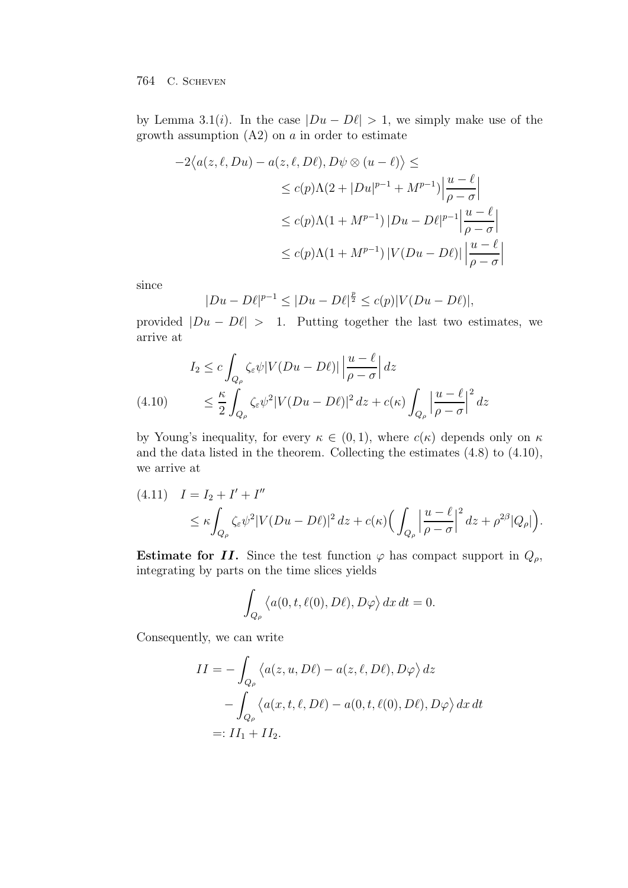by Lemma 3.1(*i*). In the case $|Du - D\ell| > 1$, we simply make use of the growth assumption (A2) on $a$ in order to estimate

$$
\begin{aligned}
-2\big\langle a(z,\ell,Du) - a(z,\ell,D\ell), D\psi\otimes(u-\ell)\big\rangle &\le \\
&\le c(p)\Lambda(2 + |Du|^{p-1} + M^{p-1})\Big|\frac{u-\ell}{\rho-\sigma}\Big| \\
&\le c(p)\Lambda(1 + M^{p-1})\,|Du - D\ell|^{p-1}\Big|\frac{u-\ell}{\rho-\sigma}\Big| \\
&\le c(p)\Lambda(1 + M^{p-1})\,|V(Du - D\ell)|\,\Big|\frac{u-\ell}{\rho-\sigma}\Big|
\end{aligned}
$$

since

$$
|Du - D\ell|^{p-1} \le |Du - D\ell|^{\frac{p}{2}} \le c(p)|V(Du - D\ell)|,
$$

provided $|Du - D\ell| > 1$. Putting together the last two estimates, we arrive at

$$
\begin{aligned}
I_2 &\le c\int_{Q_\rho} \zeta_\varepsilon\psi|V(Du - D\ell)|\,\Big|\frac{u-\ell}{\rho-\sigma}\Big|\,dz \\
&\le \frac{\kappa}{2}\int_{Q_\rho} \zeta_\varepsilon\psi^2|V(Du - D\ell)|^2\,dz + c(\kappa)\int_{Q_\rho}\Big|\frac{u-\ell}{\rho-\sigma}\Big|^2\,dz
\end{aligned}
\tag{4.10}
$$

by Young's inequality, for every $\kappa \in (0,1)$, where $c(\kappa)$ depends only on $\kappa$ and the data listed in the theorem. Collecting the estimates (4.8) to (4.10), we arrive at

$$
\begin{aligned}
I &= I_2 + I' + I'' \\
&\le \kappa\int_{Q_\rho} \zeta_\varepsilon\psi^2|V(Du - D\ell)|^2\,dz + c(\kappa)\Big(\int_{Q_\rho}\Big|\frac{u-\ell}{\rho-\sigma}\Big|^2\,dz + \rho^{2\beta}|Q_\rho|\Big).
\end{aligned}
\tag{4.11}
$$

**Estimate for $II$.** Since the test function $\varphi$ has compact support in $Q_\rho$, integrating by parts on the time slices yields

$$
\int_{Q_\rho}\big\langle a(0,t,\ell(0),D\ell), D\varphi\big\rangle\,dx\,dt = 0.
$$

Consequently, we can write

$$
\begin{aligned}
II &= -\int_{Q_\rho}\big\langle a(z,u,D\ell) - a(z,\ell,D\ell), D\varphi\big\rangle\,dz \\
&\quad - \int_{Q_\rho}\big\langle a(x,t,\ell,D\ell) - a(0,t,\ell(0),D\ell), D\varphi\big\rangle\,dx\,dt \\
&=: II_1 + II_2.
\end{aligned}
$$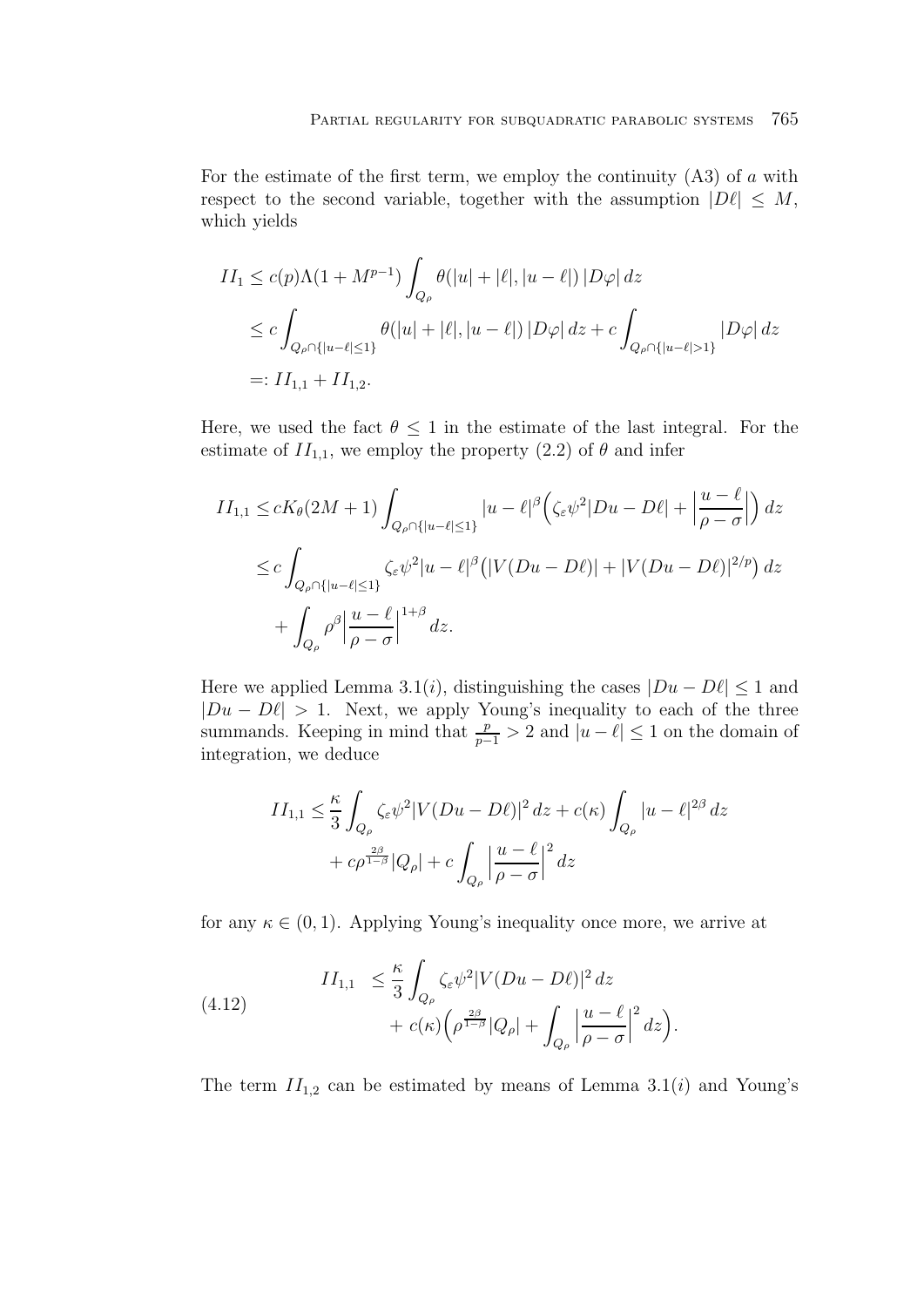For the estimate of the first term, we employ the continuity (A3) of $a$ with respect to the second variable, together with the assumption $|D\ell| \le M$, which yields

$$
\begin{aligned}
II_1 &\le c(p)\Lambda(1+M^{p-1}) \int_{Q_\rho} \theta(|u|+|\ell|, |u-\ell|)\, |D\varphi|\, dz \\
&\le c \int_{Q_\rho \cap \{|u-\ell|\le 1\}} \theta(|u|+|\ell|, |u-\ell|)\, |D\varphi|\, dz + c \int_{Q_\rho \cap \{|u-\ell|>1\}} |D\varphi|\, dz \\
&=: II_{1,1} + II_{1,2}.
\end{aligned}
$$

Here, we used the fact $\theta \le 1$ in the estimate of the last integral. For the estimate of $II_{1,1}$, we employ the property (2.2) of $\theta$ and infer

$$
\begin{aligned}
II_{1,1} &\le cK_\theta(2M+1) \int_{Q_\rho \cap \{|u-\ell|\le 1\}} |u-\ell|^\beta \Big( \zeta_\varepsilon \psi^2 |Du - D\ell| + \Big|\frac{u-\ell}{\rho-\sigma}\Big| \Big)\, dz \\
&\le c \int_{Q_\rho \cap \{|u-\ell|\le 1\}} \zeta_\varepsilon \psi^2 |u-\ell|^\beta \big( |V(Du-D\ell)| + |V(Du-D\ell)|^{2/p} \big)\, dz \\
&\quad + \int_{Q_\rho} \rho^\beta \Big|\frac{u-\ell}{\rho-\sigma}\Big|^{1+\beta}\, dz.
\end{aligned}
$$

Here we applied Lemma 3.1$(i)$, distinguishing the cases $|Du - D\ell| \le 1$ and $|Du - D\ell| > 1$. Next, we apply Young's inequality to each of the three summands. Keeping in mind that $\frac{p}{p-1} > 2$ and $|u-\ell| \le 1$ on the domain of integration, we deduce

$$
\begin{aligned}
II_{1,1} &\le \frac{\kappa}{3} \int_{Q_\rho} \zeta_\varepsilon \psi^2 |V(Du-D\ell)|^2\, dz + c(\kappa) \int_{Q_\rho} |u-\ell|^{2\beta}\, dz \\
&\quad + c\rho^{\frac{2\beta}{1-\beta}} |Q_\rho| + c \int_{Q_\rho} \Big|\frac{u-\ell}{\rho-\sigma}\Big|^2\, dz
\end{aligned}
$$

for any $\kappa \in (0,1)$. Applying Young's inequality once more, we arrive at

$$
\begin{aligned}
II_{1,1} &\le \frac{\kappa}{3} \int_{Q_\rho} \zeta_\varepsilon \psi^2 |V(Du-D\ell)|^2\, dz \\
&\quad + c(\kappa) \Big( \rho^{\frac{2\beta}{1-\beta}} |Q_\rho| + \int_{Q_\rho} \Big|\frac{u-\ell}{\rho-\sigma}\Big|^2\, dz \Big).
\end{aligned} \tag{4.12}
$$

The term $II_{1,2}$ can be estimated by means of Lemma 3.1$(i)$ and Young's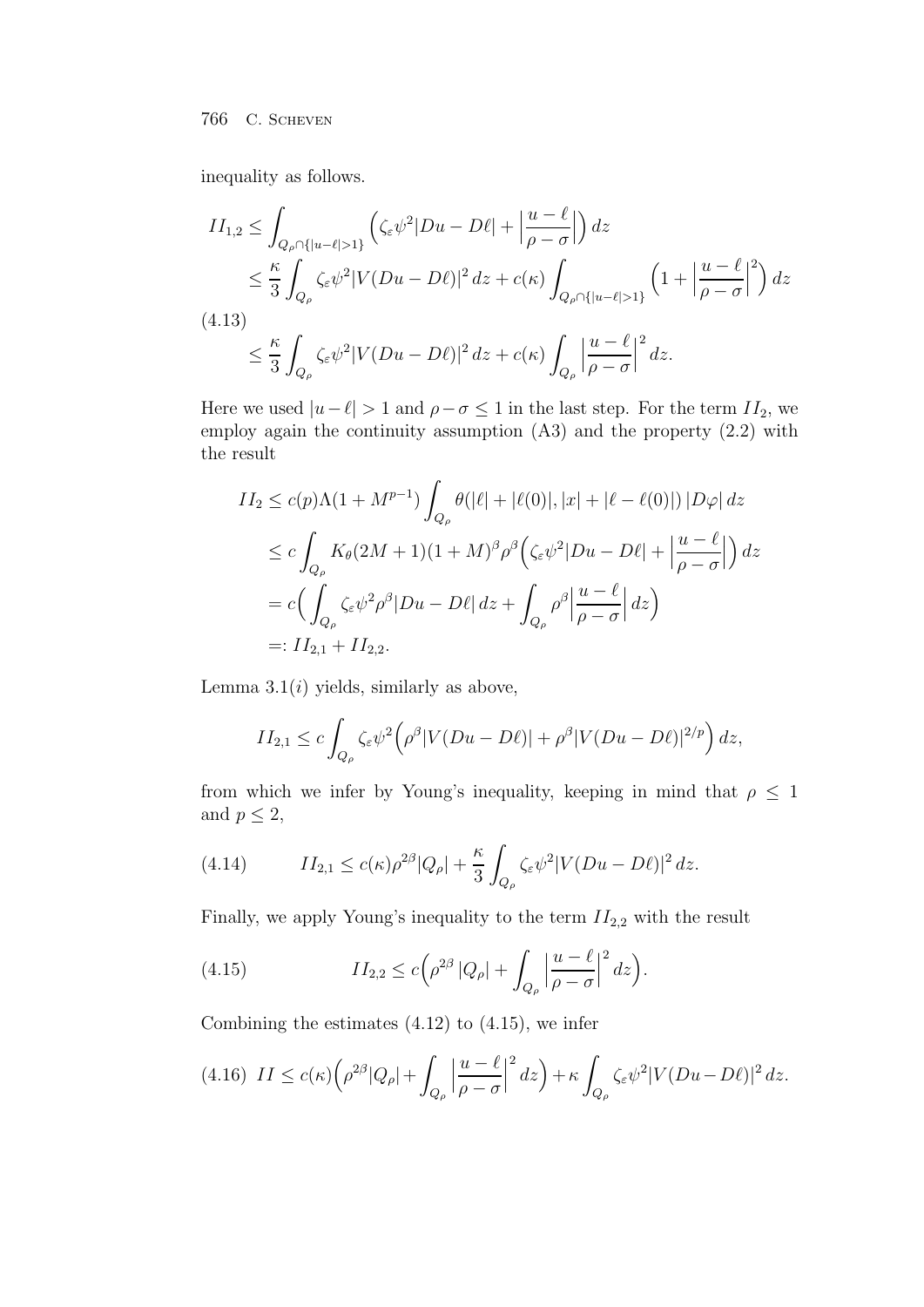inequality as follows.

$$
\begin{aligned}
II_{1,2} &\le \int_{Q_\rho\cap\{|u-\ell|>1\}} \Big(\zeta_\varepsilon\psi^2|Du-D\ell| + \Big|\frac{u-\ell}{\rho-\sigma}\Big|\Big)\,dz \\
&\le \frac{\kappa}{3}\int_{Q_\rho}\zeta_\varepsilon\psi^2|V(Du-D\ell)|^2\,dz + c(\kappa)\int_{Q_\rho\cap\{|u-\ell|>1\}}\Big(1+\Big|\frac{u-\ell}{\rho-\sigma}\Big|^2\Big)\,dz \\
&\le \frac{\kappa}{3}\int_{Q_\rho}\zeta_\varepsilon\psi^2|V(Du-D\ell)|^2\,dz + c(\kappa)\int_{Q_\rho}\Big|\frac{u-\ell}{\rho-\sigma}\Big|^2\,dz.
\end{aligned}
\tag{4.13}
$$

Here we used $|u-\ell|>1$ and $\rho-\sigma\le 1$ in the last step. For the term $II_2$, we employ again the continuity assumption (A3) and the property (2.2) with the result

$$
\begin{aligned}
II_2 &\le c(p)\Lambda(1+M^{p-1})\int_{Q_\rho}\theta(|\ell|+|\ell(0)|,|x|+|\ell-\ell(0)|)\,|D\varphi|\,dz \\
&\le c\int_{Q_\rho}K_\theta(2M+1)(1+M)^\beta\rho^\beta\Big(\zeta_\varepsilon\psi^2|Du-D\ell| + \Big|\frac{u-\ell}{\rho-\sigma}\Big|\Big)\,dz \\
&= c\Big(\int_{Q_\rho}\zeta_\varepsilon\psi^2\rho^\beta|Du-D\ell|\,dz + \int_{Q_\rho}\rho^\beta\Big|\frac{u-\ell}{\rho-\sigma}\Big|\,dz\Big) \\
&=: II_{2,1}+II_{2,2}.
\end{aligned}
$$

Lemma 3.1$(i)$ yields, similarly as above,

$$
II_{2,1}\le c\int_{Q_\rho}\zeta_\varepsilon\psi^2\Big(\rho^\beta|V(Du-D\ell)| + \rho^\beta|V(Du-D\ell)|^{2/p}\Big)\,dz,
$$

from which we infer by Young's inequality, keeping in mind that $\rho\le 1$ and $p\le 2$,

$$
II_{2,1}\le c(\kappa)\rho^{2\beta}|Q_\rho| + \frac{\kappa}{3}\int_{Q_\rho}\zeta_\varepsilon\psi^2|V(Du-D\ell)|^2\,dz. \tag{4.14}
$$

Finally, we apply Young's inequality to the term $II_{2,2}$ with the result

$$
II_{2,2}\le c\Big(\rho^{2\beta}\,|Q_\rho| + \int_{Q_\rho}\Big|\frac{u-\ell}{\rho-\sigma}\Big|^2\,dz\Big). \tag{4.15}
$$

Combining the estimates (4.12) to (4.15), we infer

$$
II\le c(\kappa)\Big(\rho^{2\beta}|Q_\rho| + \int_{Q_\rho}\Big|\frac{u-\ell}{\rho-\sigma}\Big|^2\,dz\Big) + \kappa\int_{Q_\rho}\zeta_\varepsilon\psi^2|V(Du-D\ell)|^2\,dz. \tag{4.16}
$$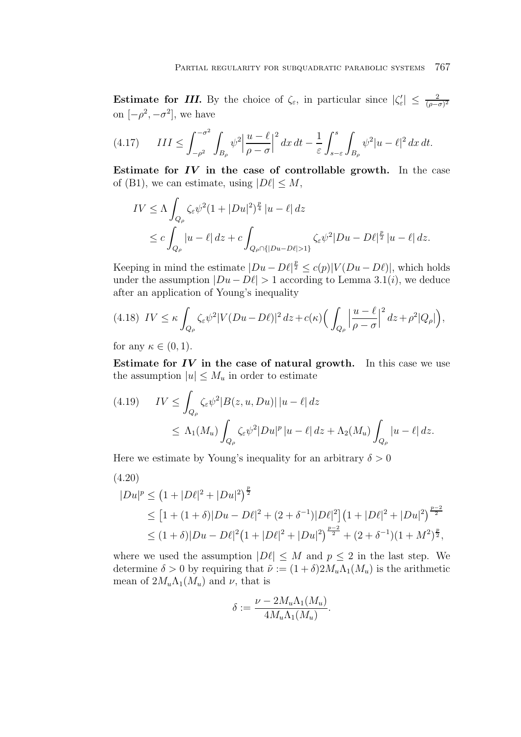**Estimate for *III*.** By the choice of $\zeta_\varepsilon$, in particular since $|\zeta_\varepsilon'| \le \frac{2}{(\rho-\sigma)^2}$ on $[-\rho^2, -\sigma^2]$, we have

$$
III \le \int_{-\rho^2}^{-\sigma^2} \int_{B_\rho} \psi^2 \Big|\frac{u-\ell}{\rho-\sigma}\Big|^2 \,dx\,dt - \frac{1}{\varepsilon}\int_{s-\varepsilon}^{s} \int_{B_\rho} \psi^2 |u-\ell|^2 \,dx\,dt. \tag{4.17}
$$

**Estimate for *IV* in the case of controllable growth.** In the case of (B1), we can estimate, using $|D\ell| \le M$,

$$
\begin{aligned}
IV &\le \Lambda \int_{Q_\rho} \zeta_\varepsilon \psi^2 (1+|Du|^2)^{\frac{p}{4}} \,|u-\ell|\,dz \\
&\le c\int_{Q_\rho} |u-\ell|\,dz + c\int_{Q_\rho \cap\{|Du-D\ell|>1\}} \zeta_\varepsilon \psi^2 |Du-D\ell|^{\frac{p}{2}}\,|u-\ell|\,dz.
\end{aligned}
$$

Keeping in mind the estimate $|Du-D\ell|^{\frac{p}{2}} \le c(p)|V(Du-D\ell)|$, which holds under the assumption $|Du-D\ell|>1$ according to Lemma 3.1$(i)$, we deduce after an application of Young's inequality

$$
IV \le \kappa \int_{Q_\rho} \zeta_\varepsilon \psi^2 |V(Du-D\ell)|^2\,dz + c(\kappa)\Big(\int_{Q_\rho} \Big|\frac{u-\ell}{\rho-\sigma}\Big|^2 dz + \rho^2|Q_\rho|\Big), \tag{4.18}
$$

for any $\kappa \in (0,1)$.

**Estimate for *IV* in the case of natural growth.** In this case we use the assumption $|u| \le M_u$ in order to estimate

$$
\begin{aligned}
IV &\le \int_{Q_\rho} \zeta_\varepsilon \psi^2 |B(z,u,Du)|\,|u-\ell|\,dz \\
&\le \Lambda_1(M_u)\int_{Q_\rho} \zeta_\varepsilon \psi^2 |Du|^p\,|u-\ell|\,dz + \Lambda_2(M_u)\int_{Q_\rho}|u-\ell|\,dz.
\end{aligned} \tag{4.19}
$$

Here we estimate by Young's inequality for an arbitrary $\delta>0$

$$
\begin{aligned}
|Du|^p &\le \big(1+|D\ell|^2+|Du|^2\big)^{\frac{p}{2}} \\
&\le \big[1+(1+\delta)|Du-D\ell|^2 + (2+\delta^{-1})|D\ell|^2\big]\big(1+|D\ell|^2+|Du|^2\big)^{\frac{p-2}{2}} \\
&\le (1+\delta)|Du-D\ell|^2\big(1+|D\ell|^2+|Du|^2\big)^{\frac{p-2}{2}} + (2+\delta^{-1})(1+M^2)^{\frac{p}{2}},
\end{aligned} \tag{4.20}
$$

where we used the assumption $|D\ell| \le M$ and $p \le 2$ in the last step. We determine $\delta>0$ by requiring that $\tilde\nu := (1+\delta)2M_u\Lambda_1(M_u)$ is the arithmetic mean of $2M_u\Lambda_1(M_u)$ and $\nu$, that is

$$
\delta := \frac{\nu - 2M_u\Lambda_1(M_u)}{4M_u\Lambda_1(M_u)}.
$$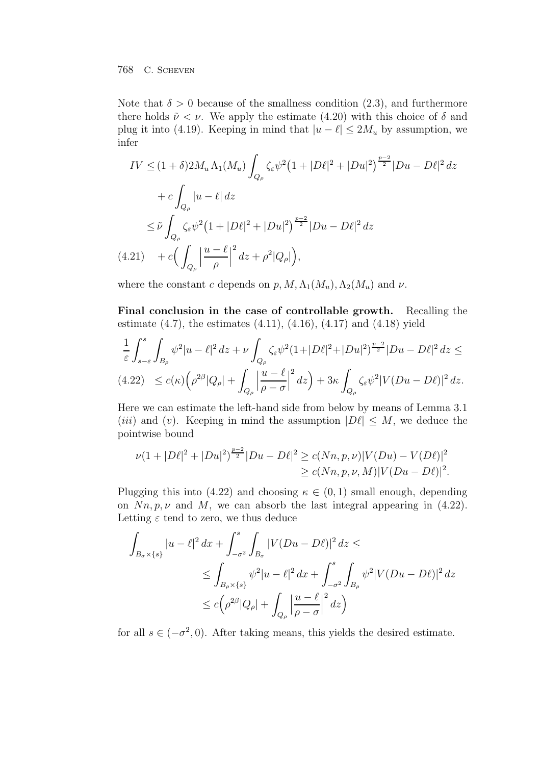Note that $\delta > 0$ because of the smallness condition (2.3), and furthermore there holds $\tilde{\nu} < \nu$. We apply the estimate (4.20) with this choice of $\delta$ and plug it into (4.19). Keeping in mind that $|u-\ell| \le 2M_u$ by assumption, we infer

$$
\begin{aligned}
IV &\le (1+\delta)2M_u\,\Lambda_1(M_u)\int_{Q_\rho} \zeta_\varepsilon \psi^2\big(1+|D\ell|^2+|Du|^2\big)^{\frac{p-2}{2}}|Du-D\ell|^2\,dz \\
&\quad + c\int_{Q_\rho}|u-\ell|\,dz \\
&\le \tilde{\nu}\int_{Q_\rho} \zeta_\varepsilon \psi^2\big(1+|D\ell|^2+|Du|^2\big)^{\frac{p-2}{2}}|Du-D\ell|^2\,dz \\
&\quad + c\Big(\int_{Q_\rho}\Big|\frac{u-\ell}{\rho}\Big|^2\,dz + \rho^2|Q_\rho|\Big),
\end{aligned}
\tag{4.21}
$$

where the constant $c$ depends on $p, M, \Lambda_1(M_u), \Lambda_2(M_u)$ and $\nu$.

**Final conclusion in the case of controllable growth.** Recalling the estimate (4.7), the estimates (4.11), (4.16), (4.17) and (4.18) yield

$$
\begin{aligned}
&\frac{1}{\varepsilon}\int_{s-\varepsilon}^{s}\int_{B_\rho}\psi^2|u-\ell|^2\,dz + \nu\int_{Q_\rho}\zeta_\varepsilon\psi^2(1+|D\ell|^2+|Du|^2)^{\frac{p-2}{2}}|Du-D\ell|^2\,dz \le \\
&\le c(\kappa)\Big(\rho^{2\beta}|Q_\rho| + \int_{Q_\rho}\Big|\frac{u-\ell}{\rho-\sigma}\Big|^2\,dz\Big) + 3\kappa\int_{Q_\rho}\zeta_\varepsilon\psi^2|V(Du-D\ell)|^2\,dz.
\end{aligned}
\tag{4.22}
$$

Here we can estimate the left-hand side from below by means of Lemma 3.1 (*iii*) and (*v*). Keeping in mind the assumption $|D\ell| \le M$, we deduce the pointwise bound

$$
\begin{aligned}
\nu(1+|D\ell|^2+|Du|^2)^{\frac{p-2}{2}}|Du-D\ell|^2 &\ge c(Nn,p,\nu)|V(Du)-V(D\ell)|^2 \\
&\ge c(Nn,p,\nu,M)|V(Du-D\ell)|^2.
\end{aligned}
$$

Plugging this into (4.22) and choosing $\kappa \in (0,1)$ small enough, depending on $Nn, p, \nu$ and $M$, we can absorb the last integral appearing in (4.22). Letting $\varepsilon$ tend to zero, we thus deduce

$$
\begin{aligned}
\int_{B_\sigma\times\{s\}}|u-\ell|^2\,dx + \int_{-\sigma^2}^{s}\int_{B_\sigma}|V(Du-D\ell)|^2\,dz &\le \\
\le \int_{B_\rho\times\{s\}}\psi^2|u-\ell|^2\,dx &+ \int_{-\sigma^2}^{s}\int_{B_\rho}\psi^2|V(Du-D\ell)|^2\,dz \\
&\le c\Big(\rho^{2\beta}|Q_\rho| + \int_{Q_\rho}\Big|\frac{u-\ell}{\rho-\sigma}\Big|^2\,dz\Big)
\end{aligned}
$$

for all $s \in (-\sigma^2, 0)$. After taking means, this yields the desired estimate.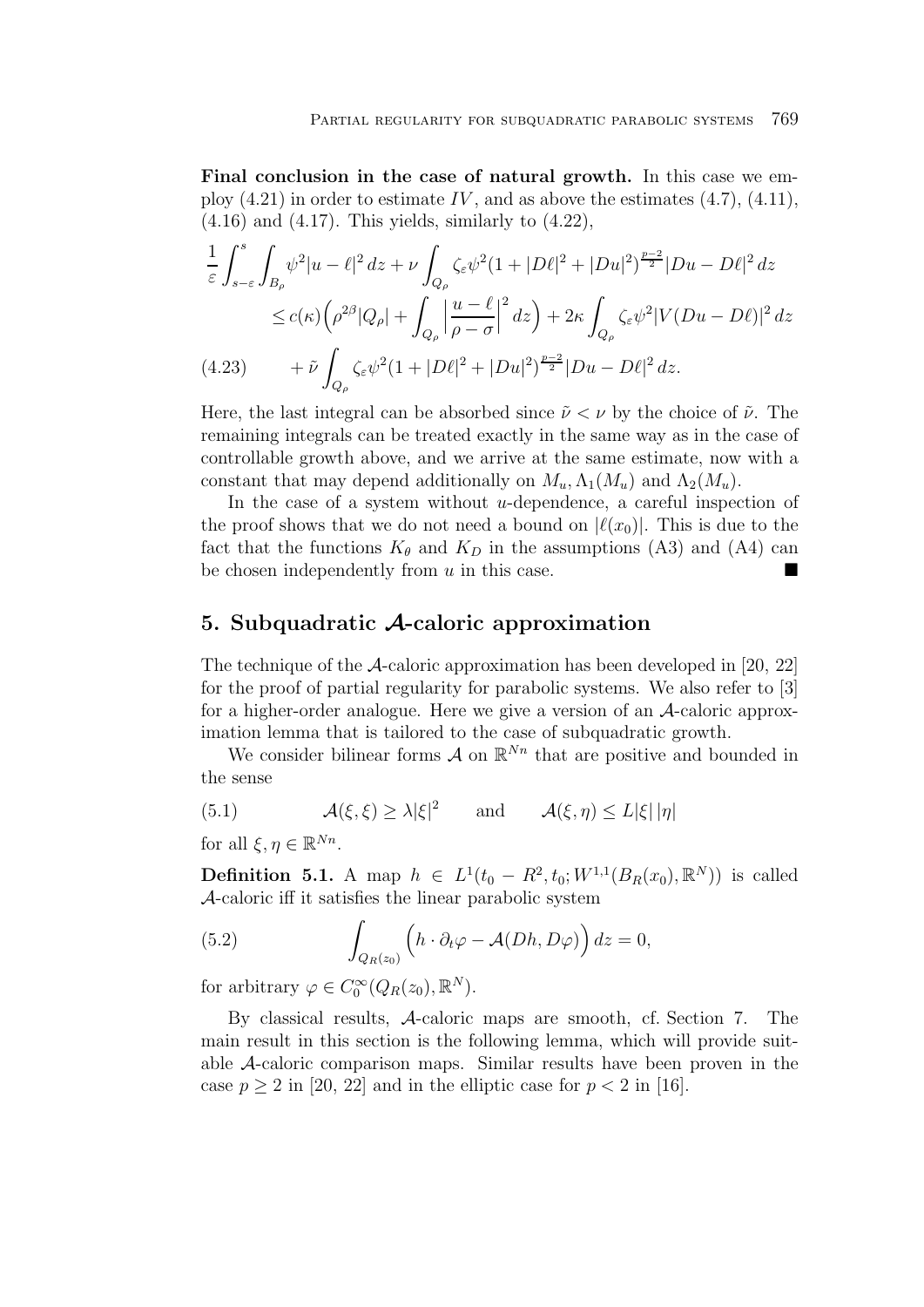**Final conclusion in the case of natural growth.** In this case we employ (4.21) in order to estimate $IV$, and as above the estimates (4.7), (4.11), (4.16) and (4.17). This yields, similarly to (4.22),

$$
\begin{aligned}
\frac{1}{\varepsilon}\int_{s-\varepsilon}^{s}\int_{B_\rho}\psi^2|u-\ell|^2\,dz &+ \nu\int_{Q_\rho}\zeta_\varepsilon\psi^2(1+|D\ell|^2+|Du|^2)^{\frac{p-2}{2}}|Du-D\ell|^2\,dz \\
&\le c(\kappa)\Big(\rho^{2\beta}|Q_\rho| + \int_{Q_\rho}\Big|\frac{u-\ell}{\rho-\sigma}\Big|^2\,dz\Big) + 2\kappa\int_{Q_\rho}\zeta_\varepsilon\psi^2|V(Du-D\ell)|^2\,dz \\
&\quad + \tilde{\nu}\int_{Q_\rho}\zeta_\varepsilon\psi^2(1+|D\ell|^2+|Du|^2)^{\frac{p-2}{2}}|Du-D\ell|^2\,dz.
\end{aligned}
\tag{4.23}
$$

Here, the last integral can be absorbed since $\tilde{\nu} < \nu$ by the choice of $\tilde{\nu}$. The remaining integrals can be treated exactly in the same way as in the case of controllable growth above, and we arrive at the same estimate, now with a constant that may depend additionally on $M_u, \Lambda_1(M_u)$ and $\Lambda_2(M_u)$.

In the case of a system without $u$-dependence, a careful inspection of the proof shows that we do not need a bound on $|\ell(x_0)|$. This is due to the fact that the functions $K_\theta$ and $K_D$ in the assumptions (A3) and (A4) can be chosen independently from $u$ in this case. ∎

## 5. Subquadratic $\mathcal{A}$-caloric approximation

The technique of the $\mathcal{A}$-caloric approximation has been developed in [20, 22] for the proof of partial regularity for parabolic systems. We also refer to [3] for a higher-order analogue. Here we give a version of an $\mathcal{A}$-caloric approximation lemma that is tailored to the case of subquadratic growth.

We consider bilinear forms $\mathcal{A}$ on $\mathbb{R}^{Nn}$ that are positive and bounded in the sense

$$
\mathcal{A}(\xi,\xi) \ge \lambda|\xi|^2 \qquad \text{and} \qquad \mathcal{A}(\xi,\eta) \le L|\xi|\,|\eta| \tag{5.1}
$$

for all $\xi, \eta \in \mathbb{R}^{Nn}$.

**Definition 5.1.** A map $h \in L^1(t_0 - R^2, t_0; W^{1,1}(B_R(x_0), \mathbb{R}^N))$ is called $\mathcal{A}$-caloric iff it satisfies the linear parabolic system

$$
\int_{Q_R(z_0)}\Big(h\cdot\partial_t\varphi - \mathcal{A}(Dh, D\varphi)\Big)\,dz = 0, \tag{5.2}
$$

for arbitrary $\varphi \in C_0^\infty(Q_R(z_0), \mathbb{R}^N)$.

By classical results, $\mathcal{A}$-caloric maps are smooth, cf. Section 7. The main result in this section is the following lemma, which will provide suitable $\mathcal{A}$-caloric comparison maps. Similar results have been proven in the case $p \ge 2$ in [20, 22] and in the elliptic case for $p < 2$ in [16].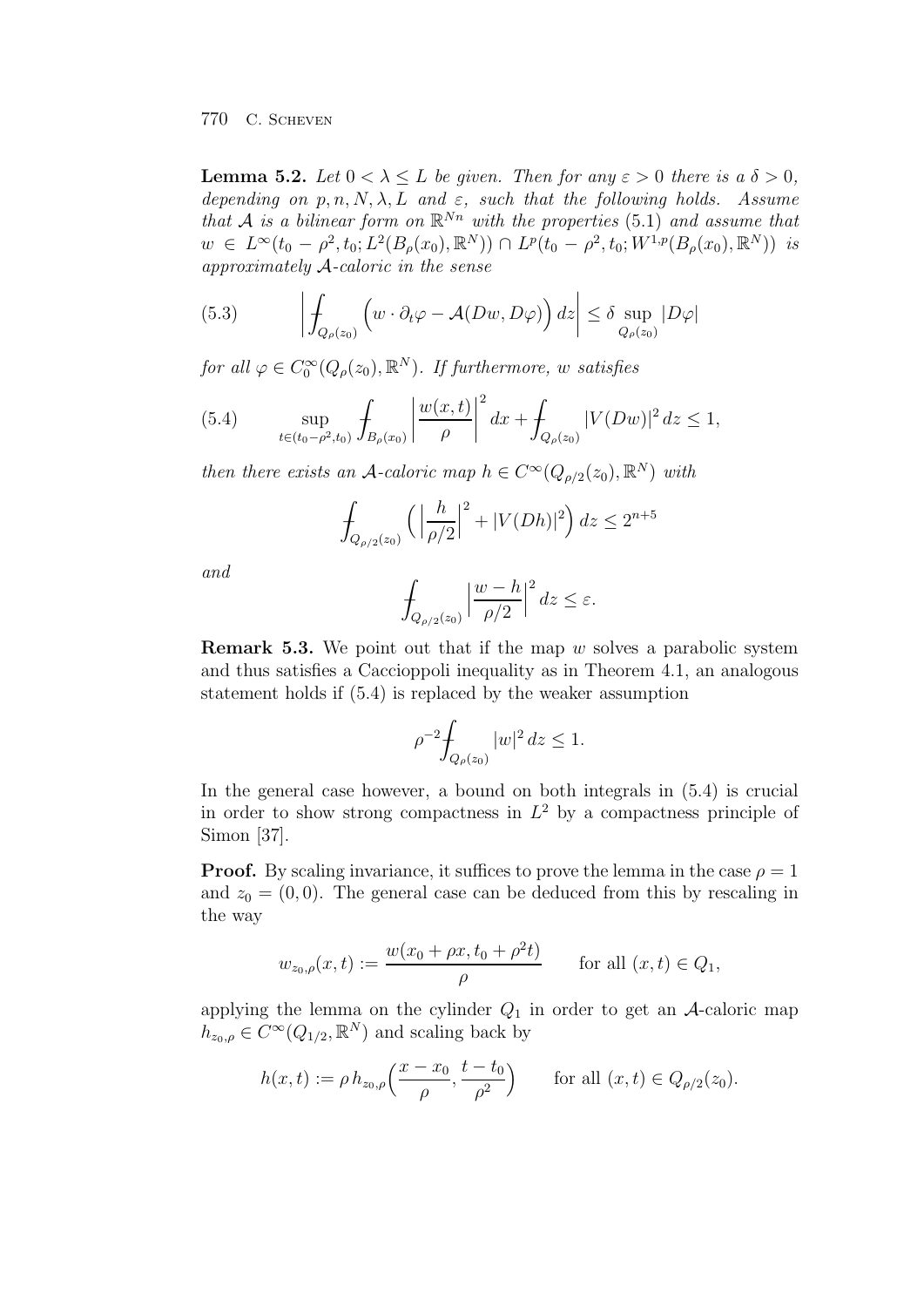**Lemma 5.2.** *Let $0 < \lambda \le L$ be given. Then for any $\varepsilon > 0$ there is a $\delta > 0$, depending on $p, n, N, \lambda, L$ and $\varepsilon$, such that the following holds. Assume that $\mathcal{A}$ is a bilinear form on $\mathbb{R}^{Nn}$ with the properties* (5.1) *and assume that $w \in L^\infty(t_0 - \rho^2, t_0; L^2(B_\rho(x_0), \mathbb{R}^N)) \cap L^p(t_0 - \rho^2, t_0; W^{1,p}(B_\rho(x_0), \mathbb{R}^N))$ is approximately $\mathcal{A}$-caloric in the sense*

$$\left| \fint_{Q_\rho(z_0)} \Big( w \cdot \partial_t \varphi - \mathcal{A}(Dw, D\varphi) \Big) \, dz \right| \le \delta \sup_{Q_\rho(z_0)} |D\varphi| \tag{5.3}$$

*for all $\varphi \in C_0^\infty(Q_\rho(z_0), \mathbb{R}^N)$. If furthermore, $w$ satisfies*

$$\sup_{t \in (t_0 - \rho^2, t_0)} \fint_{B_\rho(x_0)} \left| \frac{w(x,t)}{\rho} \right|^2 dx + \fint_{Q_\rho(z_0)} |V(Dw)|^2 \, dz \le 1, \tag{5.4}$$

*then there exists an $\mathcal{A}$-caloric map $h \in C^\infty(Q_{\rho/2}(z_0), \mathbb{R}^N)$ with*

$$\fint_{Q_{\rho/2}(z_0)} \Big( \Big| \frac{h}{\rho/2} \Big|^2 + |V(Dh)|^2 \Big) \, dz \le 2^{n+5}$$

*and*

$$\fint_{Q_{\rho/2}(z_0)} \Big| \frac{w - h}{\rho/2} \Big|^2 dz \le \varepsilon.$$

**Remark 5.3.** We point out that if the map $w$ solves a parabolic system and thus satisfies a Caccioppoli inequality as in Theorem 4.1, an analogous statement holds if (5.4) is replaced by the weaker assumption

$$\rho^{-2} \fint_{Q_\rho(z_0)} |w|^2 \, dz \le 1.$$

In the general case however, a bound on both integrals in (5.4) is crucial in order to show strong compactness in $L^2$ by a compactness principle of Simon [37].

**Proof.** By scaling invariance, it suffices to prove the lemma in the case $\rho = 1$ and $z_0 = (0, 0)$. The general case can be deduced from this by rescaling in the way

$$w_{z_0,\rho}(x,t) := \frac{w(x_0 + \rho x, t_0 + \rho^2 t)}{\rho} \qquad \text{for all } (x,t) \in Q_1,$$

applying the lemma on the cylinder $Q_1$ in order to get an $\mathcal{A}$-caloric map $h_{z_0,\rho} \in C^\infty(Q_{1/2}, \mathbb{R}^N)$ and scaling back by

$$h(x,t) := \rho \, h_{z_0,\rho}\Big( \frac{x - x_0}{\rho}, \frac{t - t_0}{\rho^2} \Big) \qquad \text{for all } (x,t) \in Q_{\rho/2}(z_0).$$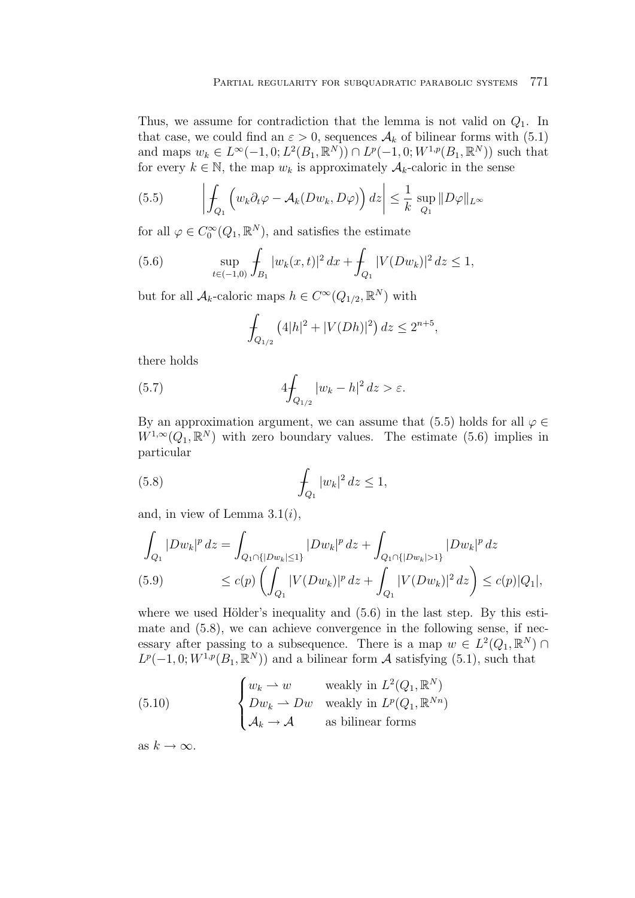Thus, we assume for contradiction that the lemma is not valid on $Q_1$. In that case, we could find an $\varepsilon > 0$, sequences $\mathcal{A}_k$ of bilinear forms with (5.1) and maps $w_k \in L^\infty(-1,0;L^2(B_1,\mathbb{R}^N)) \cap L^p(-1,0;W^{1,p}(B_1,\mathbb{R}^N))$ such that for every $k \in \mathbb{N}$, the map $w_k$ is approximately $\mathcal{A}_k$-caloric in the sense

$$
\left| \fint_{Q_1} \Big( w_k \partial_t \varphi - \mathcal{A}_k(Dw_k, D\varphi) \Big)\, dz \right| \le \frac{1}{k} \sup_{Q_1} \|D\varphi\|_{L^\infty} \tag{5.5}
$$

for all $\varphi \in C_0^\infty(Q_1,\mathbb{R}^N)$, and satisfies the estimate

$$
\sup_{t\in(-1,0)} \fint_{B_1} |w_k(x,t)|^2\, dx + \fint_{Q_1} |V(Dw_k)|^2\, dz \le 1, \tag{5.6}
$$

but for all $\mathcal{A}_k$-caloric maps $h \in C^\infty(Q_{1/2},\mathbb{R}^N)$ with

$$
\fint_{Q_{1/2}} \big(4|h|^2 + |V(Dh)|^2\big)\, dz \le 2^{n+5},
$$

there holds

$$
4\fint_{Q_{1/2}} |w_k - h|^2\, dz > \varepsilon. \tag{5.7}
$$

By an approximation argument, we can assume that (5.5) holds for all $\varphi \in W^{1,\infty}(Q_1,\mathbb{R}^N)$ with zero boundary values. The estimate (5.6) implies in particular

$$
\fint_{Q_1} |w_k|^2\, dz \le 1, \tag{5.8}
$$

and, in view of Lemma 3.1$(i)$,

$$
\begin{aligned}
\int_{Q_1} |Dw_k|^p\, dz &= \int_{Q_1\cap\{|Dw_k|\le 1\}} |Dw_k|^p\, dz + \int_{Q_1\cap\{|Dw_k|>1\}} |Dw_k|^p\, dz \\
&\le c(p) \left( \int_{Q_1} |V(Dw_k)|^p\, dz + \int_{Q_1} |V(Dw_k)|^2\, dz \right) \le c(p)|Q_1|,
\end{aligned} \tag{5.9}
$$

where we used Hölder's inequality and (5.6) in the last step. By this estimate and (5.8), we can achieve convergence in the following sense, if necessary after passing to a subsequence. There is a map $w \in L^2(Q_1,\mathbb{R}^N) \cap L^p(-1,0;W^{1,p}(B_1,\mathbb{R}^N))$ and a bilinear form $\mathcal{A}$ satisfying (5.1), such that

$$
\begin{cases}
w_k \rightharpoonup w & \text{weakly in } L^2(Q_1,\mathbb{R}^N) \\
Dw_k \rightharpoonup Dw & \text{weakly in } L^p(Q_1,\mathbb{R}^{Nn}) \\
\mathcal{A}_k \to \mathcal{A} & \text{as bilinear forms}
\end{cases} \tag{5.10}
$$

as $k \to \infty$.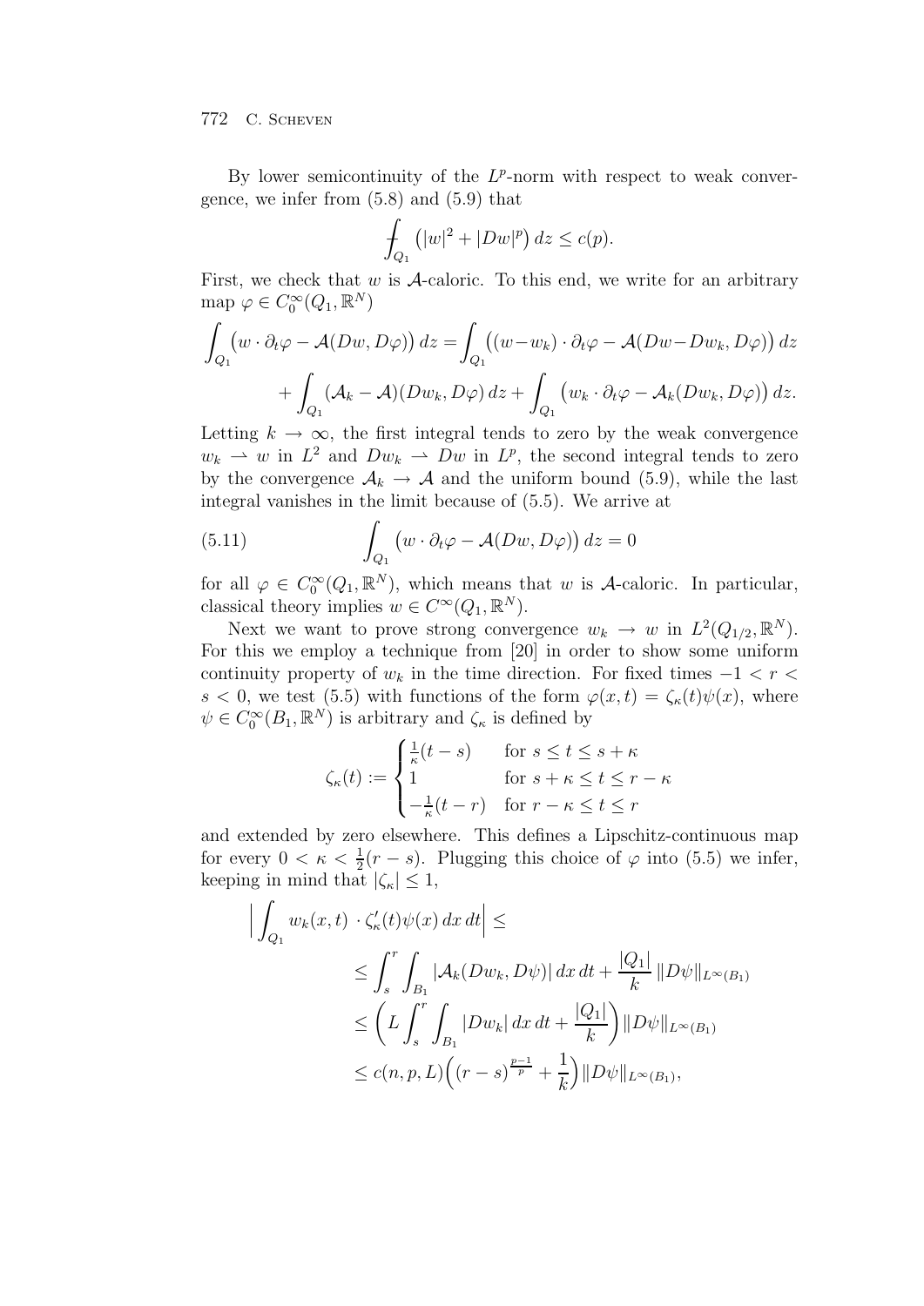By lower semicontinuity of the $L^p$-norm with respect to weak convergence, we infer from (5.8) and (5.9) that

$$\fint_{Q_1} \big(|w|^2 + |Dw|^p\big)\,dz \le c(p).$$

First, we check that $w$ is $\mathcal{A}$-caloric. To this end, we write for an arbitrary map $\varphi \in C_0^\infty(Q_1,\mathbb{R}^N)$

$$\int_{Q_1} \big(w\cdot\partial_t\varphi - \mathcal{A}(Dw,D\varphi)\big)\,dz = \int_{Q_1} \big((w-w_k)\cdot\partial_t\varphi - \mathcal{A}(Dw-Dw_k,D\varphi)\big)\,dz$$
$$+ \int_{Q_1} (\mathcal{A}_k - \mathcal{A})(Dw_k,D\varphi)\,dz + \int_{Q_1} \big(w_k\cdot\partial_t\varphi - \mathcal{A}_k(Dw_k,D\varphi)\big)\,dz.$$

Letting $k \to \infty$, the first integral tends to zero by the weak convergence $w_k \rightharpoonup w$ in $L^2$ and $Dw_k \rightharpoonup Dw$ in $L^p$, the second integral tends to zero by the convergence $\mathcal{A}_k \to \mathcal{A}$ and the uniform bound (5.9), while the last integral vanishes in the limit because of (5.5). We arrive at

$$\int_{Q_1} \big(w\cdot\partial_t\varphi - \mathcal{A}(Dw,D\varphi)\big)\,dz = 0 \tag{5.11}$$

for all $\varphi \in C_0^\infty(Q_1,\mathbb{R}^N)$, which means that $w$ is $\mathcal{A}$-caloric. In particular, classical theory implies $w \in C^\infty(Q_1,\mathbb{R}^N)$.

Next we want to prove strong convergence $w_k \to w$ in $L^2(Q_{1/2},\mathbb{R}^N)$. For this we employ a technique from [20] in order to show some uniform continuity property of $w_k$ in the time direction. For fixed times $-1 < r < s < 0$, we test (5.5) with functions of the form $\varphi(x,t) = \zeta_\kappa(t)\psi(x)$, where $\psi \in C_0^\infty(B_1,\mathbb{R}^N)$ is arbitrary and $\zeta_\kappa$ is defined by

$$\zeta_\kappa(t) := \begin{cases} \frac{1}{\kappa}(t-s) & \text{for } s \le t \le s+\kappa \\ 1 & \text{for } s+\kappa \le t \le r-\kappa \\ -\frac{1}{\kappa}(t-r) & \text{for } r-\kappa \le t \le r \end{cases}$$

and extended by zero elsewhere. This defines a Lipschitz-continuous map for every $0 < \kappa < \frac{1}{2}(r-s)$. Plugging this choice of $\varphi$ into (5.5) we infer, keeping in mind that $|\zeta_\kappa| \le 1$,

$$\begin{aligned}
\Big|\int_{Q_1} w_k(x,t)\cdot\zeta_\kappa'(t)\psi(x)\,dx\,dt\Big| &\le \\
&\le \int_s^r \int_{B_1} |\mathcal{A}_k(Dw_k,D\psi)|\,dx\,dt + \frac{|Q_1|}{k}\,\|D\psi\|_{L^\infty(B_1)} \\
&\le \Big(L\int_s^r\int_{B_1} |Dw_k|\,dx\,dt + \frac{|Q_1|}{k}\Big)\|D\psi\|_{L^\infty(B_1)} \\
&\le c(n,p,L)\Big((r-s)^{\frac{p-1}{p}} + \frac{1}{k}\Big)\|D\psi\|_{L^\infty(B_1)},
\end{aligned}$$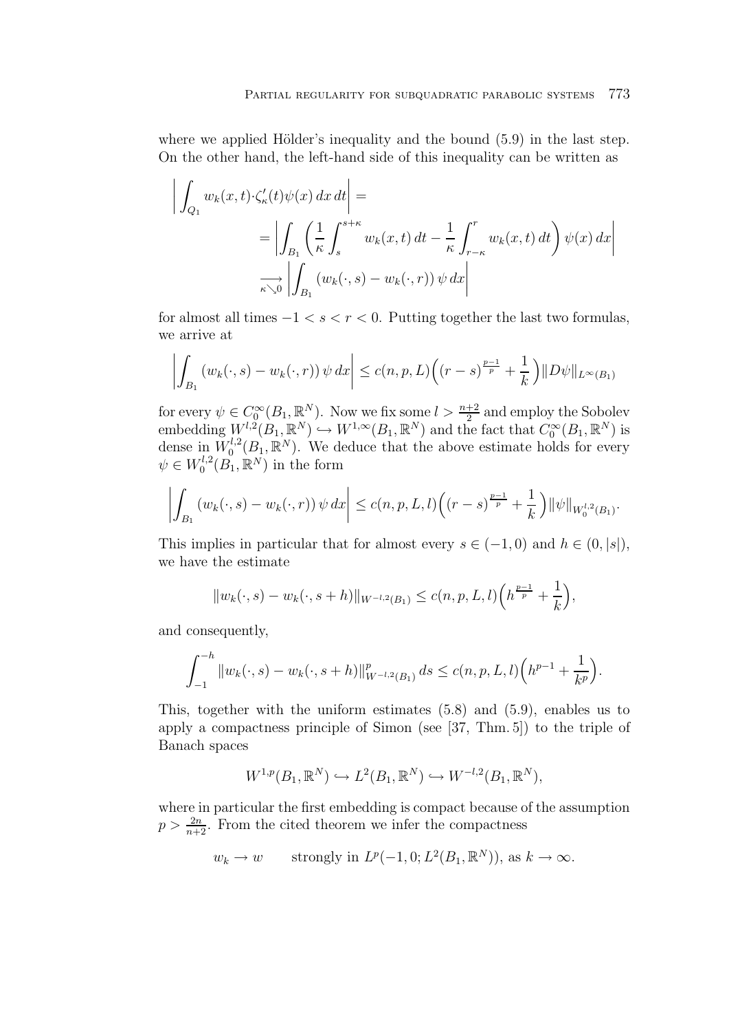where we applied Hölder's inequality and the bound (5.9) in the last step. On the other hand, the left-hand side of this inequality can be written as

$$
\begin{aligned}
\bigg| \int_{Q_1} w_k(x,t) \cdot \zeta_\kappa'(t) \psi(x)\, dx\, dt \bigg| &= \\
&= \bigg| \int_{B_1} \bigg( \frac{1}{\kappa} \int_s^{s+\kappa} w_k(x,t)\, dt - \frac{1}{\kappa} \int_{r-\kappa}^{r} w_k(x,t)\, dt \bigg) \psi(x)\, dx \bigg| \\
&\xrightarrow[\kappa \searrow 0]{} \bigg| \int_{B_1} \big( w_k(\cdot, s) - w_k(\cdot, r) \big) \psi\, dx \bigg|
\end{aligned}
$$

for almost all times $-1 < s < r < 0$. Putting together the last two formulas, we arrive at

$$
\bigg| \int_{B_1} \big( w_k(\cdot, s) - w_k(\cdot, r) \big) \psi\, dx \bigg| \le c(n,p,L) \Big( (r-s)^{\frac{p-1}{p}} + \frac{1}{k} \Big) \| D\psi \|_{L^\infty(B_1)}
$$

for every $\psi \in C_0^\infty(B_1, \mathbb{R}^N)$. Now we fix some $l > \frac{n+2}{2}$ and employ the Sobolev embedding $W^{l,2}(B_1, \mathbb{R}^N) \hookrightarrow W^{1,\infty}(B_1, \mathbb{R}^N)$ and the fact that $C_0^\infty(B_1, \mathbb{R}^N)$ is dense in $W_0^{l,2}(B_1, \mathbb{R}^N)$. We deduce that the above estimate holds for every $\psi \in W_0^{l,2}(B_1, \mathbb{R}^N)$ in the form

$$
\bigg| \int_{B_1} \big( w_k(\cdot, s) - w_k(\cdot, r) \big) \psi\, dx \bigg| \le c(n,p,L,l) \Big( (r-s)^{\frac{p-1}{p}} + \frac{1}{k} \Big) \| \psi \|_{W_0^{l,2}(B_1)}.
$$

This implies in particular that for almost every $s \in (-1, 0)$ and $h \in (0, |s|)$, we have the estimate

$$
\| w_k(\cdot, s) - w_k(\cdot, s+h) \|_{W^{-l,2}(B_1)} \le c(n,p,L,l) \Big( h^{\frac{p-1}{p}} + \frac{1}{k} \Big),
$$

and consequently,

$$
\int_{-1}^{-h} \| w_k(\cdot, s) - w_k(\cdot, s+h) \|^p_{W^{-l,2}(B_1)}\, ds \le c(n,p,L,l) \Big( h^{p-1} + \frac{1}{k^p} \Big).
$$

This, together with the uniform estimates (5.8) and (5.9), enables us to apply a compactness principle of Simon (see [37, Thm. 5]) to the triple of Banach spaces

$$
W^{1,p}(B_1, \mathbb{R}^N) \hookrightarrow L^2(B_1, \mathbb{R}^N) \hookrightarrow W^{-l,2}(B_1, \mathbb{R}^N),
$$

where in particular the first embedding is compact because of the assumption $p > \frac{2n}{n+2}$. From the cited theorem we infer the compactness

$$
w_k \to w \qquad \text{strongly in } L^p(-1, 0; L^2(B_1, \mathbb{R}^N)), \text{ as } k \to \infty.
$$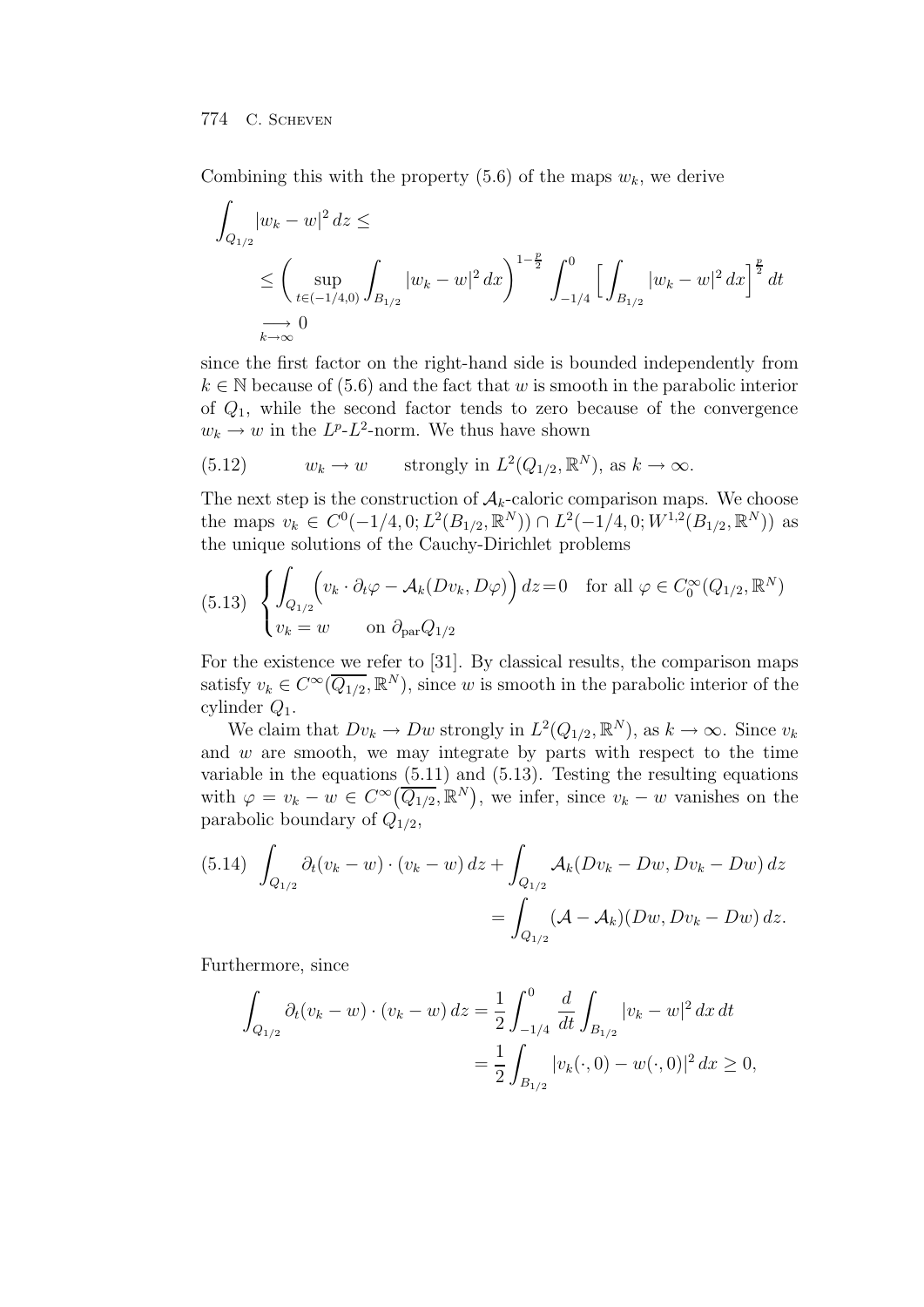Combining this with the property (5.6) of the maps $w_k$, we derive

$$
\begin{aligned}
\int_{Q_{1/2}} |w_k - w|^2 \, dz &\leq \\
&\leq \bigg( \sup_{t \in (-1/4, 0)} \int_{B_{1/2}} |w_k - w|^2 \, dx \bigg)^{1-\frac{p}{2}} \int_{-1/4}^{0} \Big[ \int_{B_{1/2}} |w_k - w|^2 \, dx \Big]^{\frac{p}{2}} dt \\
&\underset{k \to \infty}{\longrightarrow} 0
\end{aligned}
$$

since the first factor on the right-hand side is bounded independently from $k \in \mathbb{N}$ because of (5.6) and the fact that $w$ is smooth in the parabolic interior of $Q_1$, while the second factor tends to zero because of the convergence $w_k \to w$ in the $L^p$-$L^2$-norm. We thus have shown

$$
w_k \to w \qquad \text{strongly in } L^2(Q_{1/2}, \mathbb{R}^N), \text{ as } k \to \infty. \tag{5.12}
$$

The next step is the construction of $\mathcal{A}_k$-caloric comparison maps. We choose the maps $v_k \in C^0(-1/4, 0; L^2(B_{1/2}, \mathbb{R}^N)) \cap L^2(-1/4, 0; W^{1,2}(B_{1/2}, \mathbb{R}^N))$ as the unique solutions of the Cauchy-Dirichlet problems

$$
\begin{cases}
\displaystyle\int_{Q_{1/2}} \Big( v_k \cdot \partial_t \varphi - \mathcal{A}_k(Dv_k, D\varphi) \Big) \, dz = 0 & \text{for all } \varphi \in C_0^\infty(Q_{1/2}, \mathbb{R}^N) \\
v_k = w & \text{on } \partial_{\mathrm{par}} Q_{1/2}
\end{cases} \tag{5.13}
$$

For the existence we refer to [31]. By classical results, the comparison maps satisfy $v_k \in C^\infty(\overline{Q_{1/2}}, \mathbb{R}^N)$, since $w$ is smooth in the parabolic interior of the cylinder $Q_1$.

We claim that $Dv_k \to Dw$ strongly in $L^2(Q_{1/2}, \mathbb{R}^N)$, as $k \to \infty$. Since $v_k$ and $w$ are smooth, we may integrate by parts with respect to the time variable in the equations (5.11) and (5.13). Testing the resulting equations with $\varphi = v_k - w \in C^\infty\big(\overline{Q_{1/2}}, \mathbb{R}^N\big)$, we infer, since $v_k - w$ vanishes on the parabolic boundary of $Q_{1/2}$,

$$
\begin{aligned}
\int_{Q_{1/2}} \partial_t (v_k - w) \cdot (v_k - w) \, dz + \int_{Q_{1/2}} \mathcal{A}_k(Dv_k - Dw, Dv_k - Dw) \, dz& \\
= \int_{Q_{1/2}} (\mathcal{A} - \mathcal{A}_k)(Dw, Dv_k - Dw) \, dz&.
\end{aligned} \tag{5.14}
$$

Furthermore, since

$$
\begin{aligned}
\int_{Q_{1/2}} \partial_t (v_k - w) \cdot (v_k - w) \, dz &= \frac{1}{2} \int_{-1/4}^{0} \frac{d}{dt} \int_{B_{1/2}} |v_k - w|^2 \, dx \, dt \\
&= \frac{1}{2} \int_{B_{1/2}} |v_k(\cdot, 0) - w(\cdot, 0)|^2 \, dx \geq 0,
\end{aligned}
$$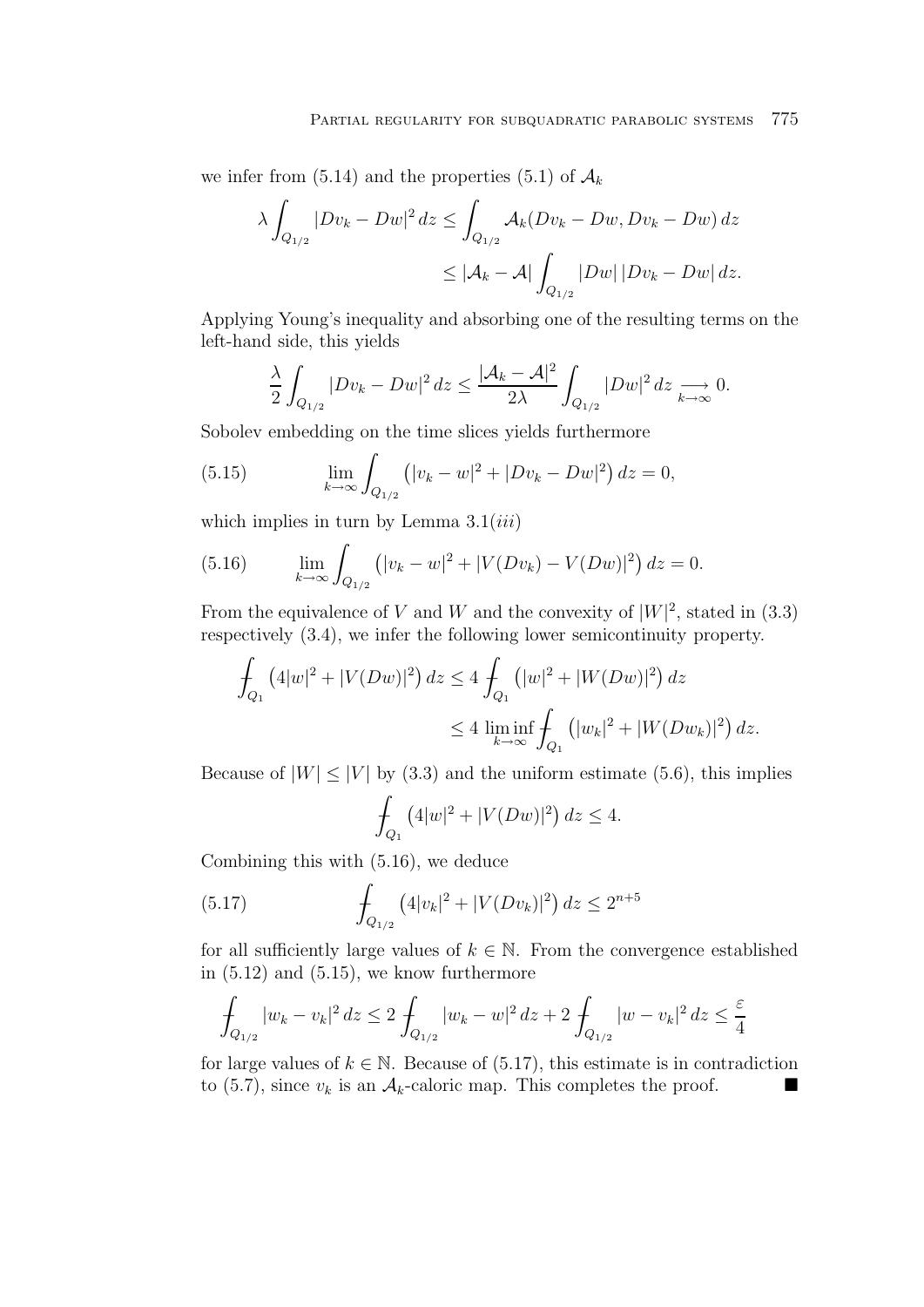we infer from (5.14) and the properties (5.1) of $\mathcal{A}_k$

$$\lambda \int_{Q_{1/2}} |Dv_k - Dw|^2 \, dz \le \int_{Q_{1/2}} \mathcal{A}_k(Dv_k - Dw, Dv_k - Dw) \, dz$$
$$\le |\mathcal{A}_k - \mathcal{A}| \int_{Q_{1/2}} |Dw| \, |Dv_k - Dw| \, dz.$$

Applying Young's inequality and absorbing one of the resulting terms on the left-hand side, this yields

$$\frac{\lambda}{2} \int_{Q_{1/2}} |Dv_k - Dw|^2 \, dz \le \frac{|\mathcal{A}_k - \mathcal{A}|^2}{2\lambda} \int_{Q_{1/2}} |Dw|^2 \, dz \underset{k \to \infty}{\longrightarrow} 0.$$

Sobolev embedding on the time slices yields furthermore

$$\lim_{k \to \infty} \int_{Q_{1/2}} \left( |v_k - w|^2 + |Dv_k - Dw|^2 \right) dz = 0, \tag{5.15}$$

which implies in turn by Lemma 3.1(*iii*)

$$\lim_{k \to \infty} \int_{Q_{1/2}} \left( |v_k - w|^2 + |V(Dv_k) - V(Dw)|^2 \right) dz = 0. \tag{5.16}$$

From the equivalence of $V$ and $W$ and the convexity of $|W|^2$, stated in (3.3) respectively (3.4), we infer the following lower semicontinuity property.

$$⨍_{Q_1} \left( 4|w|^2 + |V(Dw)|^2 \right) dz \le 4 ⨍_{Q_1} \left( |w|^2 + |W(Dw)|^2 \right) dz$$
$$\le 4 \liminf_{k \to \infty} ⨍_{Q_1} \left( |w_k|^2 + |W(Dw_k)|^2 \right) dz.$$

Because of $|W| \le |V|$ by (3.3) and the uniform estimate (5.6), this implies

$$⨍_{Q_1} \left( 4|w|^2 + |V(Dw)|^2 \right) dz \le 4.$$

Combining this with (5.16), we deduce

$$⨍_{Q_{1/2}} \left( 4|v_k|^2 + |V(Dv_k)|^2 \right) dz \le 2^{n+5} \tag{5.17}$$

for all sufficiently large values of $k \in \mathbb{N}$. From the convergence established in (5.12) and (5.15), we know furthermore

$$⨍_{Q_{1/2}} |w_k - v_k|^2 \, dz \le 2 ⨍_{Q_{1/2}} |w_k - w|^2 \, dz + 2 ⨍_{Q_{1/2}} |w - v_k|^2 \, dz \le \frac{\varepsilon}{4}$$

for large values of $k \in \mathbb{N}$. Because of (5.17), this estimate is in contradiction to (5.7), since $v_k$ is an $\mathcal{A}_k$-caloric map. This completes the proof. ∎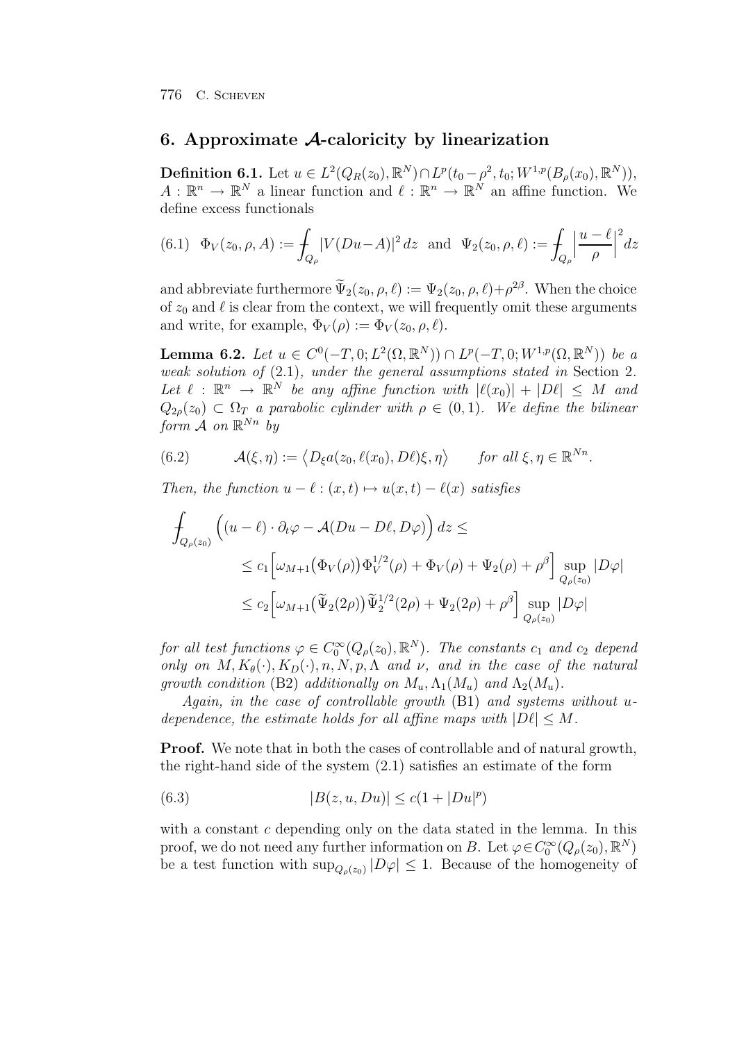## 6. Approximate $\mathcal{A}$-caloricity by linearization

**Definition 6.1.** Let $u \in L^2(Q_R(z_0),\mathbb{R}^N) \cap L^p(t_0-\rho^2,t_0;W^{1,p}(B_\rho(x_0),\mathbb{R}^N))$, $A:\mathbb{R}^n \to \mathbb{R}^N$ a linear function and $\ell:\mathbb{R}^n \to \mathbb{R}^N$ an affine function. We define excess functionals

$$\Phi_V(z_0,\rho,A) := \fint_{Q_\rho} |V(Du-A)|^2\,dz \quad \text{and} \quad \Psi_2(z_0,\rho,\ell) := \fint_{Q_\rho} \Big|\frac{u-\ell}{\rho}\Big|^2 dz \tag{6.1}$$

and abbreviate furthermore $\widetilde{\Psi}_2(z_0,\rho,\ell) := \Psi_2(z_0,\rho,\ell) + \rho^{2\beta}$. When the choice of $z_0$ and $\ell$ is clear from the context, we will frequently omit these arguments and write, for example, $\Phi_V(\rho) := \Phi_V(z_0,\rho,\ell)$.

**Lemma 6.2.** *Let $u \in C^0(-T,0;L^2(\Omega,\mathbb{R}^N)) \cap L^p(-T,0;W^{1,p}(\Omega,\mathbb{R}^N))$ be a weak solution of* (2.1)*, under the general assumptions stated in* Section 2*. Let $\ell:\mathbb{R}^n \to \mathbb{R}^N$ be any affine function with $|\ell(x_0)| + |D\ell| \le M$ and $Q_{2\rho}(z_0) \subset \Omega_T$ a parabolic cylinder with $\rho \in (0,1)$. We define the bilinear form $\mathcal{A}$ on $\mathbb{R}^{Nn}$ by*

$$\mathcal{A}(\xi,\eta) := \big\langle D_\xi a(z_0,\ell(x_0),D\ell)\xi,\eta\big\rangle \qquad \text{for all } \xi,\eta \in \mathbb{R}^{Nn}. \tag{6.2}$$

*Then, the function $u-\ell:(x,t)\mapsto u(x,t)-\ell(x)$ satisfies*

$$\begin{aligned}
\fint_{Q_\rho(z_0)} \Big((u-\ell)\cdot\partial_t\varphi - \mathcal{A}(Du-D\ell,D\varphi)\Big)\,dz &\le \\
&\le c_1\Big[\omega_{M+1}\big(\Phi_V(\rho)\big)\Phi_V^{1/2}(\rho) + \Phi_V(\rho) + \Psi_2(\rho) + \rho^\beta\Big]\sup_{Q_\rho(z_0)}|D\varphi| \\
&\le c_2\Big[\omega_{M+1}\big(\widetilde{\Psi}_2(2\rho)\big)\widetilde{\Psi}_2^{1/2}(2\rho) + \Psi_2(2\rho) + \rho^\beta\Big]\sup_{Q_\rho(z_0)}|D\varphi|
\end{aligned}$$

*for all test functions $\varphi \in C_0^\infty(Q_\rho(z_0),\mathbb{R}^N)$. The constants $c_1$ and $c_2$ depend only on $M, K_\theta(\cdot), K_D(\cdot), n, N, p, \Lambda$ and $\nu$, and in the case of the natural growth condition* (B2) *additionally on $M_u, \Lambda_1(M_u)$ and $\Lambda_2(M_u)$.*

*Again, in the case of controllable growth* (B1) *and systems without $u$-dependence, the estimate holds for all affine maps with $|D\ell| \le M$.*

**Proof.** We note that in both the cases of controllable and of natural growth, the right-hand side of the system (2.1) satisfies an estimate of the form

$$|B(z,u,Du)| \le c(1+|Du|^p) \tag{6.3}$$

with a constant $c$ depending only on the data stated in the lemma. In this proof, we do not need any further information on $B$. Let $\varphi \in C_0^\infty(Q_\rho(z_0),\mathbb{R}^N)$ be a test function with $\sup_{Q_\rho(z_0)}|D\varphi| \le 1$. Because of the homogeneity of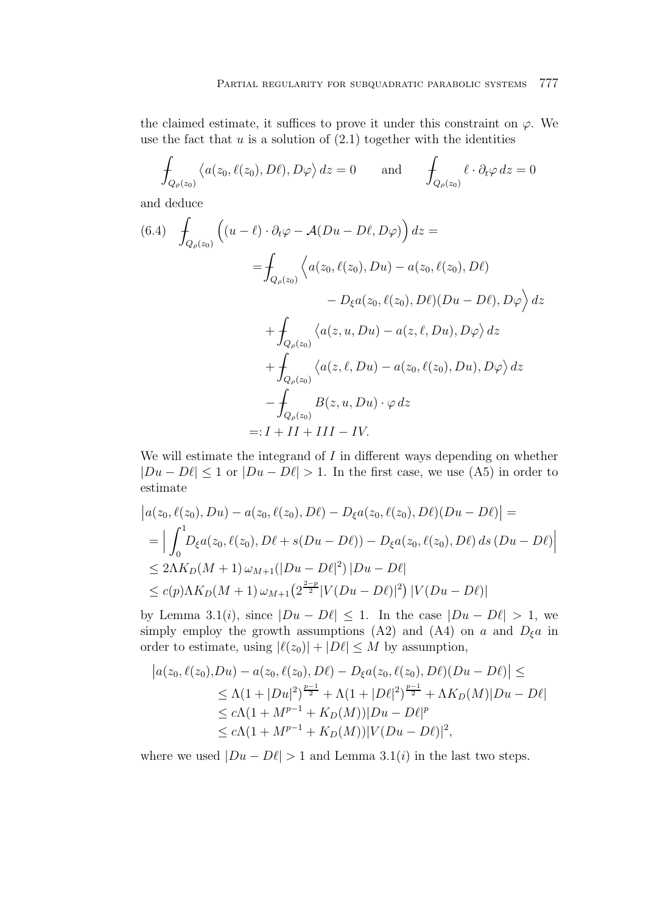the claimed estimate, it suffices to prove it under this constraint on $\varphi$. We use the fact that $u$ is a solution of (2.1) together with the identities

$$\fint_{Q_\rho(z_0)} \big\langle a(z_0, \ell(z_0), D\ell), D\varphi \big\rangle \, dz = 0 \qquad \text{and} \qquad \fint_{Q_\rho(z_0)} \ell \cdot \partial_t \varphi \, dz = 0$$

and deduce

$$
\begin{aligned}
(6.4) \quad \fint_{Q_\rho(z_0)} \Big( (u-\ell)\cdot \partial_t \varphi - \mathcal{A}(Du - D\ell, D\varphi) \Big)\, dz = & \\
= \fint_{Q_\rho(z_0)} \Big\langle & a(z_0, \ell(z_0), Du) - a(z_0, \ell(z_0), D\ell) \\
& - D_\xi a(z_0, \ell(z_0), D\ell)(Du - D\ell), D\varphi \Big\rangle \, dz \\
+ \fint_{Q_\rho(z_0)} & \big\langle a(z, u, Du) - a(z, \ell, Du), D\varphi \big\rangle \, dz \\
+ \fint_{Q_\rho(z_0)} & \big\langle a(z, \ell, Du) - a(z_0, \ell(z_0), Du), D\varphi \big\rangle \, dz \\
- \fint_{Q_\rho(z_0)} & B(z, u, Du) \cdot \varphi \, dz \\
=: I + II + & III - IV.
\end{aligned}
$$

We will estimate the integrand of $I$ in different ways depending on whether $|Du - D\ell| \le 1$ or $|Du - D\ell| > 1$. In the first case, we use (A5) in order to estimate

$$
\begin{aligned}
&\big| a(z_0, \ell(z_0), Du) - a(z_0, \ell(z_0), D\ell) - D_\xi a(z_0, \ell(z_0), D\ell)(Du - D\ell) \big| = \\
&= \Big| \int_0^1 D_\xi a(z_0, \ell(z_0), D\ell + s(Du - D\ell)) - D_\xi a(z_0, \ell(z_0), D\ell) \, ds \, (Du - D\ell) \Big| \\
&\le 2\Lambda K_D(M+1)\, \omega_{M+1}(|Du - D\ell|^2)\, |Du - D\ell| \\
&\le c(p) \Lambda K_D(M+1)\, \omega_{M+1}\big(2^{\frac{2-p}{2}} |V(Du - D\ell)|^2\big)\, |V(Du - D\ell)|
\end{aligned}
$$

by Lemma 3.1$(i)$, since $|Du - D\ell| \le 1$. In the case $|Du - D\ell| > 1$, we simply employ the growth assumptions (A2) and (A4) on $a$ and $D_\xi a$ in order to estimate, using $|\ell(z_0)| + |D\ell| \le M$ by assumption,

$$
\begin{aligned}
\big| a(z_0, \ell(z_0), Du) - a(z_0, \ell(z_0), D\ell) - D_\xi a(z_0, \ell(z_0), D\ell)(Du - D\ell) \big| &\le \\
\le \Lambda (1 + |Du|^2)^{\frac{p-1}{2}} + \Lambda (1 + |D\ell|^2)^{\frac{p-1}{2}} &+ \Lambda K_D(M) |Du - D\ell| \\
\le c\Lambda (1 + M^{p-1} + K_D(M)) |Du - D\ell|^p & \\
\le c\Lambda (1 + M^{p-1} + K_D(M)) |V(Du - D\ell)|^2, &
\end{aligned}
$$

where we used $|Du - D\ell| > 1$ and Lemma 3.1$(i)$ in the last two steps.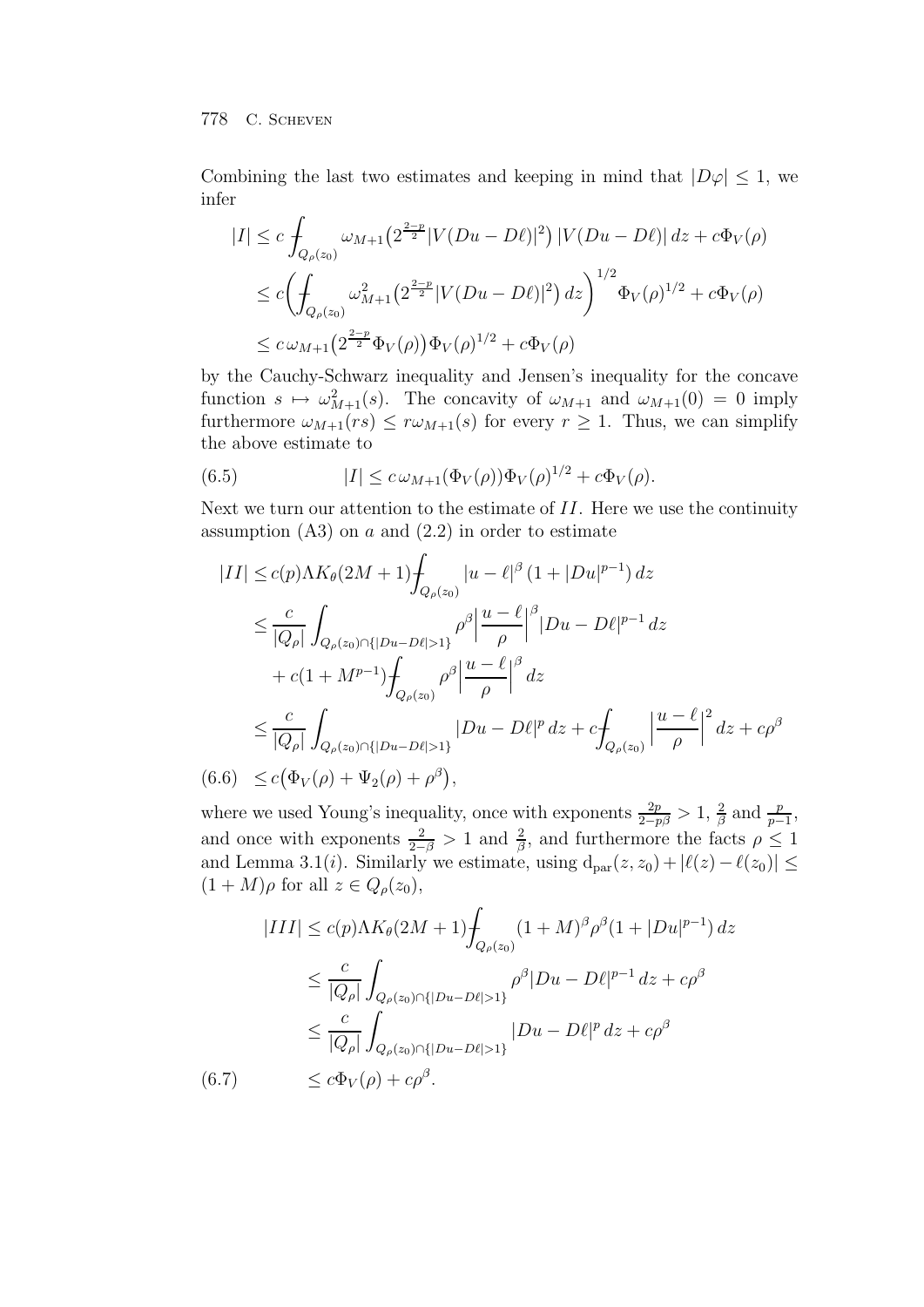Combining the last two estimates and keeping in mind that $|D\varphi| \leq 1$, we infer

$$
\begin{aligned}
|I| &\leq c \fint_{Q_\rho(z_0)} \omega_{M+1}\big(2^{\frac{2-p}{2}}|V(Du - D\ell)|^2\big)\, |V(Du - D\ell)|\, dz + c\Phi_V(\rho) \\
&\leq c\bigg(\fint_{Q_\rho(z_0)} \omega_{M+1}^2\big(2^{\frac{2-p}{2}}|V(Du - D\ell)|^2\big)\, dz\bigg)^{1/2} \Phi_V(\rho)^{1/2} + c\Phi_V(\rho) \\
&\leq c\, \omega_{M+1}\big(2^{\frac{2-p}{2}}\Phi_V(\rho)\big)\Phi_V(\rho)^{1/2} + c\Phi_V(\rho)
\end{aligned}
$$

by the Cauchy-Schwarz inequality and Jensen's inequality for the concave function $s \mapsto \omega_{M+1}^2(s)$. The concavity of $\omega_{M+1}$ and $\omega_{M+1}(0) = 0$ imply furthermore $\omega_{M+1}(rs) \leq r\omega_{M+1}(s)$ for every $r \geq 1$. Thus, we can simplify the above estimate to

$$
|I| \leq c\, \omega_{M+1}(\Phi_V(\rho))\Phi_V(\rho)^{1/2} + c\Phi_V(\rho). \tag{6.5}
$$

Next we turn our attention to the estimate of $II$. Here we use the continuity assumption (A3) on $a$ and (2.2) in order to estimate

$$
\begin{aligned}
|II| &\leq c(p)\Lambda K_\theta(2M+1) \fint_{Q_\rho(z_0)} |u - \ell|^\beta \,(1 + |Du|^{p-1})\, dz \\
&\leq \frac{c}{|Q_\rho|} \int_{Q_\rho(z_0)\cap\{|Du - D\ell|>1\}} \rho^\beta \Big|\frac{u-\ell}{\rho}\Big|^\beta |Du - D\ell|^{p-1}\, dz \\
&\quad + c(1 + M^{p-1}) \fint_{Q_\rho(z_0)} \rho^\beta \Big|\frac{u-\ell}{\rho}\Big|^\beta\, dz \\
&\leq \frac{c}{|Q_\rho|} \int_{Q_\rho(z_0)\cap\{|Du - D\ell|>1\}} |Du - D\ell|^p\, dz + c\fint_{Q_\rho(z_0)} \Big|\frac{u-\ell}{\rho}\Big|^2 dz + c\rho^\beta \\
&\leq c\big(\Phi_V(\rho) + \Psi_2(\rho) + \rho^\beta\big),
\end{aligned} \tag{6.6}
$$

where we used Young's inequality, once with exponents $\frac{2p}{2-p\beta} > 1$, $\frac{2}{\beta}$ and $\frac{p}{p-1}$, and once with exponents $\frac{2}{2-\beta} > 1$ and $\frac{2}{\beta}$, and furthermore the facts $\rho \leq 1$ and Lemma 3.1($i$). Similarly we estimate, using $\mathrm{d}_{\mathrm{par}}(z, z_0) + |\ell(z) - \ell(z_0)| \leq (1 + M)\rho$ for all $z \in Q_\rho(z_0)$,

$$
\begin{aligned}
|III| &\leq c(p)\Lambda K_\theta(2M+1) \fint_{Q_\rho(z_0)} (1+M)^\beta \rho^\beta (1 + |Du|^{p-1})\, dz \\
&\leq \frac{c}{|Q_\rho|} \int_{Q_\rho(z_0)\cap\{|Du - D\ell|>1\}} \rho^\beta |Du - D\ell|^{p-1}\, dz + c\rho^\beta \\
&\leq \frac{c}{|Q_\rho|} \int_{Q_\rho(z_0)\cap\{|Du - D\ell|>1\}} |Du - D\ell|^p\, dz + c\rho^\beta \\
&\leq c\Phi_V(\rho) + c\rho^\beta.
\end{aligned} \tag{6.7}
$$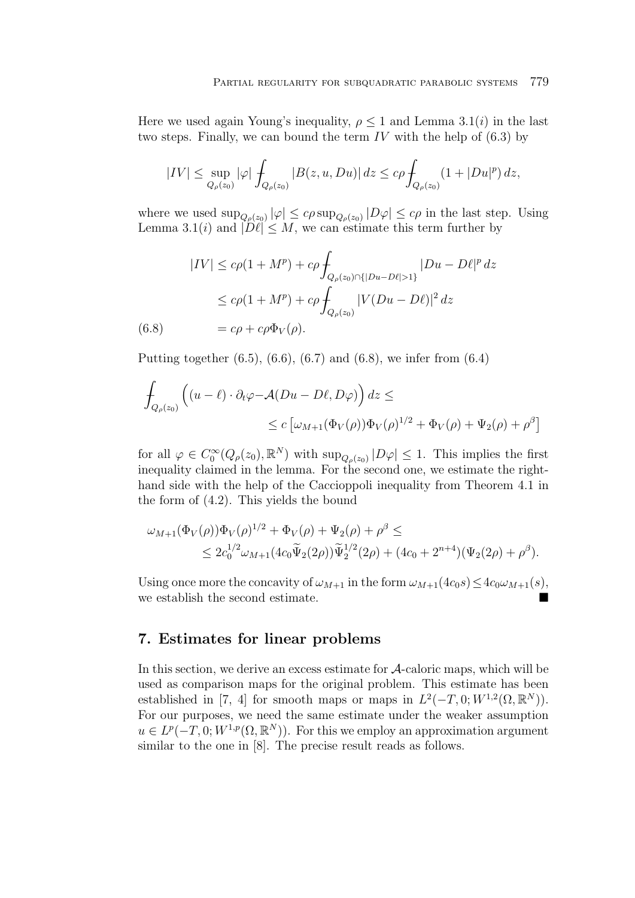Here we used again Young's inequality, $\rho \le 1$ and Lemma 3.1($i$) in the last two steps. Finally, we can bound the term $IV$ with the help of (6.3) by

$$|IV| \le \sup_{Q_\rho(z_0)} |\varphi| \fint_{Q_\rho(z_0)} |B(z,u,Du)|\,dz \le c\rho \fint_{Q_\rho(z_0)} (1+|Du|^p)\,dz,$$

where we used $\sup_{Q_\rho(z_0)} |\varphi| \le c\rho \sup_{Q_\rho(z_0)} |D\varphi| \le c\rho$ in the last step. Using Lemma 3.1($i$) and $|D\ell| \le M$, we can estimate this term further by

$$\begin{aligned} |IV| &\le c\rho(1+M^p) + c\rho \fint_{Q_\rho(z_0)\cap\{|Du-D\ell|>1\}} |Du-D\ell|^p\,dz \\ &\le c\rho(1+M^p) + c\rho \fint_{Q_\rho(z_0)} |V(Du-D\ell)|^2\,dz \\ &= c\rho + c\rho \Phi_V(\rho). \end{aligned} \tag{6.8}$$

Putting together (6.5), (6.6), (6.7) and (6.8), we infer from (6.4)

$$\fint_{Q_\rho(z_0)} \Big( (u-\ell)\cdot \partial_t\varphi - \mathcal{A}(Du-D\ell, D\varphi) \Big)\,dz \le \\ \le c\left[ \omega_{M+1}(\Phi_V(\rho))\Phi_V(\rho)^{1/2} + \Phi_V(\rho) + \Psi_2(\rho) + \rho^\beta \right]$$

for all $\varphi \in C_0^\infty(Q_\rho(z_0),\mathbb{R}^N)$ with $\sup_{Q_\rho(z_0)} |D\varphi| \le 1$. This implies the first inequality claimed in the lemma. For the second one, we estimate the right-hand side with the help of the Caccioppoli inequality from Theorem 4.1 in the form of (4.2). This yields the bound

$$\omega_{M+1}(\Phi_V(\rho))\Phi_V(\rho)^{1/2} + \Phi_V(\rho) + \Psi_2(\rho) + \rho^\beta \le \\ \le 2c_0^{1/2}\omega_{M+1}(4c_0\widetilde{\Psi}_2(2\rho))\widetilde{\Psi}_2^{1/2}(2\rho) + (4c_0 + 2^{n+4})(\Psi_2(2\rho)+\rho^\beta).$$

Using once more the concavity of $\omega_{M+1}$ in the form $\omega_{M+1}(4c_0 s) \le 4c_0\omega_{M+1}(s)$, we establish the second estimate. ∎

## 7. Estimates for linear problems

In this section, we derive an excess estimate for $\mathcal{A}$-caloric maps, which will be used as comparison maps for the original problem. This estimate has been established in [7, 4] for smooth maps or maps in $L^2(-T,0;W^{1,2}(\Omega,\mathbb{R}^N))$. For our purposes, we need the same estimate under the weaker assumption $u \in L^p(-T,0;W^{1,p}(\Omega,\mathbb{R}^N))$. For this we employ an approximation argument similar to the one in [8]. The precise result reads as follows.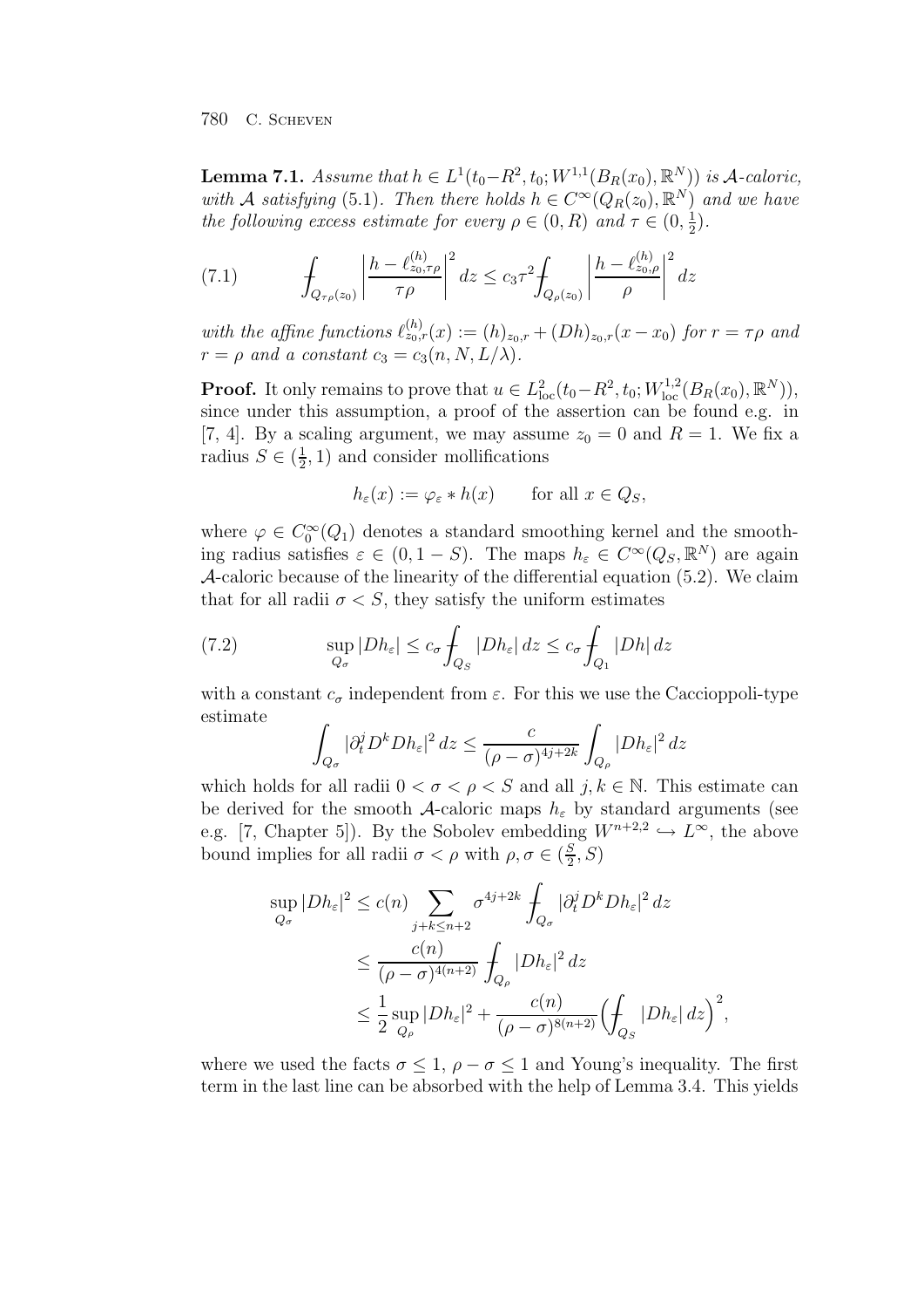**Lemma 7.1.** *Assume that $h \in L^1(t_0-R^2, t_0; W^{1,1}(B_R(x_0), \mathbb{R}^N))$ is $\mathcal{A}$-caloric, with $\mathcal{A}$ satisfying* (5.1). *Then there holds $h \in C^\infty(Q_R(z_0), \mathbb{R}^N)$ and we have the following excess estimate for every $\rho \in (0, R)$ and $\tau \in (0, \frac{1}{2})$.*

$$
\fint_{Q_{\tau\rho}(z_0)} \left| \frac{h - \ell^{(h)}_{z_0,\tau\rho}}{\tau\rho} \right|^2 dz \le c_3 \tau^2 \fint_{Q_\rho(z_0)} \left| \frac{h - \ell^{(h)}_{z_0,\rho}}{\rho} \right|^2 dz \tag{7.1}
$$

*with the affine functions $\ell^{(h)}_{z_0,r}(x) := (h)_{z_0,r} + (Dh)_{z_0,r}(x - x_0)$ for $r = \tau\rho$ and $r = \rho$ and a constant $c_3 = c_3(n, N, L/\lambda)$.*

**Proof.** It only remains to prove that $u \in L^2_{\mathrm{loc}}(t_0-R^2, t_0; W^{1,2}_{\mathrm{loc}}(B_R(x_0), \mathbb{R}^N))$, since under this assumption, a proof of the assertion can be found e.g. in [7, 4]. By a scaling argument, we may assume $z_0 = 0$ and $R = 1$. We fix a radius $S \in (\frac{1}{2}, 1)$ and consider mollifications

$$
h_\varepsilon(x) := \varphi_\varepsilon * h(x) \qquad \text{for all } x \in Q_S,
$$

where $\varphi \in C^\infty_0(Q_1)$ denotes a standard smoothing kernel and the smoothing radius satisfies $\varepsilon \in (0, 1-S)$. The maps $h_\varepsilon \in C^\infty(Q_S, \mathbb{R}^N)$ are again $\mathcal{A}$-caloric because of the linearity of the differential equation (5.2). We claim that for all radii $\sigma < S$, they satisfy the uniform estimates

$$
\sup_{Q_\sigma} |Dh_\varepsilon| \le c_\sigma \fint_{Q_S} |Dh_\varepsilon| \, dz \le c_\sigma \fint_{Q_1} |Dh| \, dz \tag{7.2}
$$

with a constant $c_\sigma$ independent from $\varepsilon$. For this we use the Caccioppoli-type estimate

$$
\int_{Q_\sigma} |\partial_t^j D^k Dh_\varepsilon|^2 \, dz \le \frac{c}{(\rho - \sigma)^{4j+2k}} \int_{Q_\rho} |Dh_\varepsilon|^2 \, dz
$$

which holds for all radii $0 < \sigma < \rho < S$ and all $j, k \in \mathbb{N}$. This estimate can be derived for the smooth $\mathcal{A}$-caloric maps $h_\varepsilon$ by standard arguments (see e.g. [7, Chapter 5]). By the Sobolev embedding $W^{n+2,2} \hookrightarrow L^\infty$, the above bound implies for all radii $\sigma < \rho$ with $\rho, \sigma \in (\frac{S}{2}, S)$

$$
\begin{aligned}
\sup_{Q_\sigma} |Dh_\varepsilon|^2 &\le c(n) \sum_{j+k \le n+2} \sigma^{4j+2k} \fint_{Q_\sigma} |\partial_t^j D^k Dh_\varepsilon|^2 \, dz \\
&\le \frac{c(n)}{(\rho - \sigma)^{4(n+2)}} \fint_{Q_\rho} |Dh_\varepsilon|^2 \, dz \\
&\le \frac{1}{2} \sup_{Q_\rho} |Dh_\varepsilon|^2 + \frac{c(n)}{(\rho - \sigma)^{8(n+2)}} \Big( \fint_{Q_S} |Dh_\varepsilon| \, dz \Big)^2,
\end{aligned}
$$

where we used the facts $\sigma \le 1$, $\rho - \sigma \le 1$ and Young's inequality. The first term in the last line can be absorbed with the help of Lemma 3.4. This yields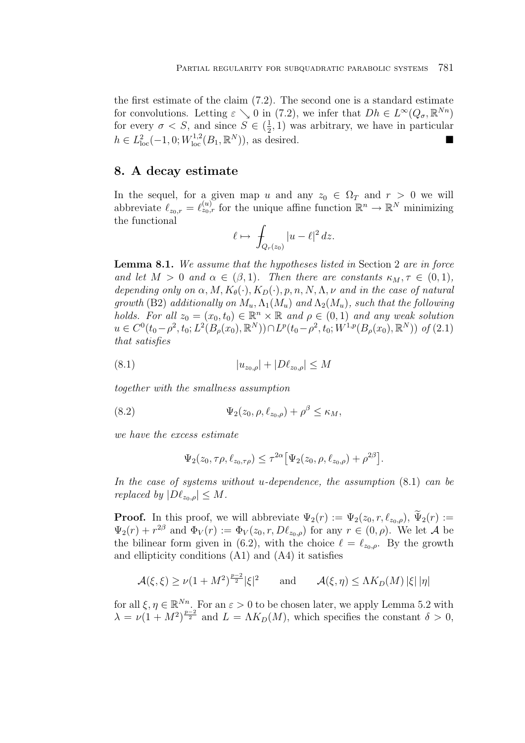the first estimate of the claim (7.2). The second one is a standard estimate for convolutions. Letting $\varepsilon \searrow 0$ in (7.2), we infer that $Dh \in L^\infty(Q_\sigma, \mathbb{R}^{Nn})$ for every $\sigma < S$, and since $S \in (\frac{1}{2}, 1)$ was arbitrary, we have in particular $h \in L^2_{\mathrm{loc}}(-1, 0; W^{1,2}_{\mathrm{loc}}(B_1, \mathbb{R}^N))$, as desired. ∎

## 8. A decay estimate

In the sequel, for a given map $u$ and any $z_0 \in \Omega_T$ and $r > 0$ we will abbreviate $\ell_{z_0,r} = \ell^{(u)}_{z_0,r}$ for the unique affine function $\mathbb{R}^n \to \mathbb{R}^N$ minimizing the functional

$$\ell \mapsto \fint_{Q_r(z_0)} |u - \ell|^2 \, dz.$$

**Lemma 8.1.** *We assume that the hypotheses listed in* Section 2 *are in force and let $M > 0$ and $\alpha \in (\beta, 1)$. Then there are constants $\kappa_M, \tau \in (0,1)$, depending only on $\alpha, M, K_\theta(\cdot), K_D(\cdot), p, n, N, \Lambda, \nu$ and in the case of natural growth* (B2) *additionally on $M_u, \Lambda_1(M_u)$ and $\Lambda_2(M_u)$, such that the following holds. For all $z_0 = (x_0, t_0) \in \mathbb{R}^n \times \mathbb{R}$ and $\rho \in (0,1)$ and any weak solution $u \in C^0(t_0 - \rho^2, t_0; L^2(B_\rho(x_0), \mathbb{R}^N)) \cap L^p(t_0 - \rho^2, t_0; W^{1,p}(B_\rho(x_0), \mathbb{R}^N))$ of* (2.1) *that satisfies*

$$|u_{z_0,\rho}| + |D\ell_{z_0,\rho}| \leq M \tag{8.1}$$

*together with the smallness assumption*

$$\Psi_2(z_0, \rho, \ell_{z_0,\rho}) + \rho^\beta \leq \kappa_M, \tag{8.2}$$

*we have the excess estimate*

$$\Psi_2(z_0, \tau\rho, \ell_{z_0,\tau\rho}) \leq \tau^{2\alpha}\big[\Psi_2(z_0, \rho, \ell_{z_0,\rho}) + \rho^{2\beta}\big].$$

*In the case of systems without $u$-dependence, the assumption* (8.1) *can be replaced by $|D\ell_{z_0,\rho}| \leq M$.*

**Proof.** In this proof, we will abbreviate $\Psi_2(r) := \Psi_2(z_0, r, \ell_{z_0,\rho})$, $\widetilde{\Psi}_2(r) := \Psi_2(r) + r^{2\beta}$ and $\Phi_V(r) := \Phi_V(z_0, r, D\ell_{z_0,\rho})$ for any $r \in (0, \rho)$. We let $\mathcal{A}$ be the bilinear form given in (6.2), with the choice $\ell = \ell_{z_0,\rho}$. By the growth and ellipticity conditions (A1) and (A4) it satisfies

$$\mathcal{A}(\xi, \xi) \geq \nu(1 + M^2)^{\frac{p-2}{2}}|\xi|^2 \qquad \text{and} \qquad \mathcal{A}(\xi, \eta) \leq \Lambda K_D(M)\,|\xi|\,|\eta|$$

for all $\xi, \eta \in \mathbb{R}^{Nn}$. For an $\varepsilon > 0$ to be chosen later, we apply Lemma 5.2 with $\lambda = \nu(1 + M^2)^{\frac{p-2}{2}}$ and $L = \Lambda K_D(M)$, which specifies the constant $\delta > 0$,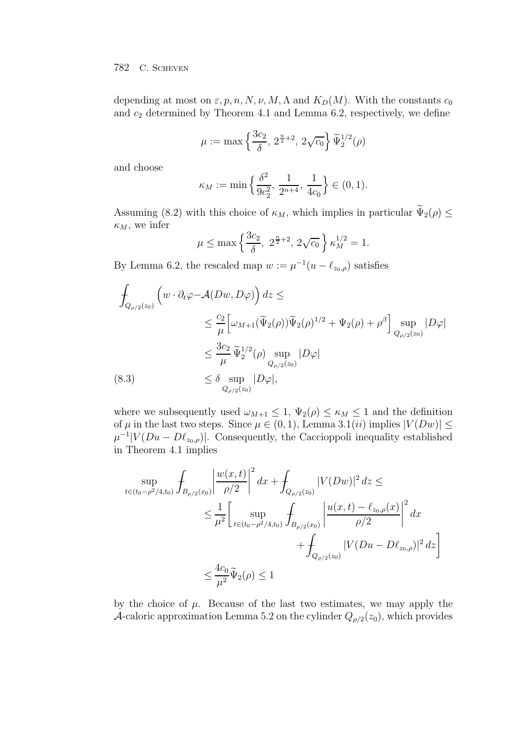depending at most on $\varepsilon, p, n, N, \nu, M, \Lambda$ and $K_D(M)$. With the constants $c_0$ and $c_2$ determined by Theorem 4.1 and Lemma 6.2, respectively, we define

$$\mu := \max\Big\{\frac{3c_2}{\delta},\ 2^{\frac{n}{2}+2},\ 2\sqrt{c_0}\Big\}\,\widetilde{\Psi}_2^{1/2}(\rho)$$

and choose

$$\kappa_M := \min\Big\{\frac{\delta^2}{9c_2^2},\ \frac{1}{2^{n+4}},\ \frac{1}{4c_0}\Big\} \in (0,1).$$

Assuming (8.2) with this choice of $\kappa_M$, which implies in particular $\widetilde{\Psi}_2(\rho) \le \kappa_M$, we infer

$$\mu \le \max\Big\{\frac{3c_2}{\delta},\ 2^{\frac{n}{2}+2},\ 2\sqrt{c_0}\Big\}\,\kappa_M^{1/2} = 1.$$

By Lemma 6.2, the rescaled map $w := \mu^{-1}(u - \ell_{z_0,\rho})$ satisfies

$$\begin{aligned}
\fint_{Q_{\rho/2}(z_0)} \Big(w\cdot\partial_t\varphi - \mathcal{A}(Dw, D\varphi)\Big)\,dz &\le \\
&\le \frac{c_2}{\mu}\Big[\omega_{M+1}(\widetilde{\Psi}_2(\rho))\widetilde{\Psi}_2(\rho)^{1/2} + \Psi_2(\rho) + \rho^{\beta}\Big]\sup_{Q_{\rho/2}(z_0)}|D\varphi| \\
&\le \frac{3c_2}{\mu}\,\widetilde{\Psi}_2^{1/2}(\rho)\sup_{Q_{\rho/2}(z_0)}|D\varphi| \\
&\le \delta \sup_{Q_{\rho/2}(z_0)}|D\varphi|, \qquad\qquad (8.3)
\end{aligned}$$

where we subsequently used $\omega_{M+1} \le 1$, $\Psi_2(\rho) \le \kappa_M \le 1$ and the definition of $\mu$ in the last two steps. Since $\mu \in (0,1)$, Lemma 3.1$(ii)$ implies $|V(Dw)| \le \mu^{-1}|V(Du - D\ell_{z_0,\rho})|$. Consequently, the Caccioppoli inequality established in Theorem 4.1 implies

$$\begin{aligned}
\sup_{t\in(t_0-\rho^2/4,t_0)} \fint_{B_{\rho/2}(x_0)}\Big|\frac{w(x,t)}{\rho/2}\Big|^2 dx + \fint_{Q_{\rho/2}(z_0)} |V(Dw)|^2\,dz &\le \\
\le \frac{1}{\mu^2}\Bigg[\sup_{t\in(t_0-\rho^2/4,t_0)} \fint_{B_{\rho/2}(x_0)}&\Big|\frac{u(x,t)-\ell_{z_0,\rho}(x)}{\rho/2}\Big|^2 dx \\
&+ \fint_{Q_{\rho/2}(z_0)} |V(Du - D\ell_{z_0,\rho})|^2\,dz\Bigg] \\
\le \frac{4c_0}{\mu^2}\widetilde{\Psi}_2(\rho) \le 1&
\end{aligned}$$

by the choice of $\mu$. Because of the last two estimates, we may apply the $\mathcal{A}$-caloric approximation Lemma 5.2 on the cylinder $Q_{\rho/2}(z_0)$, which provides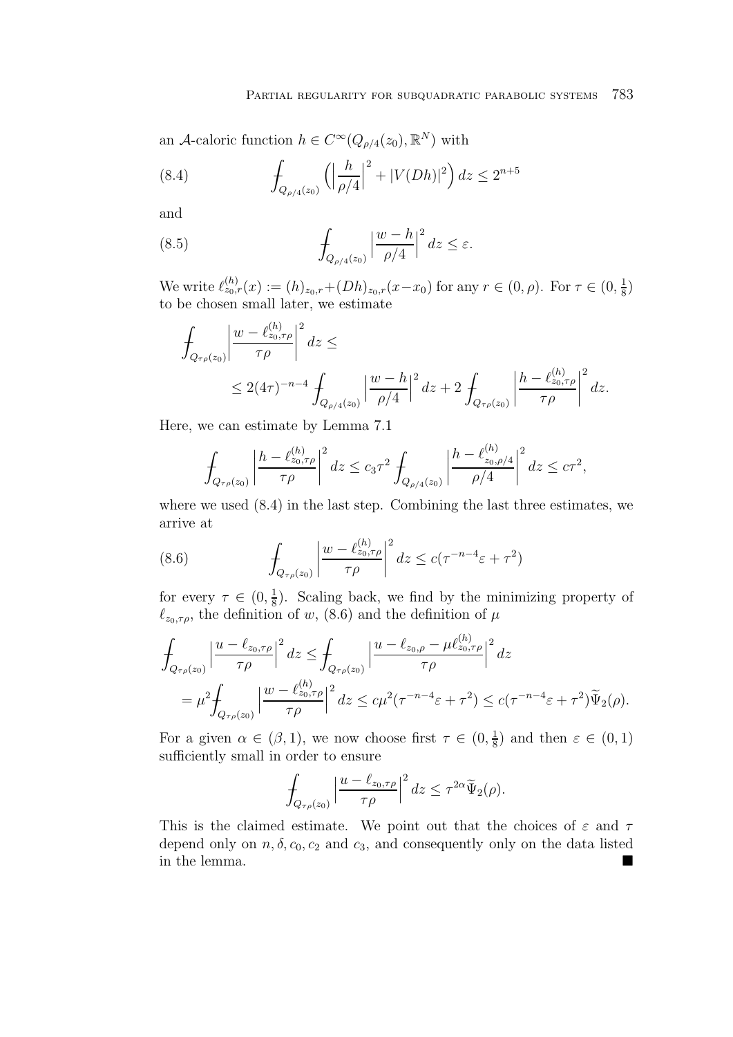an $\mathcal{A}$-caloric function $h \in C^\infty(Q_{\rho/4}(z_0), \mathbb{R}^N)$ with

$$
\fint_{Q_{\rho/4}(z_0)} \Big( \Big| \frac{h}{\rho/4} \Big|^2 + |V(Dh)|^2 \Big)\, dz \le 2^{n+5} \tag{8.4}
$$

and

$$
\fint_{Q_{\rho/4}(z_0)} \Big| \frac{w-h}{\rho/4} \Big|^2 dz \le \varepsilon. \tag{8.5}
$$

We write $\ell^{(h)}_{z_0,r}(x) := (h)_{z_0,r} + (Dh)_{z_0,r}(x-x_0)$ for any $r \in (0,\rho)$. For $\tau \in (0, \frac{1}{8})$ to be chosen small later, we estimate

$$
\begin{aligned}
\fint_{Q_{\tau\rho}(z_0)} \Big| \frac{w - \ell^{(h)}_{z_0,\tau\rho}}{\tau\rho} \Big|^2 dz &\le \\
&\le 2(4\tau)^{-n-4} \fint_{Q_{\rho/4}(z_0)} \Big| \frac{w-h}{\rho/4} \Big|^2 dz + 2 \fint_{Q_{\tau\rho}(z_0)} \Big| \frac{h - \ell^{(h)}_{z_0,\tau\rho}}{\tau\rho} \Big|^2 dz.
\end{aligned}
$$

Here, we can estimate by Lemma 7.1

$$
\fint_{Q_{\tau\rho}(z_0)} \Big| \frac{h - \ell^{(h)}_{z_0,\tau\rho}}{\tau\rho} \Big|^2 dz \le c_3 \tau^2 \fint_{Q_{\rho/4}(z_0)} \Big| \frac{h - \ell^{(h)}_{z_0,\rho/4}}{\rho/4} \Big|^2 dz \le c\tau^2,
$$

where we used (8.4) in the last step. Combining the last three estimates, we arrive at

$$
\fint_{Q_{\tau\rho}(z_0)} \Big| \frac{w - \ell^{(h)}_{z_0,\tau\rho}}{\tau\rho} \Big|^2 dz \le c(\tau^{-n-4}\varepsilon + \tau^2) \tag{8.6}
$$

for every $\tau \in (0, \frac{1}{8})$. Scaling back, we find by the minimizing property of $\ell_{z_0,\tau\rho}$, the definition of $w$, (8.6) and the definition of $\mu$

$$
\begin{aligned}
\fint_{Q_{\tau\rho}(z_0)} \Big| \frac{u - \ell_{z_0,\tau\rho}}{\tau\rho} \Big|^2 dz &\le \fint_{Q_{\tau\rho}(z_0)} \Big| \frac{u - \ell_{z_0,\rho} - \mu \ell^{(h)}_{z_0,\tau\rho}}{\tau\rho} \Big|^2 dz \\
&= \mu^2 \fint_{Q_{\tau\rho}(z_0)} \Big| \frac{w - \ell^{(h)}_{z_0,\tau\rho}}{\tau\rho} \Big|^2 dz \le c\mu^2(\tau^{-n-4}\varepsilon + \tau^2) \le c(\tau^{-n-4}\varepsilon + \tau^2)\widetilde{\Psi}_2(\rho).
\end{aligned}
$$

For a given $\alpha \in (\beta, 1)$, we now choose first $\tau \in (0, \frac{1}{8})$ and then $\varepsilon \in (0,1)$ sufficiently small in order to ensure

$$
\fint_{Q_{\tau\rho}(z_0)} \Big| \frac{u - \ell_{z_0,\tau\rho}}{\tau\rho} \Big|^2 dz \le \tau^{2\alpha} \widetilde{\Psi}_2(\rho).
$$

This is the claimed estimate. We point out that the choices of $\varepsilon$ and $\tau$ depend only on $n, \delta, c_0, c_2$ and $c_3$, and consequently only on the data listed in the lemma. ■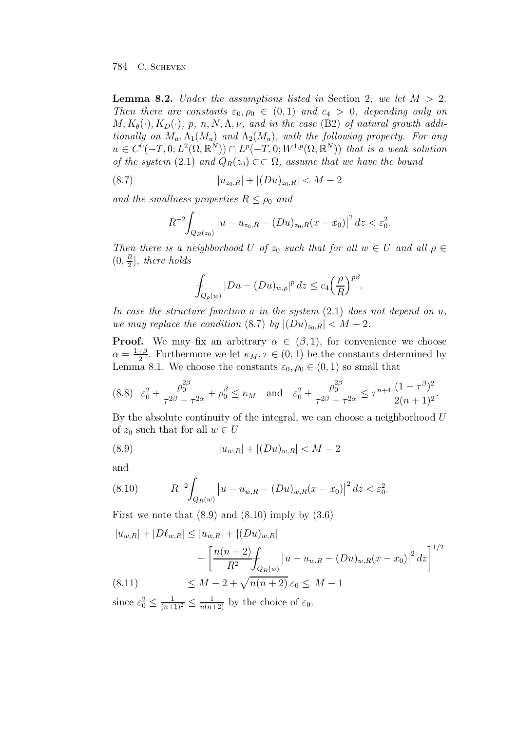**Lemma 8.2.** *Under the assumptions listed in* Section 2*, we let $M > 2$. Then there are constants $\varepsilon_0, \rho_0 \in (0,1)$ and $c_4 > 0$, depending only on $M, K_\theta(\cdot), K_D(\cdot)$, $p$, $n, N, \Lambda, \nu$, and in the case* (B2) *of natural growth additionally on $M_u, \Lambda_1(M_u)$ and $\Lambda_2(M_u)$, with the following property. For any $u \in C^0(-T,0;L^2(\Omega,\mathbb{R}^N)) \cap L^p(-T,0;W^{1,p}(\Omega,\mathbb{R}^N))$ that is a weak solution of the system* (2.1) *and $Q_R(z_0) \subset\subset \Omega$, assume that we have the bound*

$$|u_{z_0,R}| + |(Du)_{z_0,R}| < M - 2 \tag{8.7}$$

*and the smallness properties $R \le \rho_0$ and*

$$R^{-2} \fint_{Q_R(z_0)} \big| u - u_{z_0,R} - (Du)_{z_0,R}(x - x_0) \big|^2 \, dz < \varepsilon_0^2.$$

*Then there is a neighborhood $U$ of $z_0$ such that for all $w \in U$ and all $\rho \in (0, \frac{R}{2}]$, there holds*

$$\fint_{Q_\rho(w)} |Du - (Du)_{w,\rho}|^p \, dz \le c_4 \Big(\frac{\rho}{R}\Big)^{p\beta}.$$

*In case the structure function $a$ in the system* (2.1) *does not depend on $u$, we may replace the condition* (8.7) *by $|(Du)_{z_0,R}| < M - 2$.*

**Proof.** We may fix an arbitrary $\alpha \in (\beta, 1)$, for convenience we choose $\alpha = \frac{1+\beta}{2}$. Furthermore we let $\kappa_M, \tau \in (0,1)$ be the constants determined by Lemma 8.1. We choose the constants $\varepsilon_0, \rho_0 \in (0,1)$ so small that

$$\varepsilon_0^2 + \frac{\rho_0^{2\beta}}{\tau^{2\beta} - \tau^{2\alpha}} + \rho_0^\beta \le \kappa_M \quad \text{and} \quad \varepsilon_0^2 + \frac{\rho_0^{2\beta}}{\tau^{2\beta} - \tau^{2\alpha}} \le \tau^{n+4} \frac{(1-\tau^\beta)^2}{2(n+1)^2}. \tag{8.8}$$

By the absolute continuity of the integral, we can choose a neighborhood $U$ of $z_0$ such that for all $w \in U$

$$|u_{w,R}| + |(Du)_{w,R}| < M - 2 \tag{8.9}$$

and

$$R^{-2} \fint_{Q_R(w)} \big| u - u_{w,R} - (Du)_{w,R}(x - x_0) \big|^2 \, dz < \varepsilon_0^2. \tag{8.10}$$

First we note that (8.9) and (8.10) imply by (3.6)

$$\begin{aligned}
|u_{w,R}| + |D\ell_{w,R}| &\le |u_{w,R}| + |(Du)_{w,R}| \\
&\quad + \left[ \frac{n(n+2)}{R^2} \fint_{Q_R(w)} \big| u - u_{w,R} - (Du)_{w,R}(x - x_0) \big|^2 \, dz \right]^{1/2} \\
&\le M - 2 + \sqrt{n(n+2)}\, \varepsilon_0 \le M - 1
\end{aligned} \tag{8.11}$$

since $\varepsilon_0^2 \le \frac{1}{(n+1)^2} \le \frac{1}{n(n+2)}$ by the choice of $\varepsilon_0$.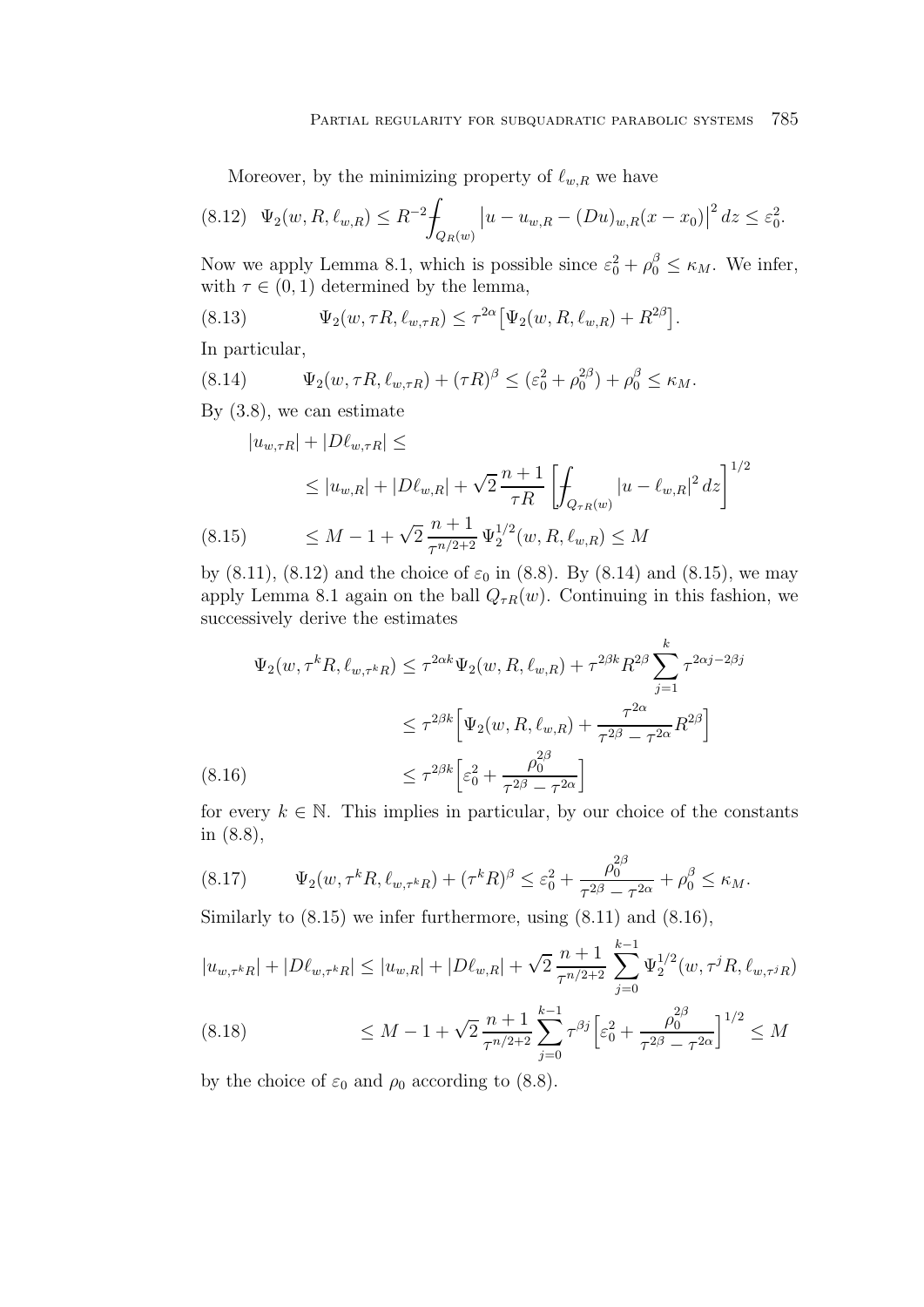Moreover, by the minimizing property of $\ell_{w,R}$ we have

$$\Psi_2(w,R,\ell_{w,R}) \le R^{-2} \fint_{Q_R(w)} \big|u - u_{w,R} - (Du)_{w,R}(x-x_0)\big|^2\,dz \le \varepsilon_0^2. \tag{8.12}$$

Now we apply Lemma 8.1, which is possible since $\varepsilon_0^2 + \rho_0^\beta \le \kappa_M$. We infer, with $\tau \in (0,1)$ determined by the lemma,

$$\Psi_2(w,\tau R,\ell_{w,\tau R}) \le \tau^{2\alpha}\big[\Psi_2(w,R,\ell_{w,R}) + R^{2\beta}\big]. \tag{8.13}$$

In particular,

$$\Psi_2(w,\tau R,\ell_{w,\tau R}) + (\tau R)^\beta \le (\varepsilon_0^2 + \rho_0^{2\beta}) + \rho_0^\beta \le \kappa_M. \tag{8.14}$$

By (3.8), we can estimate

$$\begin{aligned}
&|u_{w,\tau R}| + |D\ell_{w,\tau R}| \le \\
&\quad\le |u_{w,R}| + |D\ell_{w,R}| + \sqrt{2}\,\frac{n+1}{\tau R}\left[\fint_{Q_{\tau R}(w)} |u-\ell_{w,R}|^2\,dz\right]^{1/2} \\
&\quad\le M - 1 + \sqrt{2}\,\frac{n+1}{\tau^{n/2+2}}\,\Psi_2^{1/2}(w,R,\ell_{w,R}) \le M
\end{aligned} \tag{8.15}$$

by (8.11), (8.12) and the choice of $\varepsilon_0$ in (8.8). By (8.14) and (8.15), we may apply Lemma 8.1 again on the ball $Q_{\tau R}(w)$. Continuing in this fashion, we successively derive the estimates

$$\begin{aligned}
\Psi_2(w,\tau^k R,\ell_{w,\tau^k R}) &\le \tau^{2\alpha k}\Psi_2(w,R,\ell_{w,R}) + \tau^{2\beta k}R^{2\beta}\sum_{j=1}^{k}\tau^{2\alpha j - 2\beta j} \\
&\le \tau^{2\beta k}\Big[\Psi_2(w,R,\ell_{w,R}) + \frac{\tau^{2\alpha}}{\tau^{2\beta}-\tau^{2\alpha}}R^{2\beta}\Big] \\
&\le \tau^{2\beta k}\Big[\varepsilon_0^2 + \frac{\rho_0^{2\beta}}{\tau^{2\beta}-\tau^{2\alpha}}\Big]
\end{aligned} \tag{8.16}$$

for every $k \in \mathbb{N}$. This implies in particular, by our choice of the constants in (8.8),

$$\Psi_2(w,\tau^k R,\ell_{w,\tau^k R}) + (\tau^k R)^\beta \le \varepsilon_0^2 + \frac{\rho_0^{2\beta}}{\tau^{2\beta}-\tau^{2\alpha}} + \rho_0^\beta \le \kappa_M. \tag{8.17}$$

Similarly to (8.15) we infer furthermore, using (8.11) and (8.16),

$$\begin{aligned}
|u_{w,\tau^k R}| + |D\ell_{w,\tau^k R}| &\le |u_{w,R}| + |D\ell_{w,R}| + \sqrt{2}\,\frac{n+1}{\tau^{n/2+2}}\sum_{j=0}^{k-1}\Psi_2^{1/2}(w,\tau^j R,\ell_{w,\tau^j R}) \\
&\le M - 1 + \sqrt{2}\,\frac{n+1}{\tau^{n/2+2}}\sum_{j=0}^{k-1}\tau^{\beta j}\Big[\varepsilon_0^2 + \frac{\rho_0^{2\beta}}{\tau^{2\beta}-\tau^{2\alpha}}\Big]^{1/2} \le M
\end{aligned} \tag{8.18}$$

by the choice of $\varepsilon_0$ and $\rho_0$ according to (8.8).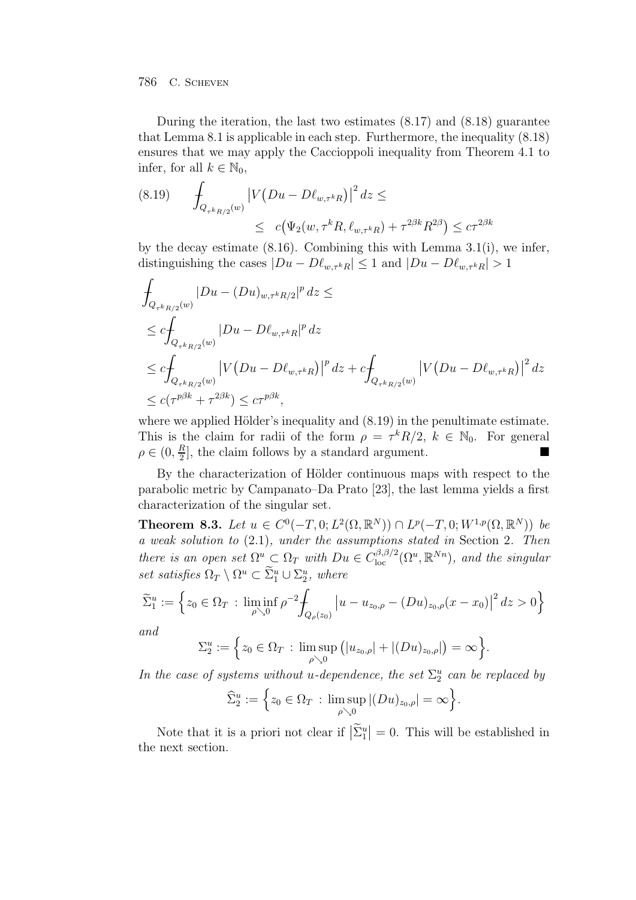During the iteration, the last two estimates (8.17) and (8.18) guarantee that Lemma 8.1 is applicable in each step. Furthermore, the inequality (8.18) ensures that we may apply the Caccioppoli inequality from Theorem 4.1 to infer, for all $k \in \mathbb{N}_0$,

$$
\tag{8.19}
\begin{aligned}
\fint_{Q_{\tau^k R/2}(w)} \big|V\big(Du - D\ell_{w,\tau^k R}\big)\big|^2 \, dz \le \\
\le \; c\big(\Psi_2(w, \tau^k R, \ell_{w,\tau^k R}) + \tau^{2\beta k} R^{2\beta}\big) \le c\tau^{2\beta k}
\end{aligned}
$$

by the decay estimate (8.16). Combining this with Lemma 3.1(i), we infer, distinguishing the cases $|Du - D\ell_{w,\tau^k R}| \le 1$ and $|Du - D\ell_{w,\tau^k R}| > 1$

$$
\begin{aligned}
&\fint_{Q_{\tau^k R/2}(w)} |Du - (Du)_{w,\tau^k R/2}|^p \, dz \le \\
&\le c \fint_{Q_{\tau^k R/2}(w)} |Du - D\ell_{w,\tau^k R}|^p \, dz \\
&\le c \fint_{Q_{\tau^k R/2}(w)} \big|V\big(Du - D\ell_{w,\tau^k R}\big)\big|^p \, dz + c \fint_{Q_{\tau^k R/2}(w)} \big|V\big(Du - D\ell_{w,\tau^k R}\big)\big|^2 \, dz \\
&\le c\big(\tau^{p\beta k} + \tau^{2\beta k}\big) \le c\tau^{p\beta k},
\end{aligned}
$$

where we applied Hölder's inequality and (8.19) in the penultimate estimate. This is the claim for radii of the form $\rho = \tau^k R/2$, $k \in \mathbb{N}_0$. For general $\rho \in (0, \frac{R}{2}]$, the claim follows by a standard argument. ■

By the characterization of Hölder continuous maps with respect to the parabolic metric by Campanato–Da Prato [23], the last lemma yields a first characterization of the singular set.

**Theorem 8.3.** *Let $u \in C^0(-T, 0; L^2(\Omega, \mathbb{R}^N)) \cap L^p(-T, 0; W^{1,p}(\Omega, \mathbb{R}^N))$ be a weak solution to* (2.1)*, under the assumptions stated in* Section 2*. Then there is an open set $\Omega^u \subset \Omega_T$ with $Du \in C^{\beta,\beta/2}_{\mathrm{loc}}(\Omega^u, \mathbb{R}^{Nn})$, and the singular set satisfies $\Omega_T \setminus \Omega^u \subset \widetilde{\Sigma}_1^u \cup \Sigma_2^u$, where*

$$
\widetilde{\Sigma}_1^u := \Big\{ z_0 \in \Omega_T \, : \, \liminf_{\rho \searrow 0} \rho^{-2} \fint_{Q_\rho(z_0)} \big|u - u_{z_0,\rho} - (Du)_{z_0,\rho}(x - x_0)\big|^2 \, dz > 0 \Big\}
$$

*and*

$$
\Sigma_2^u := \Big\{ z_0 \in \Omega_T \, : \, \limsup_{\rho \searrow 0} \big(|u_{z_0,\rho}| + |(Du)_{z_0,\rho}|\big) = \infty \Big\}.
$$

*In the case of systems without $u$-dependence, the set $\Sigma_2^u$ can be replaced by*

$$
\widehat{\Sigma}_2^u := \Big\{ z_0 \in \Omega_T \, : \, \limsup_{\rho \searrow 0} |(Du)_{z_0,\rho}| = \infty \Big\}.
$$

Note that it is a priori not clear if $\big|\widetilde{\Sigma}_1^u\big| = 0$. This will be established in the next section.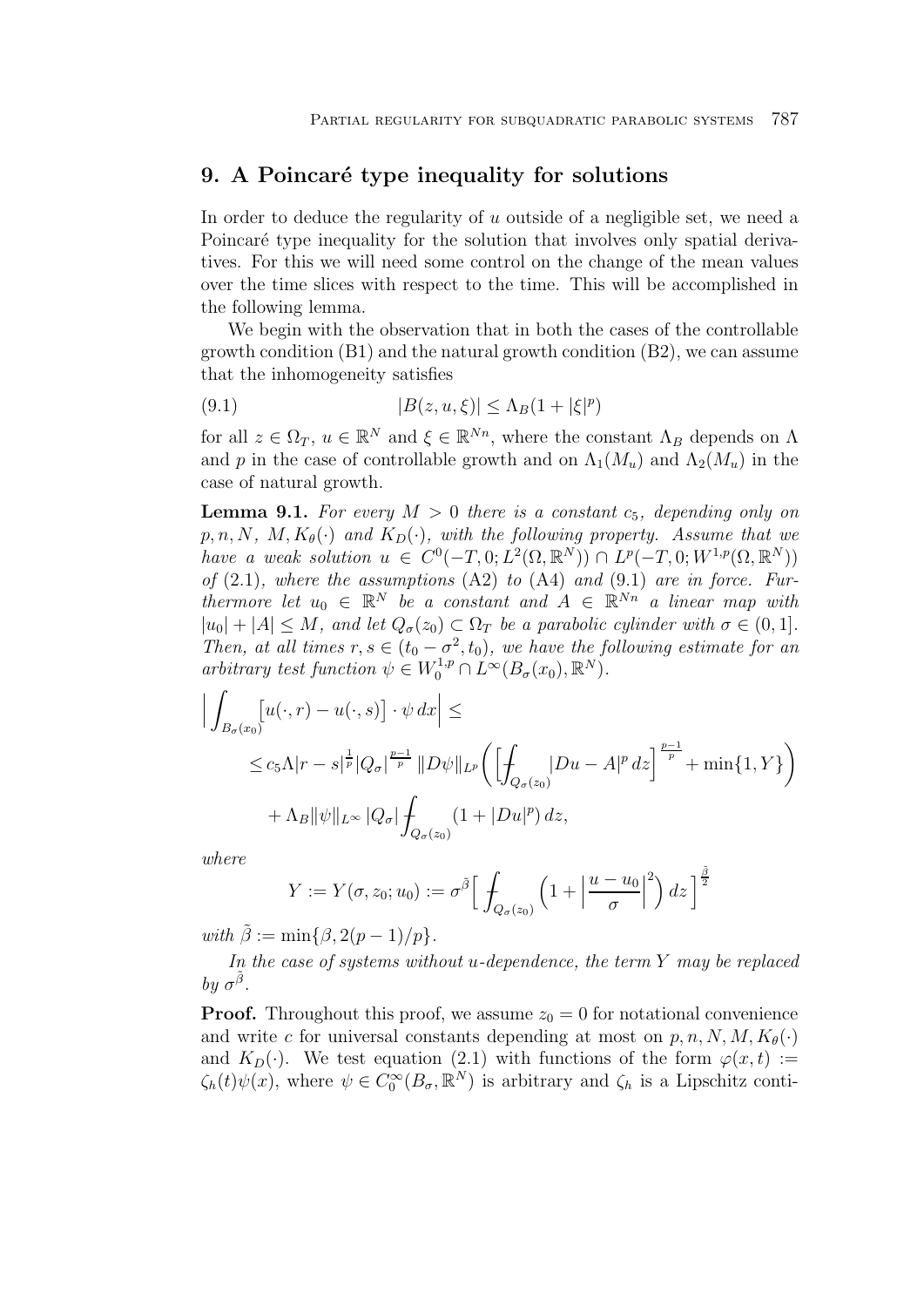## 9. A Poincaré type inequality for solutions

In order to deduce the regularity of $u$ outside of a negligible set, we need a Poincaré type inequality for the solution that involves only spatial derivatives. For this we will need some control on the change of the mean values over the time slices with respect to the time. This will be accomplished in the following lemma.

We begin with the observation that in both the cases of the controllable growth condition (B1) and the natural growth condition (B2), we can assume that the inhomogeneity satisfies

$$|B(z,u,\xi)| \le \Lambda_B(1+|\xi|^p) \tag{9.1}$$

for all $z \in \Omega_T$, $u \in \mathbb{R}^N$ and $\xi \in \mathbb{R}^{Nn}$, where the constant $\Lambda_B$ depends on $\Lambda$ and $p$ in the case of controllable growth and on $\Lambda_1(M_u)$ and $\Lambda_2(M_u)$ in the case of natural growth.

**Lemma 9.1.** *For every $M > 0$ there is a constant $c_5$, depending only on $p, n, N, M, K_\theta(\cdot)$ and $K_D(\cdot)$, with the following property. Assume that we have a weak solution $u \in C^0(-T,0;L^2(\Omega,\mathbb{R}^N)) \cap L^p(-T,0;W^{1,p}(\Omega,\mathbb{R}^N))$ of (2.1), where the assumptions (A2) to (A4) and (9.1) are in force. Furthermore let $u_0 \in \mathbb{R}^N$ be a constant and $A \in \mathbb{R}^{Nn}$ a linear map with $|u_0| + |A| \le M$, and let $Q_\sigma(z_0) \subset \Omega_T$ be a parabolic cylinder with $\sigma \in (0,1]$. Then, at all times $r, s \in (t_0 - \sigma^2, t_0)$, we have the following estimate for an arbitrary test function $\psi \in W^{1,p}_0 \cap L^\infty(B_\sigma(x_0),\mathbb{R}^N)$.*

$$\begin{aligned}
\Big| \int_{B_\sigma(x_0)} \big[u(\cdot,r) - u(\cdot,s)\big] \cdot \psi \, dx \Big| &\le \\
&\le c_5 \Lambda |r-s|^{\frac{1}{p}} |Q_\sigma|^{\frac{p-1}{p}} \, \|D\psi\|_{L^p} \bigg( \Big[ ⨍_{Q_\sigma(z_0)} |Du - A|^p \, dz \Big]^{\frac{p-1}{p}} + \min\{1, Y\} \bigg) \\
&\quad + \Lambda_B \|\psi\|_{L^\infty} \, |Q_\sigma| ⨍_{Q_\sigma(z_0)} (1 + |Du|^p) \, dz,
\end{aligned}$$

*where*

$$Y := Y(\sigma, z_0; u_0) := \sigma^{\tilde\beta} \Big[ ⨍_{Q_\sigma(z_0)} \Big(1 + \Big|\frac{u - u_0}{\sigma}\Big|^2\Big) \, dz \Big]^{\frac{\tilde\beta}{2}}$$

*with $\tilde\beta := \min\{\beta, 2(p-1)/p\}$.*

*In the case of systems without $u$-dependence, the term $Y$ may be replaced by $\sigma^{\tilde\beta}$.*

**Proof.** Throughout this proof, we assume $z_0 = 0$ for notational convenience and write $c$ for universal constants depending at most on $p, n, N, M, K_\theta(\cdot)$ and $K_D(\cdot)$. We test equation (2.1) with functions of the form $\varphi(x,t) := \zeta_h(t)\psi(x)$, where $\psi \in C^\infty_0(B_\sigma,\mathbb{R}^N)$ is arbitrary and $\zeta_h$ is a Lipschitz conti-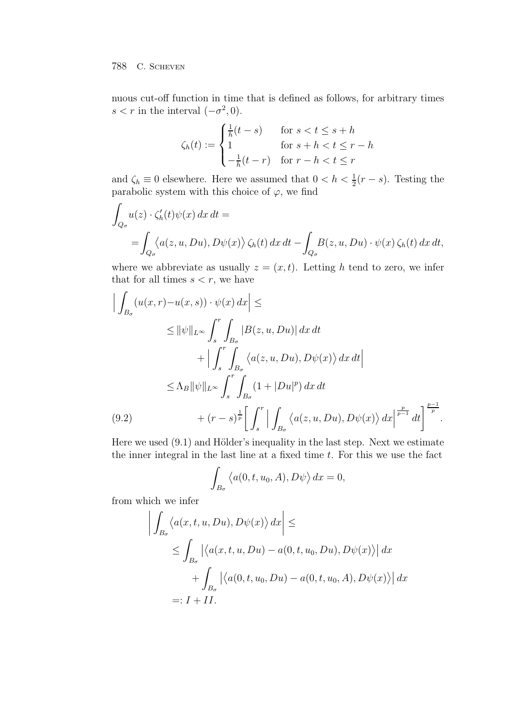nuous cut-off function in time that is defined as follows, for arbitrary times $s < r$ in the interval $(-\sigma^2, 0)$.

$$\zeta_h(t) := \begin{cases} \frac{1}{h}(t-s) & \text{for } s < t \le s+h \\ 1 & \text{for } s+h < t \le r-h \\ -\frac{1}{h}(t-r) & \text{for } r-h < t \le r \end{cases}$$

and $\zeta_h \equiv 0$ elsewhere. Here we assumed that $0 < h < \frac{1}{2}(r-s)$. Testing the parabolic system with this choice of $\varphi$, we find

$$\int_{Q_\sigma} u(z) \cdot \zeta_h'(t) \psi(x)\, dx\, dt = \\ = \int_{Q_\sigma} \big\langle a(z,u,Du), D\psi(x) \big\rangle\, \zeta_h(t)\, dx\, dt - \int_{Q_\sigma} B(z,u,Du) \cdot \psi(x)\, \zeta_h(t)\, dx\, dt,$$

where we abbreviate as usually $z = (x,t)$. Letting $h$ tend to zero, we infer that for all times $s < r$, we have

$$\begin{aligned} \Big| \int_{B_\sigma} (u(x,r) - u(x,s)) \cdot \psi(x)\, dx \Big| &\le \\ &\le \|\psi\|_{L^\infty} \int_s^r \int_{B_\sigma} |B(z,u,Du)|\, dx\, dt \\ &\qquad + \Big| \int_s^r \int_{B_\sigma} \big\langle a(z,u,Du), D\psi(x) \big\rangle\, dx\, dt \Big| \\ &\le \Lambda_B \|\psi\|_{L^\infty} \int_s^r \int_{B_\sigma} (1 + |Du|^p)\, dx\, dt \\ &\qquad + (r-s)^{\frac{1}{p}} \bigg[ \int_s^r \Big| \int_{B_\sigma} \big\langle a(z,u,Du), D\psi(x) \big\rangle\, dx \Big|^{\frac{p}{p-1}} dt \bigg]^{\frac{p-1}{p}}. \end{aligned} \tag{9.2}$$

Here we used (9.1) and Hölder's inequality in the last step. Next we estimate the inner integral in the last line at a fixed time $t$. For this we use the fact

$$\int_{B_\sigma} \big\langle a(0,t,u_0,A), D\psi \big\rangle\, dx = 0,$$

from which we infer

$$\begin{aligned} \bigg| \int_{B_\sigma} \big\langle a(x,t,u,Du), D\psi(x) \big\rangle\, dx \bigg| &\le \\ &\le \int_{B_\sigma} \big| \big\langle a(x,t,u,Du) - a(0,t,u_0,Du), D\psi(x) \big\rangle \big|\, dx \\ &\qquad + \int_{B_\sigma} \big| \big\langle a(0,t,u_0,Du) - a(0,t,u_0,A), D\psi(x) \big\rangle \big|\, dx \\ &=: I + II. \end{aligned}$$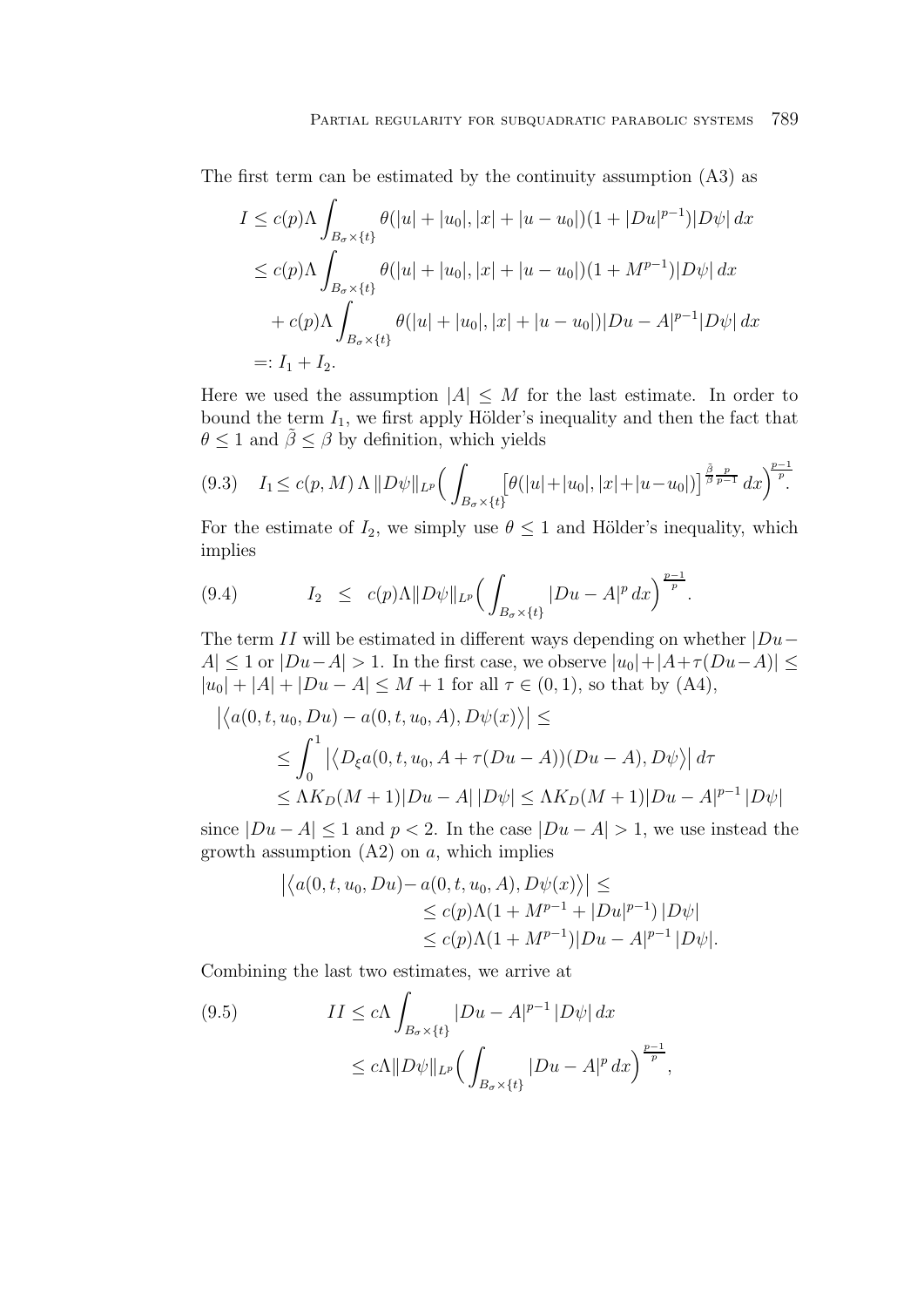The first term can be estimated by the continuity assumption (A3) as

$$
\begin{aligned}
I &\le c(p)\Lambda \int_{B_\sigma\times\{t\}} \theta(|u|+|u_0|,|x|+|u-u_0|)(1+|Du|^{p-1})|D\psi|\,dx\\
&\le c(p)\Lambda \int_{B_\sigma\times\{t\}} \theta(|u|+|u_0|,|x|+|u-u_0|)(1+M^{p-1})|D\psi|\,dx\\
&\quad + c(p)\Lambda \int_{B_\sigma\times\{t\}} \theta(|u|+|u_0|,|x|+|u-u_0|)|Du-A|^{p-1}|D\psi|\,dx\\
&=: I_1 + I_2.
\end{aligned}
$$

Here we used the assumption $|A| \le M$ for the last estimate. In order to bound the term $I_1$, we first apply Hölder's inequality and then the fact that $\theta \le 1$ and $\tilde\beta \le \beta$ by definition, which yields

$$
(9.3)\quad I_1 \le c(p,M)\,\Lambda\,\|D\psi\|_{L^p}\Big(\int_{B_\sigma\times\{t\}}\big[\theta(|u|+|u_0|,|x|+|u-u_0|)\big]^{\frac{\tilde\beta}{\beta}\frac{p}{p-1}}\,dx\Big)^{\frac{p-1}{p}}.
$$

For the estimate of $I_2$, we simply use $\theta \le 1$ and Hölder's inequality, which implies

$$
(9.4)\qquad I_2 \;\le\; c(p)\Lambda\|D\psi\|_{L^p}\Big(\int_{B_\sigma\times\{t\}}|Du-A|^p\,dx\Big)^{\frac{p-1}{p}}.
$$

The term $II$ will be estimated in different ways depending on whether $|Du-A| \le 1$ or $|Du-A| > 1$. In the first case, we observe $|u_0|+|A+\tau(Du-A)| \le |u_0|+|A|+|Du-A| \le M+1$ for all $\tau \in (0,1)$, so that by (A4),

$$
\begin{aligned}
&\big|\big\langle a(0,t,u_0,Du)-a(0,t,u_0,A), D\psi(x)\big\rangle\big| \le\\
&\quad\le \int_0^1 \big|\big\langle D_\xi a(0,t,u_0,A+\tau(Du-A))(Du-A), D\psi\big\rangle\big|\,d\tau\\
&\quad\le \Lambda K_D(M+1)|Du-A|\,|D\psi| \le \Lambda K_D(M+1)|Du-A|^{p-1}\,|D\psi|
\end{aligned}
$$

since $|Du-A| \le 1$ and $p<2$. In the case $|Du-A|>1$, we use instead the growth assumption (A2) on $a$, which implies

$$
\begin{aligned}
&\big|\big\langle a(0,t,u_0,Du)-a(0,t,u_0,A), D\psi(x)\big\rangle\big| \le\\
&\qquad\le c(p)\Lambda(1+M^{p-1}+|Du|^{p-1})\,|D\psi|\\
&\qquad\le c(p)\Lambda(1+M^{p-1})|Du-A|^{p-1}\,|D\psi|.
\end{aligned}
$$

Combining the last two estimates, we arrive at

$$
\begin{aligned}
(9.5)\qquad II &\le c\Lambda\int_{B_\sigma\times\{t\}}|Du-A|^{p-1}\,|D\psi|\,dx\\
&\le c\Lambda\|D\psi\|_{L^p}\Big(\int_{B_\sigma\times\{t\}}|Du-A|^p\,dx\Big)^{\frac{p-1}{p}},
\end{aligned}
$$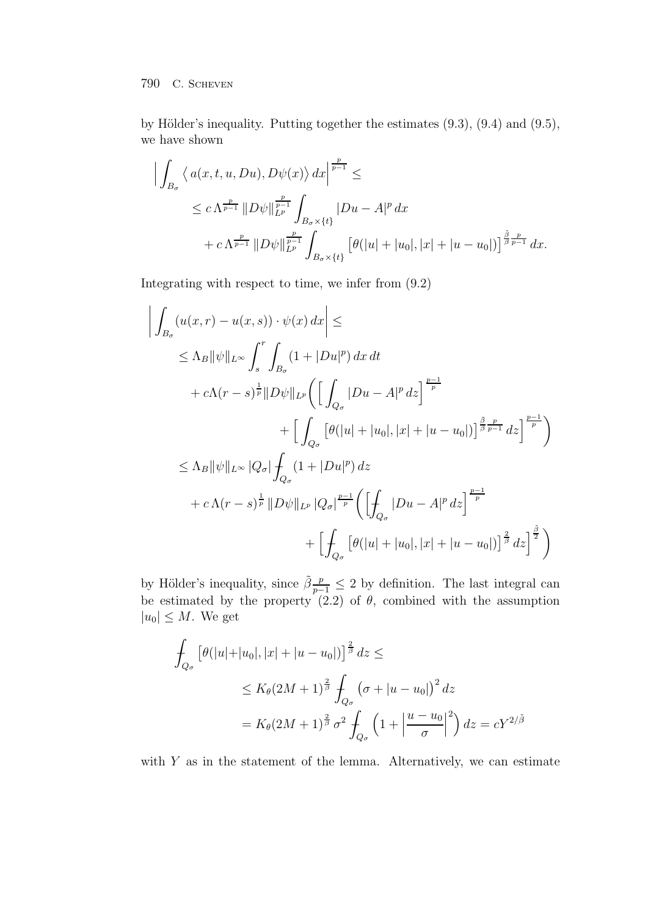by Hölder's inequality. Putting together the estimates (9.3), (9.4) and (9.5), we have shown

$$
\begin{aligned}
\Big| \int_{B_\sigma} \big\langle a(x,t,u,Du), D\psi(x) \big\rangle \, dx \Big|^{\frac{p}{p-1}} \le& \\
&\le c\,\Lambda^{\frac{p}{p-1}} \, \|D\psi\|_{L^p}^{\frac{p}{p-1}} \int_{B_\sigma \times \{t\}} |Du - A|^p \, dx \\
&\quad + c\,\Lambda^{\frac{p}{p-1}} \, \|D\psi\|_{L^p}^{\frac{p}{p-1}} \int_{B_\sigma \times \{t\}} \big[\theta(|u| + |u_0|, |x| + |u - u_0|)\big]^{\frac{\tilde\beta}{\beta}\frac{p}{p-1}} \, dx.
\end{aligned}
$$

Integrating with respect to time, we infer from (9.2)

$$
\begin{aligned}
\bigg| \int_{B_\sigma} (u(x,r) - u(x,s)) \cdot \psi(x) \, dx \bigg| \le& \\
&\le \Lambda_B \|\psi\|_{L^\infty} \int_s^r \int_{B_\sigma} (1 + |Du|^p) \, dx \, dt \\
&\quad + c\Lambda (r-s)^{\frac{1}{p}} \|D\psi\|_{L^p} \bigg( \Big[ \int_{Q_\sigma} |Du - A|^p \, dz \Big]^{\frac{p-1}{p}} \\
&\qquad\qquad + \Big[ \int_{Q_\sigma} \big[\theta(|u| + |u_0|, |x| + |u - u_0|)\big]^{\frac{\tilde\beta}{\beta}\frac{p}{p-1}} \, dz \Big]^{\frac{p-1}{p}} \bigg) \\
&\le \Lambda_B \|\psi\|_{L^\infty} \, |Q_\sigma| ⨍_{Q_\sigma} (1 + |Du|^p) \, dz \\
&\quad + c\,\Lambda (r-s)^{\frac{1}{p}} \, \|D\psi\|_{L^p} \, |Q_\sigma|^{\frac{p-1}{p}} \bigg( \Big[ ⨍_{Q_\sigma} |Du - A|^p \, dz \Big]^{\frac{p-1}{p}} \\
&\qquad\qquad + \Big[ ⨍_{Q_\sigma} \big[\theta(|u| + |u_0|, |x| + |u - u_0|)\big]^{\frac{2}{\beta}} \, dz \Big]^{\frac{\tilde\beta}{2}} \bigg)
\end{aligned}
$$

by Hölder's inequality, since $\tilde\beta \frac{p}{p-1} \le 2$ by definition. The last integral can be estimated by the property (2.2) of $\theta$, combined with the assumption $|u_0| \le M$. We get

$$
\begin{aligned}
⨍_{Q_\sigma} \big[\theta(|u| + |u_0|, |x| + |u - u_0|)\big]^{\frac{2}{\beta}} \, dz \le& \\
&\le K_\theta (2M+1)^{\frac{2}{\beta}} ⨍_{Q_\sigma} \big(\sigma + |u - u_0|\big)^2 \, dz \\
&= K_\theta (2M+1)^{\frac{2}{\beta}} \, \sigma^2 ⨍_{Q_\sigma} \Big(1 + \Big|\frac{u - u_0}{\sigma}\Big|^2\Big) \, dz = cY^{2/\tilde\beta}
\end{aligned}
$$

with $Y$ as in the statement of the lemma. Alternatively, we can estimate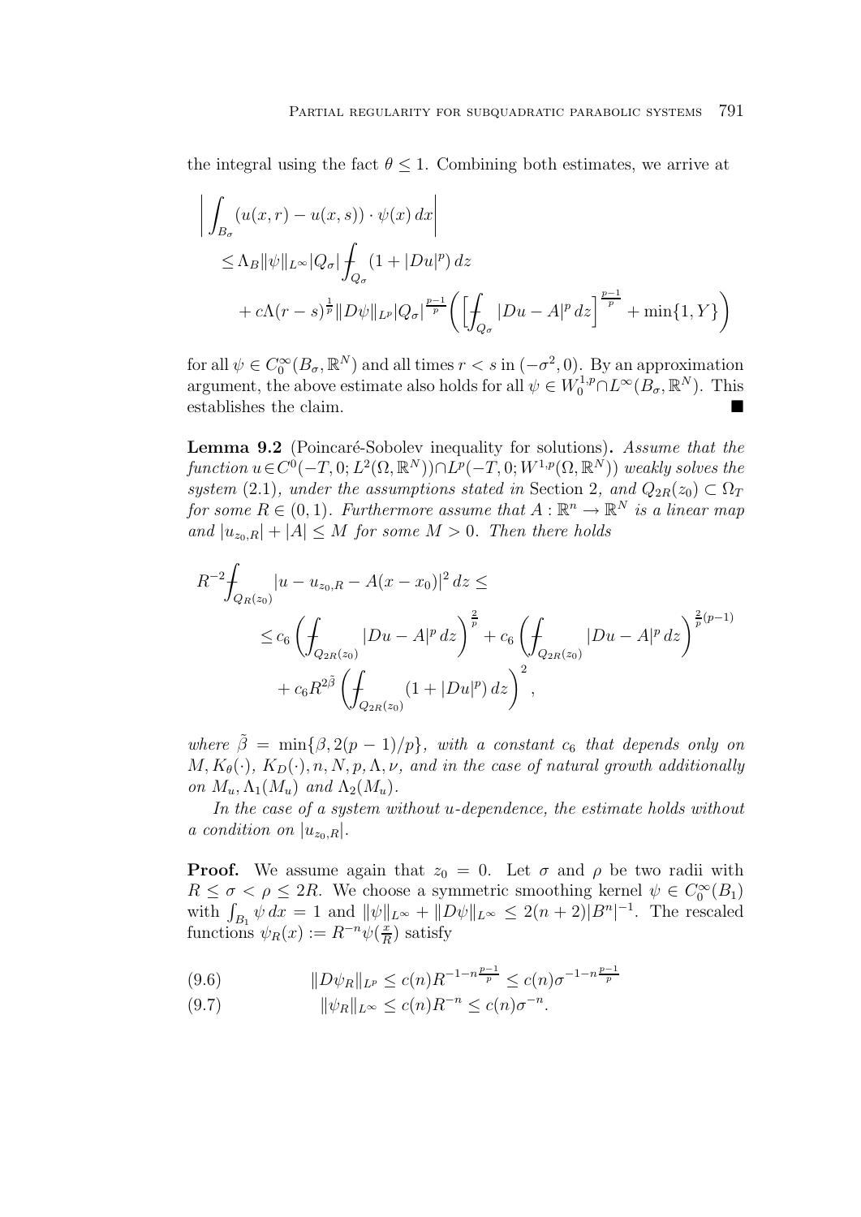the integral using the fact $\theta \le 1$. Combining both estimates, we arrive at

$$
\begin{aligned}
&\left| \int_{B_\sigma} (u(x,r) - u(x,s)) \cdot \psi(x)\, dx \right| \\
&\quad \le \Lambda_B \|\psi\|_{L^\infty} |Q_\sigma| \fint_{Q_\sigma} (1 + |Du|^p)\, dz \\
&\qquad + c\Lambda (r-s)^{\frac{1}{p}} \|D\psi\|_{L^p} |Q_\sigma|^{\frac{p-1}{p}} \left( \left[ \fint_{Q_\sigma} |Du - A|^p\, dz \right]^{\frac{p-1}{p}} + \min\{1, Y\} \right)
\end{aligned}
$$

for all $\psi \in C_0^\infty(B_\sigma, \mathbb{R}^N)$ and all times $r < s$ in $(-\sigma^2, 0)$. By an approximation argument, the above estimate also holds for all $\psi \in W_0^{1,p} \cap L^\infty(B_\sigma, \mathbb{R}^N)$. This establishes the claim. ■

**Lemma 9.2** (Poincaré-Sobolev inequality for solutions)**.** *Assume that the function $u \in C^0(-T, 0; L^2(\Omega, \mathbb{R}^N)) \cap L^p(-T, 0; W^{1,p}(\Omega, \mathbb{R}^N))$ weakly solves the system* (2.1)*, under the assumptions stated in* Section 2*, and $Q_{2R}(z_0) \subset \Omega_T$ for some $R \in (0,1)$. Furthermore assume that $A : \mathbb{R}^n \to \mathbb{R}^N$ is a linear map and $|u_{z_0,R}| + |A| \le M$ for some $M > 0$. Then there holds*

$$
\begin{aligned}
R^{-2} &\fint_{Q_R(z_0)} |u - u_{z_0,R} - A(x - x_0)|^2\, dz \le \\
&\le c_6 \left( \fint_{Q_{2R}(z_0)} |Du - A|^p\, dz \right)^{\frac{2}{p}} + c_6 \left( \fint_{Q_{2R}(z_0)} |Du - A|^p\, dz \right)^{\frac{2}{p}(p-1)} \\
&\quad + c_6 R^{2\tilde\beta} \left( \fint_{Q_{2R}(z_0)} (1 + |Du|^p)\, dz \right)^2,
\end{aligned}
$$

*where $\tilde\beta = \min\{\beta, 2(p-1)/p\}$, with a constant $c_6$ that depends only on $M, K_\theta(\cdot), K_D(\cdot), n, N, p, \Lambda, \nu$, and in the case of natural growth additionally on $M_u, \Lambda_1(M_u)$ and $\Lambda_2(M_u)$.*

*In the case of a system without $u$-dependence, the estimate holds without a condition on $|u_{z_0,R}|$.*

**Proof.** We assume again that $z_0 = 0$. Let $\sigma$ and $\rho$ be two radii with $R \le \sigma < \rho \le 2R$. We choose a symmetric smoothing kernel $\psi \in C_0^\infty(B_1)$ with $\int_{B_1} \psi\, dx = 1$ and $\|\psi\|_{L^\infty} + \|D\psi\|_{L^\infty} \le 2(n+2)|B^n|^{-1}$. The rescaled functions $\psi_R(x) := R^{-n}\psi(\frac{x}{R})$ satisfy

$$
\|D\psi_R\|_{L^p} \le c(n) R^{-1-n\frac{p-1}{p}} \le c(n) \sigma^{-1-n\frac{p-1}{p}} \tag{9.6}
$$

$$
\|\psi_R\|_{L^\infty} \le c(n) R^{-n} \le c(n) \sigma^{-n}. \tag{9.7}
$$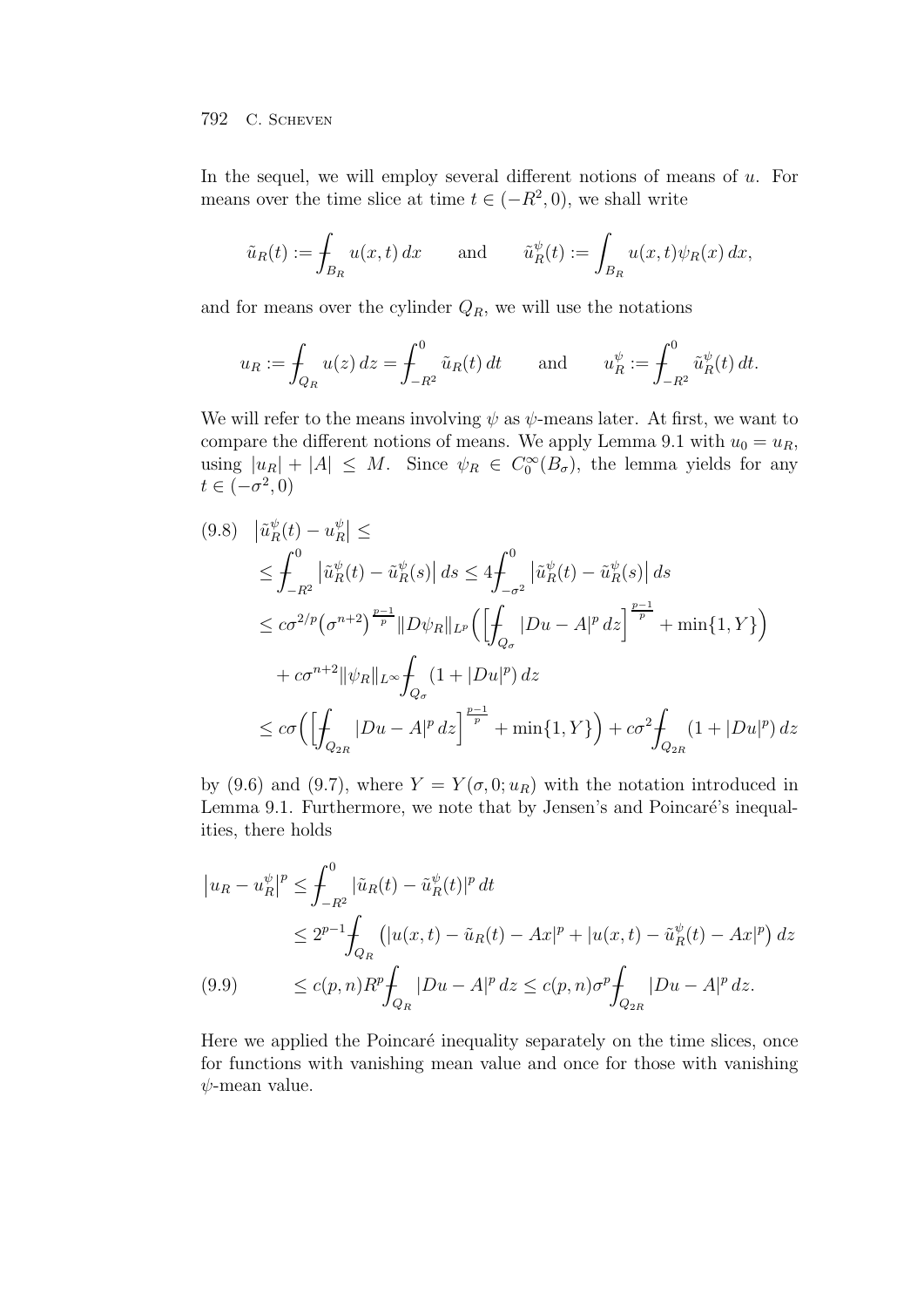In the sequel, we will employ several different notions of means of $u$. For means over the time slice at time $t \in (-R^2, 0)$, we shall write

$$\tilde{u}_R(t) := \fint_{B_R} u(x,t)\,dx \qquad \text{and} \qquad \tilde{u}_R^{\psi}(t) := \int_{B_R} u(x,t)\psi_R(x)\,dx,$$

and for means over the cylinder $Q_R$, we will use the notations

$$u_R := \fint_{Q_R} u(z)\,dz = \fint_{-R^2}^{0} \tilde{u}_R(t)\,dt \qquad \text{and} \qquad u_R^{\psi} := \fint_{-R^2}^{0} \tilde{u}_R^{\psi}(t)\,dt.$$

We will refer to the means involving $\psi$ as $\psi$-means later. At first, we want to compare the different notions of means. We apply Lemma 9.1 with $u_0 = u_R$, using $|u_R| + |A| \le M$. Since $\psi_R \in C_0^\infty(B_\sigma)$, the lemma yields for any $t \in (-\sigma^2, 0)$

$$
\begin{aligned}
(9.8)\quad \big|\tilde{u}_R^{\psi}(t) - u_R^{\psi}\big| &\le \\
&\le \fint_{-R^2}^{0} \big|\tilde{u}_R^{\psi}(t) - \tilde{u}_R^{\psi}(s)\big|\,ds \le 4\fint_{-\sigma^2}^{0} \big|\tilde{u}_R^{\psi}(t) - \tilde{u}_R^{\psi}(s)\big|\,ds \\
&\le c\sigma^{2/p}\big(\sigma^{n+2}\big)^{\frac{p-1}{p}} \|D\psi_R\|_{L^p}\Big(\Big[\fint_{Q_\sigma} |Du - A|^p\,dz\Big]^{\frac{p-1}{p}} + \min\{1, Y\}\Big) \\
&\quad + c\sigma^{n+2}\|\psi_R\|_{L^\infty}\fint_{Q_\sigma} (1 + |Du|^p)\,dz \\
&\le c\sigma\Big(\Big[\fint_{Q_{2R}} |Du - A|^p\,dz\Big]^{\frac{p-1}{p}} + \min\{1, Y\}\Big) + c\sigma^2\fint_{Q_{2R}} (1 + |Du|^p)\,dz
\end{aligned}
$$

by (9.6) and (9.7), where $Y = Y(\sigma, 0; u_R)$ with the notation introduced in Lemma 9.1. Furthermore, we note that by Jensen's and Poincaré's inequalities, there holds

$$
\begin{aligned}
\big|u_R - u_R^{\psi}\big|^p &\le \fint_{-R^2}^{0} |\tilde{u}_R(t) - \tilde{u}_R^{\psi}(t)|^p\,dt \\
&\le 2^{p-1}\fint_{Q_R} \big(|u(x,t) - \tilde{u}_R(t) - Ax|^p + |u(x,t) - \tilde{u}_R^{\psi}(t) - Ax|^p\big)\,dz \\
(9.9)\qquad &\le c(p,n)R^p\fint_{Q_R} |Du - A|^p\,dz \le c(p,n)\sigma^p\fint_{Q_{2R}} |Du - A|^p\,dz.
\end{aligned}
$$

Here we applied the Poincaré inequality separately on the time slices, once for functions with vanishing mean value and once for those with vanishing $\psi$-mean value.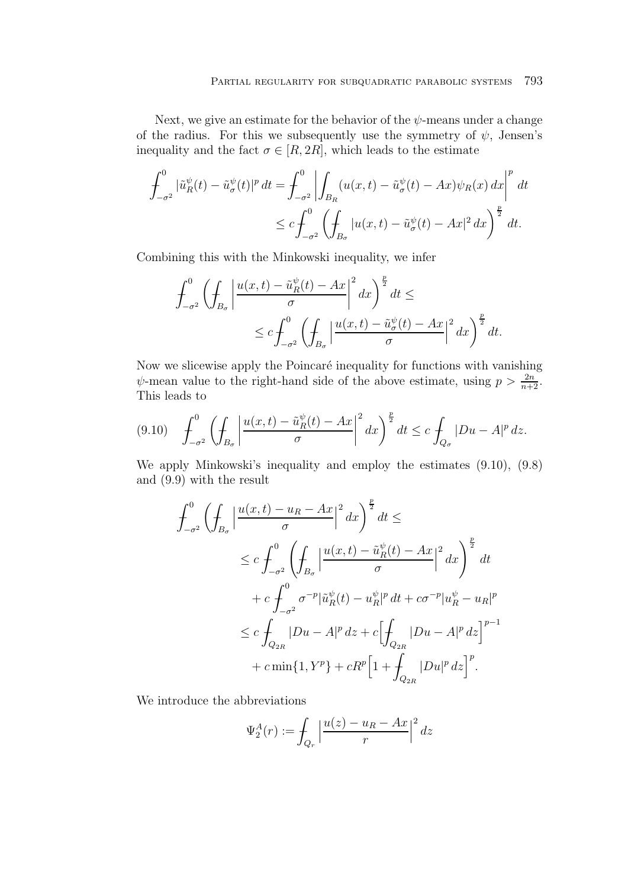Next, we give an estimate for the behavior of the $\psi$-means under a change of the radius. For this we subsequently use the symmetry of $\psi$, Jensen's inequality and the fact $\sigma \in [R, 2R]$, which leads to the estimate

$$
\begin{aligned}
\fint_{-\sigma^2}^0 |\tilde{u}_R^\psi(t) - \tilde{u}_\sigma^\psi(t)|^p \, dt &= \fint_{-\sigma^2}^0 \left| \int_{B_R} (u(x,t) - \tilde{u}_\sigma^\psi(t) - Ax) \psi_R(x) \, dx \right|^p dt \\
&\le c \fint_{-\sigma^2}^0 \left( \fint_{B_\sigma} |u(x,t) - \tilde{u}_\sigma^\psi(t) - Ax|^2 \, dx \right)^{\frac{p}{2}} dt.
\end{aligned}
$$

Combining this with the Minkowski inequality, we infer

$$
\begin{aligned}
\fint_{-\sigma^2}^0 \left( \fint_{B_\sigma} \left| \frac{u(x,t) - \tilde{u}_R^\psi(t) - Ax}{\sigma} \right|^2 dx \right)^{\frac{p}{2}} dt \le \\
\le c \fint_{-\sigma^2}^0 \left( \fint_{B_\sigma} \left| \frac{u(x,t) - \tilde{u}_\sigma^\psi(t) - Ax}{\sigma} \right|^2 dx \right)^{\frac{p}{2}} dt.
\end{aligned}
$$

Now we slicewise apply the Poincaré inequality for functions with vanishing $\psi$-mean value to the right-hand side of the above estimate, using $p > \frac{2n}{n+2}$. This leads to

$$
\fint_{-\sigma^2}^0 \left( \fint_{B_\sigma} \left| \frac{u(x,t) - \tilde{u}_R^\psi(t) - Ax}{\sigma} \right|^2 dx \right)^{\frac{p}{2}} dt \le c \fint_{Q_\sigma} |Du - A|^p \, dz. \tag{9.10}
$$

We apply Minkowski's inequality and employ the estimates (9.10), (9.8) and (9.9) with the result

$$
\begin{aligned}
\fint_{-\sigma^2}^0 &\left( \fint_{B_\sigma} \left| \frac{u(x,t) - u_R - Ax}{\sigma} \right|^2 dx \right)^{\frac{p}{2}} dt \le \\
&\le c \fint_{-\sigma^2}^0 \left( \fint_{B_\sigma} \left| \frac{u(x,t) - \tilde{u}_R^\psi(t) - Ax}{\sigma} \right|^2 dx \right)^{\frac{p}{2}} dt \\
&\quad + c \fint_{-\sigma^2}^0 \sigma^{-p} |\tilde{u}_R^\psi(t) - u_R^\psi|^p \, dt + c\sigma^{-p} |u_R^\psi - u_R|^p \\
&\le c \fint_{Q_{2R}} |Du - A|^p \, dz + c \Big[ \fint_{Q_{2R}} |Du - A|^p \, dz \Big]^{p-1} \\
&\quad + c \min\{1, Y^p\} + c R^p \Big[ 1 + \fint_{Q_{2R}} |Du|^p \, dz \Big]^p.
\end{aligned}
$$

We introduce the abbreviations

$$
\Psi_2^A(r) := \fint_{Q_r} \left| \frac{u(z) - u_R - Ax}{r} \right|^2 dz
$$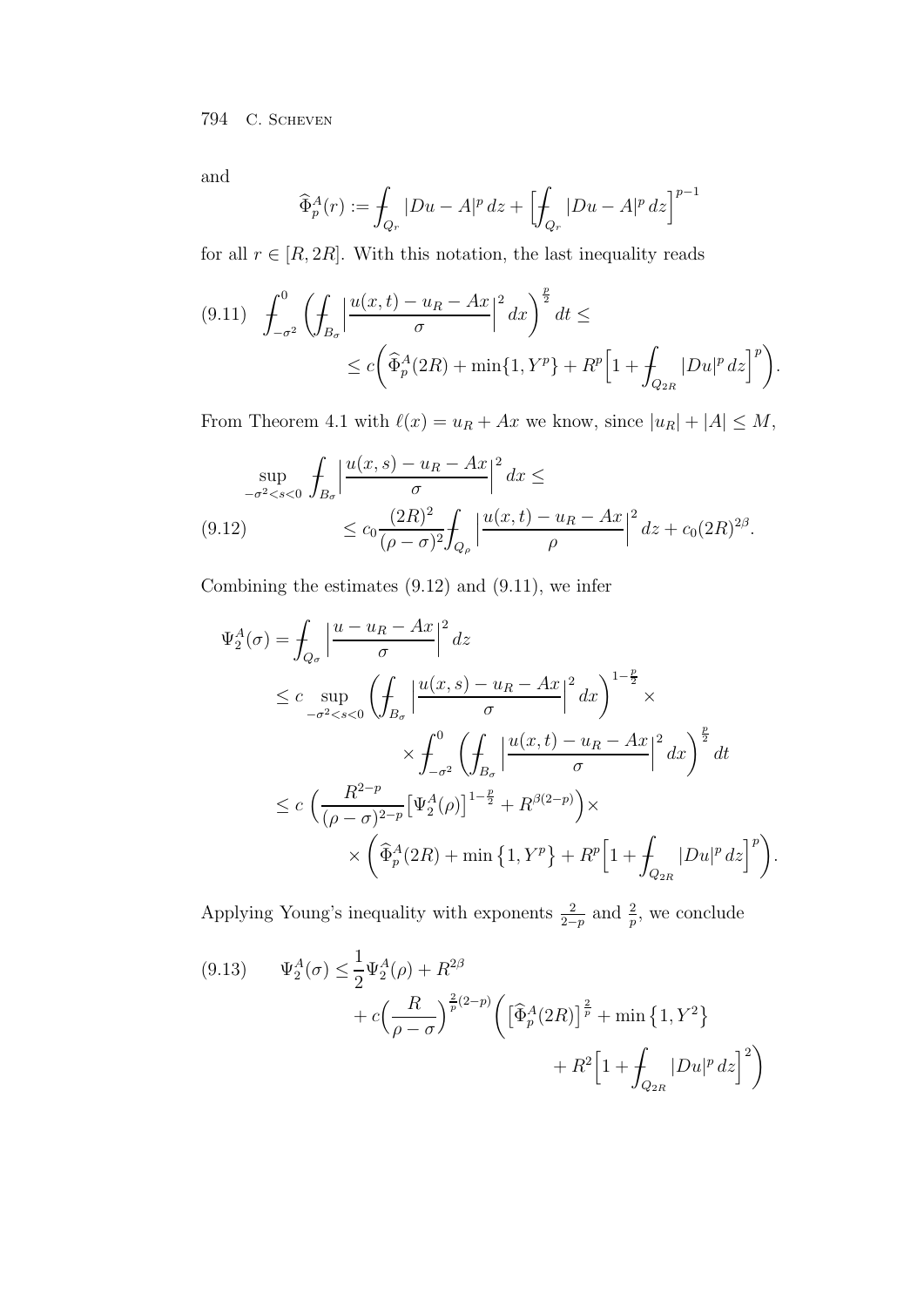and

$$\widehat{\Phi}_p^A(r) := \fint_{Q_r} |Du - A|^p \, dz + \Big[ \fint_{Q_r} |Du - A|^p \, dz \Big]^{p-1}$$

for all $r \in [R, 2R]$. With this notation, the last inequality reads

$$\begin{aligned} \text{(9.11)} \quad \fint_{-\sigma^2}^0 \bigg( \fint_{B_\sigma} \Big| \frac{u(x,t) - u_R - Ax}{\sigma} \Big|^2 dx \bigg)^{\frac{p}{2}} dt \le \\ \le c \bigg( \widehat{\Phi}_p^A(2R) + \min\{1, Y^p\} + R^p \Big[ 1 + \fint_{Q_{2R}} |Du|^p \, dz \Big]^p \bigg). \end{aligned}$$

From Theorem 4.1 with $\ell(x) = u_R + Ax$ we know, since $|u_R| + |A| \le M$,

$$\begin{aligned} &\sup_{-\sigma^2 < s < 0} \fint_{B_\sigma} \Big| \frac{u(x,s) - u_R - Ax}{\sigma} \Big|^2 dx \le \\ \text{(9.12)} \qquad &\qquad \le c_0 \frac{(2R)^2}{(\rho - \sigma)^2} \fint_{Q_\rho} \Big| \frac{u(x,t) - u_R - Ax}{\rho} \Big|^2 dz + c_0 (2R)^{2\beta}. \end{aligned}$$

Combining the estimates (9.12) and (9.11), we infer

$$\begin{aligned} \Psi_2^A(\sigma) &= \fint_{Q_\sigma} \Big| \frac{u - u_R - Ax}{\sigma} \Big|^2 dz \\ &\le c \sup_{-\sigma^2 < s < 0} \bigg( \fint_{B_\sigma} \Big| \frac{u(x,s) - u_R - Ax}{\sigma} \Big|^2 dx \bigg)^{1 - \frac{p}{2}} \times \\ &\qquad \times \fint_{-\sigma^2}^0 \bigg( \fint_{B_\sigma} \Big| \frac{u(x,t) - u_R - Ax}{\sigma} \Big|^2 dx \bigg)^{\frac{p}{2}} dt \\ &\le c \, \Big( \frac{R^{2-p}}{(\rho - \sigma)^{2-p}} \big[ \Psi_2^A(\rho) \big]^{1 - \frac{p}{2}} + R^{\beta(2-p)} \Big) \times \\ &\qquad \times \bigg( \widehat{\Phi}_p^A(2R) + \min\big\{1, Y^p\big\} + R^p \Big[ 1 + \fint_{Q_{2R}} |Du|^p \, dz \Big]^p \bigg). \end{aligned}$$

Applying Young's inequality with exponents $\frac{2}{2-p}$ and $\frac{2}{p}$, we conclude

$$\begin{aligned} \text{(9.13)} \qquad \Psi_2^A(\sigma) \le &\frac{1}{2} \Psi_2^A(\rho) + R^{2\beta} \\ &+ c \Big( \frac{R}{\rho - \sigma} \Big)^{\frac{2}{p}(2-p)} \bigg( \big[ \widehat{\Phi}_p^A(2R) \big]^{\frac{2}{p}} + \min\big\{1, Y^2\big\} \\ &\qquad + R^2 \Big[ 1 + \fint_{Q_{2R}} |Du|^p \, dz \Big]^2 \bigg) \end{aligned}$$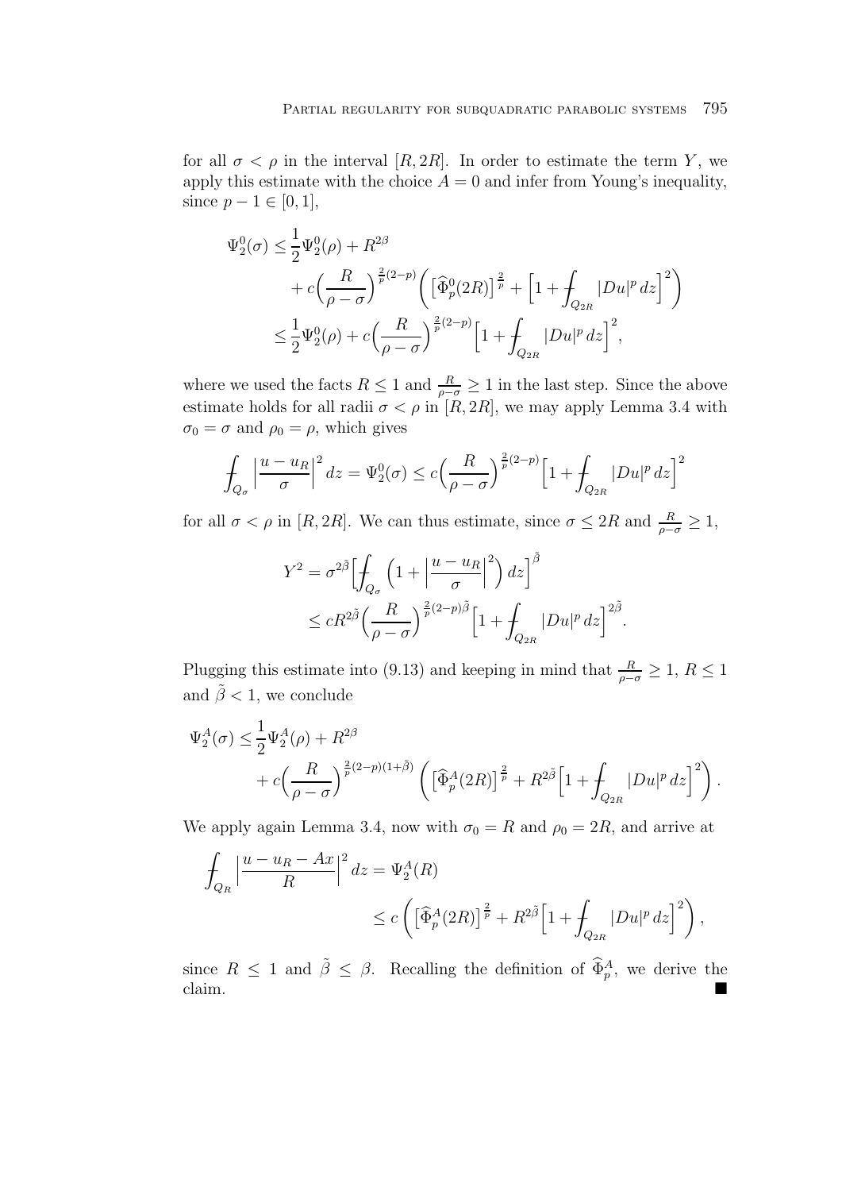for all $\sigma < \rho$ in the interval $[R, 2R]$. In order to estimate the term $Y$, we apply this estimate with the choice $A = 0$ and infer from Young's inequality, since $p - 1 \in [0, 1]$,

$$
\begin{aligned}
\Psi_2^0(\sigma) &\leq \frac{1}{2}\Psi_2^0(\rho) + R^{2\beta} \\
&\quad + c\Big(\frac{R}{\rho - \sigma}\Big)^{\frac{2}{p}(2-p)} \bigg( \big[\widehat{\Phi}_p^0(2R)\big]^{\frac{2}{p}} + \Big[1 + \fint_{Q_{2R}} |Du|^p \, dz\Big]^2 \bigg) \\
&\leq \frac{1}{2}\Psi_2^0(\rho) + c\Big(\frac{R}{\rho - \sigma}\Big)^{\frac{2}{p}(2-p)} \Big[1 + \fint_{Q_{2R}} |Du|^p \, dz\Big]^2,
\end{aligned}
$$

where we used the facts $R \leq 1$ and $\frac{R}{\rho - \sigma} \geq 1$ in the last step. Since the above estimate holds for all radii $\sigma < \rho$ in $[R, 2R]$, we may apply Lemma 3.4 with $\sigma_0 = \sigma$ and $\rho_0 = \rho$, which gives

$$
\fint_{Q_\sigma} \Big|\frac{u - u_R}{\sigma}\Big|^2 dz = \Psi_2^0(\sigma) \leq c\Big(\frac{R}{\rho - \sigma}\Big)^{\frac{2}{p}(2-p)} \Big[1 + \fint_{Q_{2R}} |Du|^p \, dz\Big]^2
$$

for all $\sigma < \rho$ in $[R, 2R]$. We can thus estimate, since $\sigma \leq 2R$ and $\frac{R}{\rho - \sigma} \geq 1$,

$$
\begin{aligned}
Y^2 &= \sigma^{2\tilde{\beta}} \Big[\fint_{Q_\sigma} \Big(1 + \Big|\frac{u - u_R}{\sigma}\Big|^2\Big) \, dz\Big]^{\tilde{\beta}} \\
&\leq c R^{2\tilde{\beta}} \Big(\frac{R}{\rho - \sigma}\Big)^{\frac{2}{p}(2-p)\tilde{\beta}} \Big[1 + \fint_{Q_{2R}} |Du|^p \, dz\Big]^{2\tilde{\beta}}.
\end{aligned}
$$

Plugging this estimate into (9.13) and keeping in mind that $\frac{R}{\rho - \sigma} \geq 1$, $R \leq 1$ and $\tilde{\beta} < 1$, we conclude

$$
\begin{aligned}
\Psi_2^A(\sigma) &\leq \frac{1}{2}\Psi_2^A(\rho) + R^{2\beta} \\
&\quad + c\Big(\frac{R}{\rho - \sigma}\Big)^{\frac{2}{p}(2-p)(1+\tilde{\beta})} \bigg( \big[\widehat{\Phi}_p^A(2R)\big]^{\frac{2}{p}} + R^{2\tilde{\beta}} \Big[1 + \fint_{Q_{2R}} |Du|^p \, dz\Big]^2 \bigg).
\end{aligned}
$$

We apply again Lemma 3.4, now with $\sigma_0 = R$ and $\rho_0 = 2R$, and arrive at

$$
\begin{aligned}
\fint_{Q_R} \Big|\frac{u - u_R - Ax}{R}\Big|^2 dz &= \Psi_2^A(R) \\
&\leq c \bigg( \big[\widehat{\Phi}_p^A(2R)\big]^{\frac{2}{p}} + R^{2\tilde{\beta}} \Big[1 + \fint_{Q_{2R}} |Du|^p \, dz\Big]^2 \bigg),
\end{aligned}
$$

since $R \leq 1$ and $\tilde{\beta} \leq \beta$. Recalling the definition of $\widehat{\Phi}_p^A$, we derive the claim. ■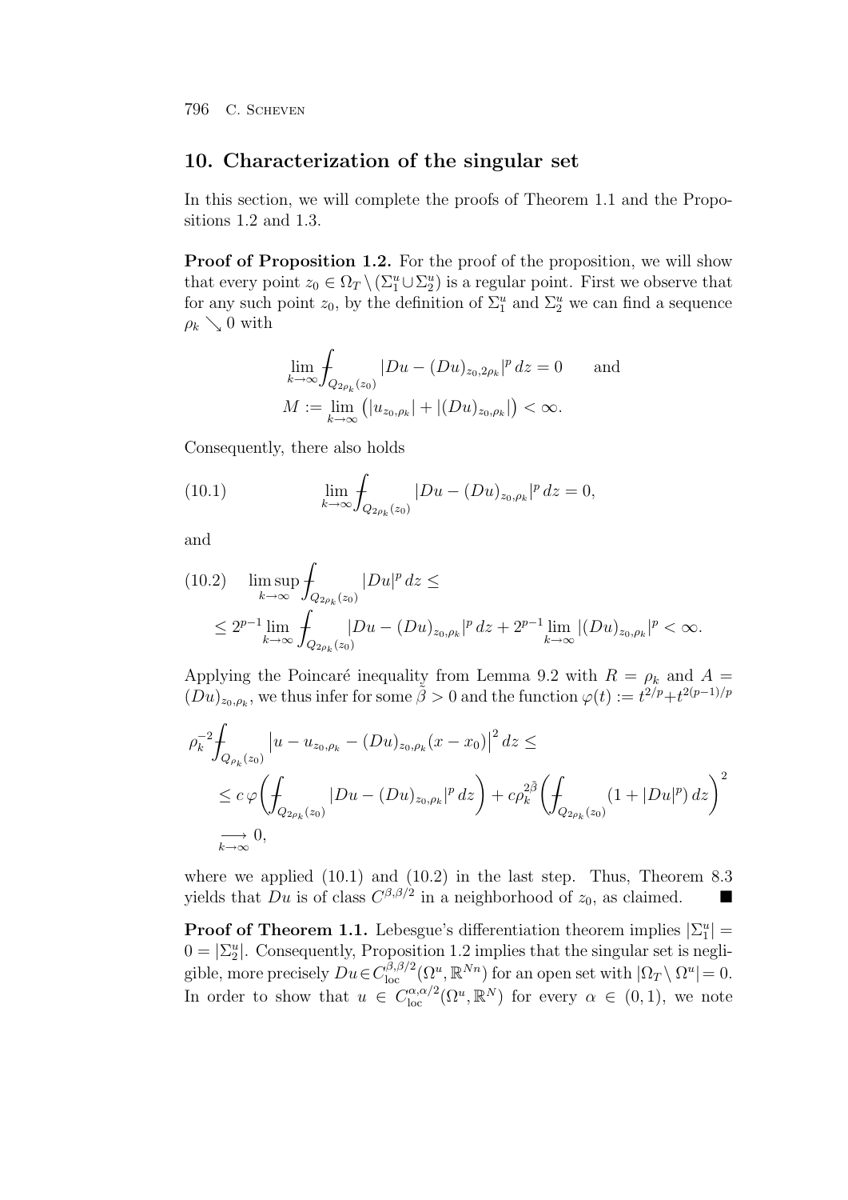## 10. Characterization of the singular set

In this section, we will complete the proofs of Theorem 1.1 and the Propositions 1.2 and 1.3.

**Proof of Proposition 1.2.** For the proof of the proposition, we will show that every point $z_0 \in \Omega_T \setminus (\Sigma_1^u \cup \Sigma_2^u)$ is a regular point. First we observe that for any such point $z_0$, by the definition of $\Sigma_1^u$ and $\Sigma_2^u$ we can find a sequence $\rho_k \searrow 0$ with

$$
\begin{aligned}
&\lim_{k\to\infty} \fint_{Q_{2\rho_k}(z_0)} |Du - (Du)_{z_0,2\rho_k}|^p \, dz = 0 \qquad \text{and} \\
&M := \lim_{k\to\infty} \big( |u_{z_0,\rho_k}| + |(Du)_{z_0,\rho_k}| \big) < \infty.
\end{aligned}
$$

Consequently, there also holds

$$
\lim_{k\to\infty} \fint_{Q_{2\rho_k}(z_0)} |Du - (Du)_{z_0,\rho_k}|^p \, dz = 0, \tag{10.1}
$$

and

$$
\begin{aligned}
&\limsup_{k\to\infty} \fint_{Q_{2\rho_k}(z_0)} |Du|^p \, dz \leq \\
&\qquad \leq 2^{p-1} \lim_{k\to\infty} \fint_{Q_{2\rho_k}(z_0)} |Du - (Du)_{z_0,\rho_k}|^p \, dz + 2^{p-1} \lim_{k\to\infty} |(Du)_{z_0,\rho_k}|^p < \infty.
\end{aligned} \tag{10.2}
$$

Applying the Poincaré inequality from Lemma 9.2 with $R = \rho_k$ and $A = (Du)_{z_0,\rho_k}$, we thus infer for some $\tilde{\beta} > 0$ and the function $\varphi(t) := t^{2/p} + t^{2(p-1)/p}$

$$
\begin{aligned}
&\rho_k^{-2} \fint_{Q_{\rho_k}(z_0)} \big| u - u_{z_0,\rho_k} - (Du)_{z_0,\rho_k}(x - x_0) \big|^2 \, dz \leq \\
&\quad \leq c\, \varphi\bigg( \fint_{Q_{2\rho_k}(z_0)} |Du - (Du)_{z_0,\rho_k}|^p \, dz \bigg) + c \rho_k^{2\tilde{\beta}} \bigg( \fint_{Q_{2\rho_k}(z_0)} (1 + |Du|^p) \, dz \bigg)^2 \\
&\quad \xrightarrow[k\to\infty]{} 0,
\end{aligned}
$$

where we applied (10.1) and (10.2) in the last step. Thus, Theorem 8.3 yields that $Du$ is of class $C^{\beta,\beta/2}$ in a neighborhood of $z_0$, as claimed. ∎

**Proof of Theorem 1.1.** Lebesgue's differentiation theorem implies $|\Sigma_1^u| = 0 = |\Sigma_2^u|$. Consequently, Proposition 1.2 implies that the singular set is negligible, more precisely $Du \in C^{\beta,\beta/2}_{\mathrm{loc}}(\Omega^u, \mathbb{R}^{Nn})$ for an open set with $|\Omega_T \setminus \Omega^u| = 0$. In order to show that $u \in C^{\alpha,\alpha/2}_{\mathrm{loc}}(\Omega^u, \mathbb{R}^N)$ for every $\alpha \in (0,1)$, we note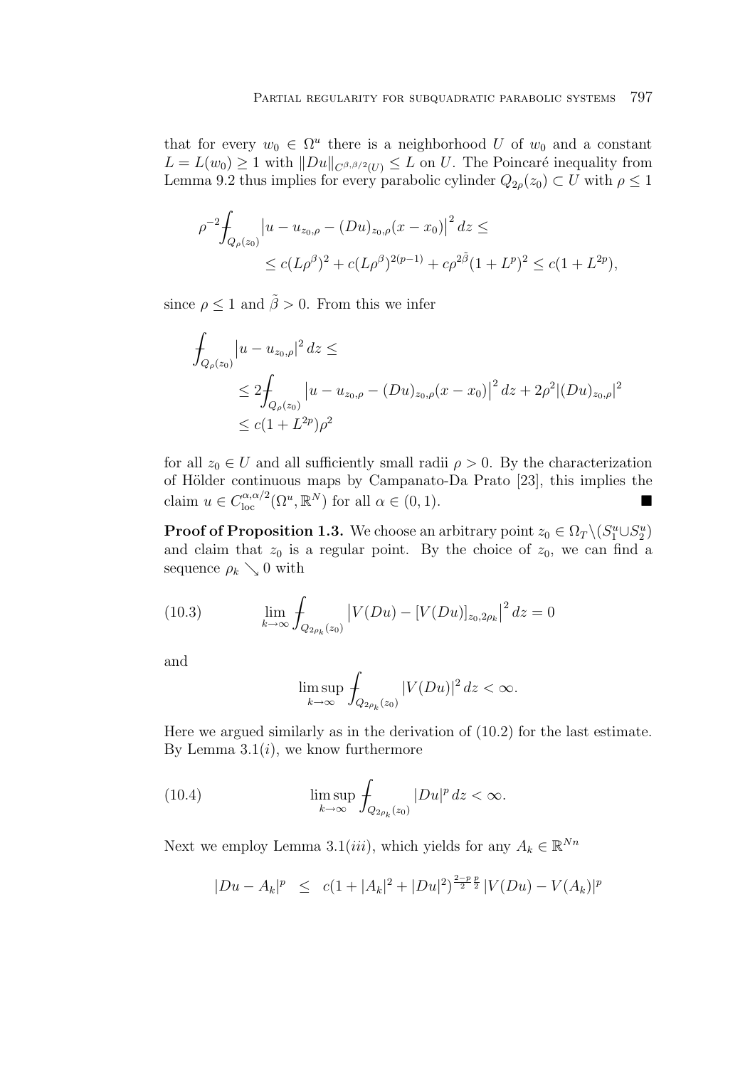that for every $w_0 \in \Omega^u$ there is a neighborhood $U$ of $w_0$ and a constant $L = L(w_0) \geq 1$ with $\|Du\|_{C^{\beta,\beta/2}(U)} \leq L$ on $U$. The Poincaré inequality from Lemma 9.2 thus implies for every parabolic cylinder $Q_{2\rho}(z_0) \subset U$ with $\rho \leq 1$

$$
\begin{aligned}
\rho^{-2} \fint_{Q_\rho(z_0)} \big|u - u_{z_0,\rho} - (Du)_{z_0,\rho}(x - x_0)\big|^2 \, dz &\leq \\
&\leq c(L\rho^\beta)^2 + c(L\rho^\beta)^{2(p-1)} + c\rho^{2\tilde{\beta}}(1 + L^p)^2 \leq c(1 + L^{2p}),
\end{aligned}
$$

since $\rho \leq 1$ and $\tilde{\beta} > 0$. From this we infer

$$
\begin{aligned}
\fint_{Q_\rho(z_0)} \big|u - u_{z_0,\rho}\big|^2 \, dz &\leq \\
&\leq 2 \fint_{Q_\rho(z_0)} \big|u - u_{z_0,\rho} - (Du)_{z_0,\rho}(x - x_0)\big|^2 \, dz + 2\rho^2 |(Du)_{z_0,\rho}|^2 \\
&\leq c(1 + L^{2p})\rho^2
\end{aligned}
$$

for all $z_0 \in U$ and all sufficiently small radii $\rho > 0$. By the characterization of Hölder continuous maps by Campanato-Da Prato [23], this implies the claim $u \in C^{\alpha,\alpha/2}_{\mathrm{loc}}(\Omega^u, \mathbb{R}^N)$ for all $\alpha \in (0,1)$. ■

**Proof of Proposition 1.3.** We choose an arbitrary point $z_0 \in \Omega_T \setminus (S_1^u \cup S_2^u)$ and claim that $z_0$ is a regular point. By the choice of $z_0$, we can find a sequence $\rho_k \searrow 0$ with

$$
\lim_{k\to\infty} \fint_{Q_{2\rho_k}(z_0)} \big|V(Du) - [V(Du)]_{z_0,2\rho_k}\big|^2 \, dz = 0 \tag{10.3}
$$

and

$$
\limsup_{k\to\infty} \fint_{Q_{2\rho_k}(z_0)} |V(Du)|^2 \, dz < \infty.
$$

Here we argued similarly as in the derivation of (10.2) for the last estimate. By Lemma 3.1$(i)$, we know furthermore

$$
\limsup_{k\to\infty} \fint_{Q_{2\rho_k}(z_0)} |Du|^p \, dz < \infty. \tag{10.4}
$$

Next we employ Lemma 3.1$(iii)$, which yields for any $A_k \in \mathbb{R}^{Nn}$

$$
|Du - A_k|^p \;\; \leq \;\; c(1 + |A_k|^2 + |Du|^2)^{\frac{2-p}{2}\frac{p}{2}} \, |V(Du) - V(A_k)|^p
$$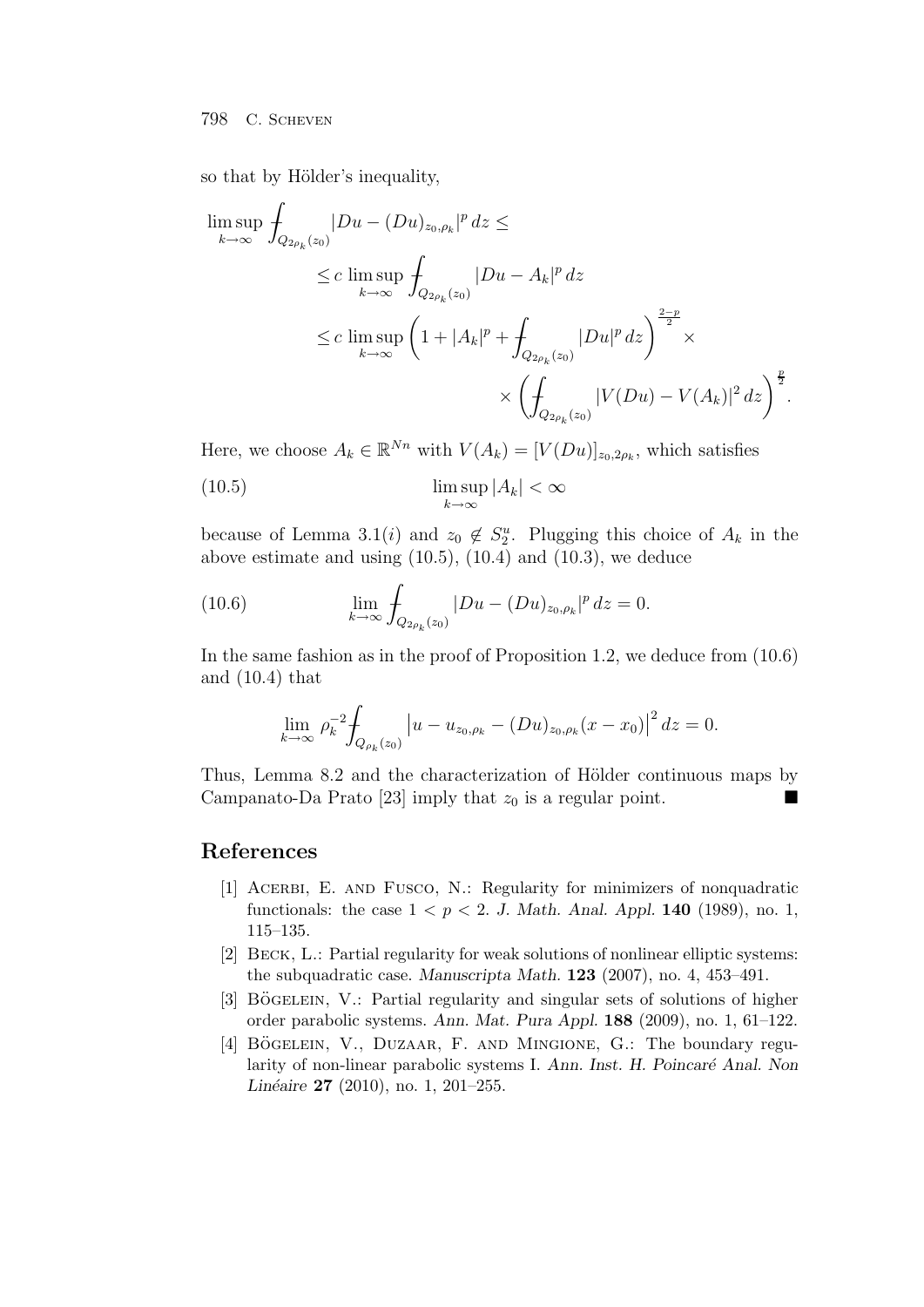so that by Hölder's inequality,

$$
\begin{aligned}
\limsup_{k\to\infty} \fint_{Q_{2\rho_k}(z_0)} |Du - (Du)_{z_0,\rho_k}|^p \, dz &\leq \\
&\leq c \limsup_{k\to\infty} \fint_{Q_{2\rho_k}(z_0)} |Du - A_k|^p \, dz \\
&\leq c \limsup_{k\to\infty} \left(1 + |A_k|^p + \fint_{Q_{2\rho_k}(z_0)} |Du|^p \, dz\right)^{\frac{2-p}{2}} \times \\
&\qquad\qquad \times \left(\fint_{Q_{2\rho_k}(z_0)} |V(Du) - V(A_k)|^2 \, dz\right)^{\frac{p}{2}}.
\end{aligned}
$$

Here, we choose $A_k \in \mathbb{R}^{Nn}$ with $V(A_k) = [V(Du)]_{z_0,2\rho_k}$, which satisfies

$$
\limsup_{k\to\infty} |A_k| < \infty \tag{10.5}
$$

because of Lemma 3.1($i$) and $z_0 \notin S_2^u$. Plugging this choice of $A_k$ in the above estimate and using (10.5), (10.4) and (10.3), we deduce

$$
\lim_{k\to\infty} \fint_{Q_{2\rho_k}(z_0)} |Du - (Du)_{z_0,\rho_k}|^p \, dz = 0. \tag{10.6}
$$

In the same fashion as in the proof of Proposition 1.2, we deduce from (10.6) and (10.4) that

$$
\lim_{k\to\infty} \rho_k^{-2} \fint_{Q_{\rho_k}(z_0)} \left|u - u_{z_0,\rho_k} - (Du)_{z_0,\rho_k}(x - x_0)\right|^2 dz = 0.
$$

Thus, Lemma 8.2 and the characterization of Hölder continuous maps by Campanato-Da Prato [23] imply that $z_0$ is a regular point. ■

## References

[1] Acerbi, E. and Fusco, N.: Regularity for minimizers of nonquadratic functionals: the case $1 < p < 2$. *J. Math. Anal. Appl.* **140** (1989), no. 1, 115–135.

[2] Beck, L.: Partial regularity for weak solutions of nonlinear elliptic systems: the subquadratic case. *Manuscripta Math.* **123** (2007), no. 4, 453–491.

[3] Bögelein, V.: Partial regularity and singular sets of solutions of higher order parabolic systems. *Ann. Mat. Pura Appl.* **188** (2009), no. 1, 61–122.

[4] Bögelein, V., Duzaar, F. and Mingione, G.: The boundary regularity of non-linear parabolic systems I. *Ann. Inst. H. Poincaré Anal. Non Linéaire* **27** (2010), no. 1, 201–255.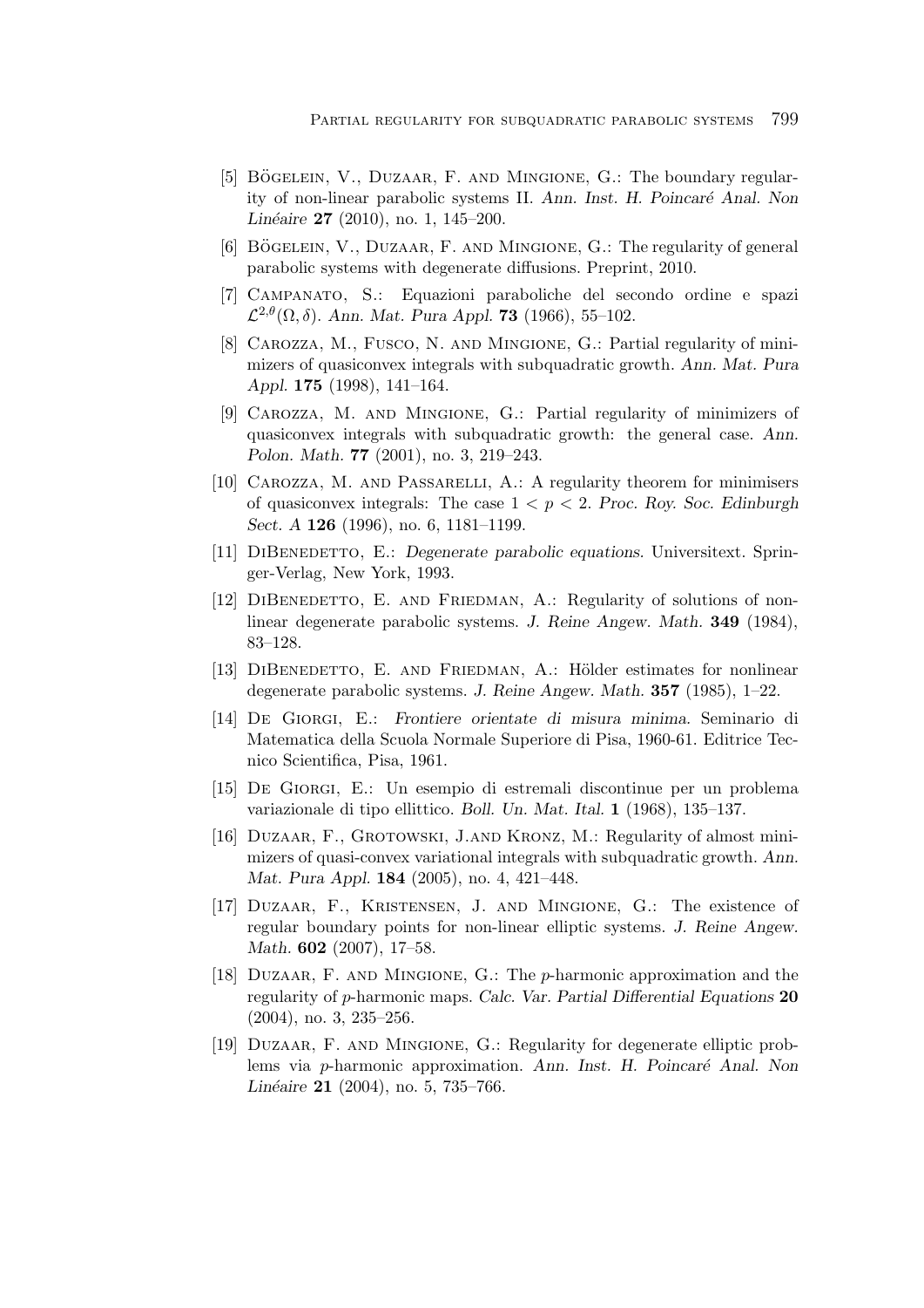[5] Bögelein, V., Duzaar, F. and Mingione, G.: The boundary regularity of non-linear parabolic systems II. *Ann. Inst. H. Poincaré Anal. Non Linéaire* **27** (2010), no. 1, 145–200.

[6] Bögelein, V., Duzaar, F. and Mingione, G.: The regularity of general parabolic systems with degenerate diffusions. Preprint, 2010.

[7] Campanato, S.: Equazioni paraboliche del secondo ordine e spazi $\mathcal{L}^{2,\theta}(\Omega, \delta)$. *Ann. Mat. Pura Appl.* **73** (1966), 55–102.

[8] Carozza, M., Fusco, N. and Mingione, G.: Partial regularity of minimizers of quasiconvex integrals with subquadratic growth. *Ann. Mat. Pura Appl.* **175** (1998), 141–164.

[9] Carozza, M. and Mingione, G.: Partial regularity of minimizers of quasiconvex integrals with subquadratic growth: the general case. *Ann. Polon. Math.* **77** (2001), no. 3, 219–243.

[10] Carozza, M. and Passarelli, A.: A regularity theorem for minimisers of quasiconvex integrals: The case $1 < p < 2$. *Proc. Roy. Soc. Edinburgh Sect. A* **126** (1996), no. 6, 1181–1199.

[11] DiBenedetto, E.: *Degenerate parabolic equations.* Universitext. Springer-Verlag, New York, 1993.

[12] DiBenedetto, E. and Friedman, A.: Regularity of solutions of nonlinear degenerate parabolic systems. *J. Reine Angew. Math.* **349** (1984), 83–128.

[13] DiBenedetto, E. and Friedman, A.: Hölder estimates for nonlinear degenerate parabolic systems. *J. Reine Angew. Math.* **357** (1985), 1–22.

[14] De Giorgi, E.: *Frontiere orientate di misura minima.* Seminario di Matematica della Scuola Normale Superiore di Pisa, 1960-61. Editrice Tecnico Scientifica, Pisa, 1961.

[15] De Giorgi, E.: Un esempio di estremali discontinue per un problema variazionale di tipo ellittico. *Boll. Un. Mat. Ital.* **1** (1968), 135–137.

[16] Duzaar, F., Grotowski, J.and Kronz, M.: Regularity of almost minimizers of quasi-convex variational integrals with subquadratic growth. *Ann. Mat. Pura Appl.* **184** (2005), no. 4, 421–448.

[17] Duzaar, F., Kristensen, J. and Mingione, G.: The existence of regular boundary points for non-linear elliptic systems. *J. Reine Angew. Math.* **602** (2007), 17–58.

[18] Duzaar, F. and Mingione, G.: The $p$-harmonic approximation and the regularity of $p$-harmonic maps. *Calc. Var. Partial Differential Equations* **20** (2004), no. 3, 235–256.

[19] Duzaar, F. and Mingione, G.: Regularity for degenerate elliptic problems via $p$-harmonic approximation. *Ann. Inst. H. Poincaré Anal. Non Linéaire* **21** (2004), no. 5, 735–766.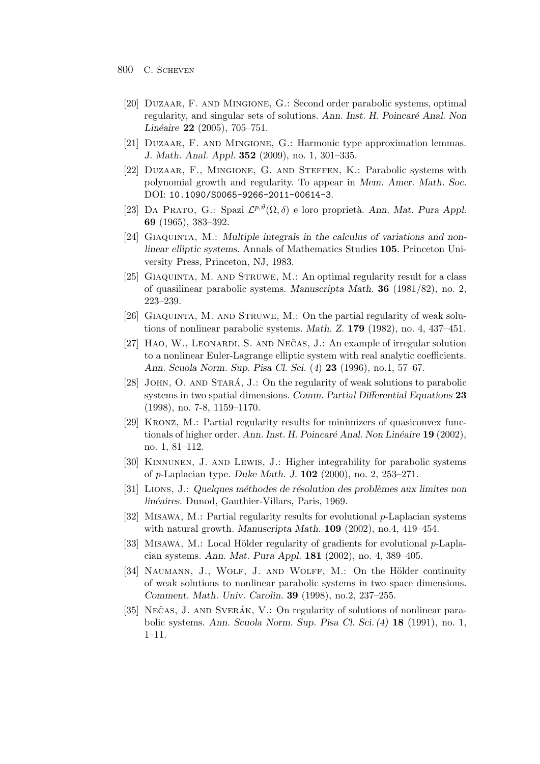[20] Duzaar, F. and Mingione, G.: Second order parabolic systems, optimal regularity, and singular sets of solutions. *Ann. Inst. H. Poincaré Anal. Non Linéaire* **22** (2005), 705–751.

[21] Duzaar, F. and Mingione, G.: Harmonic type approximation lemmas. *J. Math. Anal. Appl.* **352** (2009), no. 1, 301–335.

[22] Duzaar, F., Mingione, G. and Steffen, K.: Parabolic systems with polynomial growth and regularity. To appear in *Mem. Amer. Math. Soc.* DOI: `10.1090/S0065-9266-2011-00614-3`.

[23] Da Prato, G.: Spazi $\mathcal{L}^{p,\vartheta}(\Omega, \delta)$ e loro proprietà. *Ann. Mat. Pura Appl.* **69** (1965), 383–392.

[24] Giaquinta, M.: *Multiple integrals in the calculus of variations and nonlinear elliptic systems.* Annals of Mathematics Studies **105**. Princeton University Press, Princeton, NJ, 1983.

[25] Giaquinta, M. and Struwe, M.: An optimal regularity result for a class of quasilinear parabolic systems. *Manuscripta Math.* **36** (1981/82), no. 2, 223–239.

[26] Giaquinta, M. and Struwe, M.: On the partial regularity of weak solutions of nonlinear parabolic systems. *Math. Z.* **179** (1982), no. 4, 437–451.

[27] Hao, W., Leonardi, S. and Nečas, J.: An example of irregular solution to a nonlinear Euler-Lagrange elliptic system with real analytic coefficients. *Ann. Scuola Norm. Sup. Pisa Cl. Sci.* (4) **23** (1996), no.1, 57–67.

[28] John, O. and Stará, J.: On the regularity of weak solutions to parabolic systems in two spatial dimensions. *Comm. Partial Differential Equations* **23** (1998), no. 7-8, 1159–1170.

[29] Kronz, M.: Partial regularity results for minimizers of quasiconvex functionals of higher order. *Ann. Inst. H. Poincaré Anal. Non Linéaire* **19** (2002), no. 1, 81–112.

[30] Kinnunen, J. and Lewis, J.: Higher integrability for parabolic systems of $p$-Laplacian type. *Duke Math. J.* **102** (2000), no. 2, 253–271.

[31] Lions, J.: *Quelques méthodes de résolution des problèmes aux limites non linéaires.* Dunod, Gauthier-Villars, Paris, 1969.

[32] Misawa, M.: Partial regularity results for evolutional $p$-Laplacian systems with natural growth. *Manuscripta Math.* **109** (2002), no.4, 419–454.

[33] Misawa, M.: Local Hölder regularity of gradients for evolutional $p$-Laplacian systems. *Ann. Mat. Pura Appl.* **181** (2002), no. 4, 389–405.

[34] Naumann, J., Wolf, J. and Wolff, M.: On the Hölder continuity of weak solutions to nonlinear parabolic systems in two space dimensions. *Comment. Math. Univ. Carolin.* **39** (1998), no.2, 237–255.

[35] Nečas, J. and Sverák, V.: On regularity of solutions of nonlinear parabolic systems. *Ann. Scuola Norm. Sup. Pisa Cl. Sci. (4)* **18** (1991), no. 1, 1–11.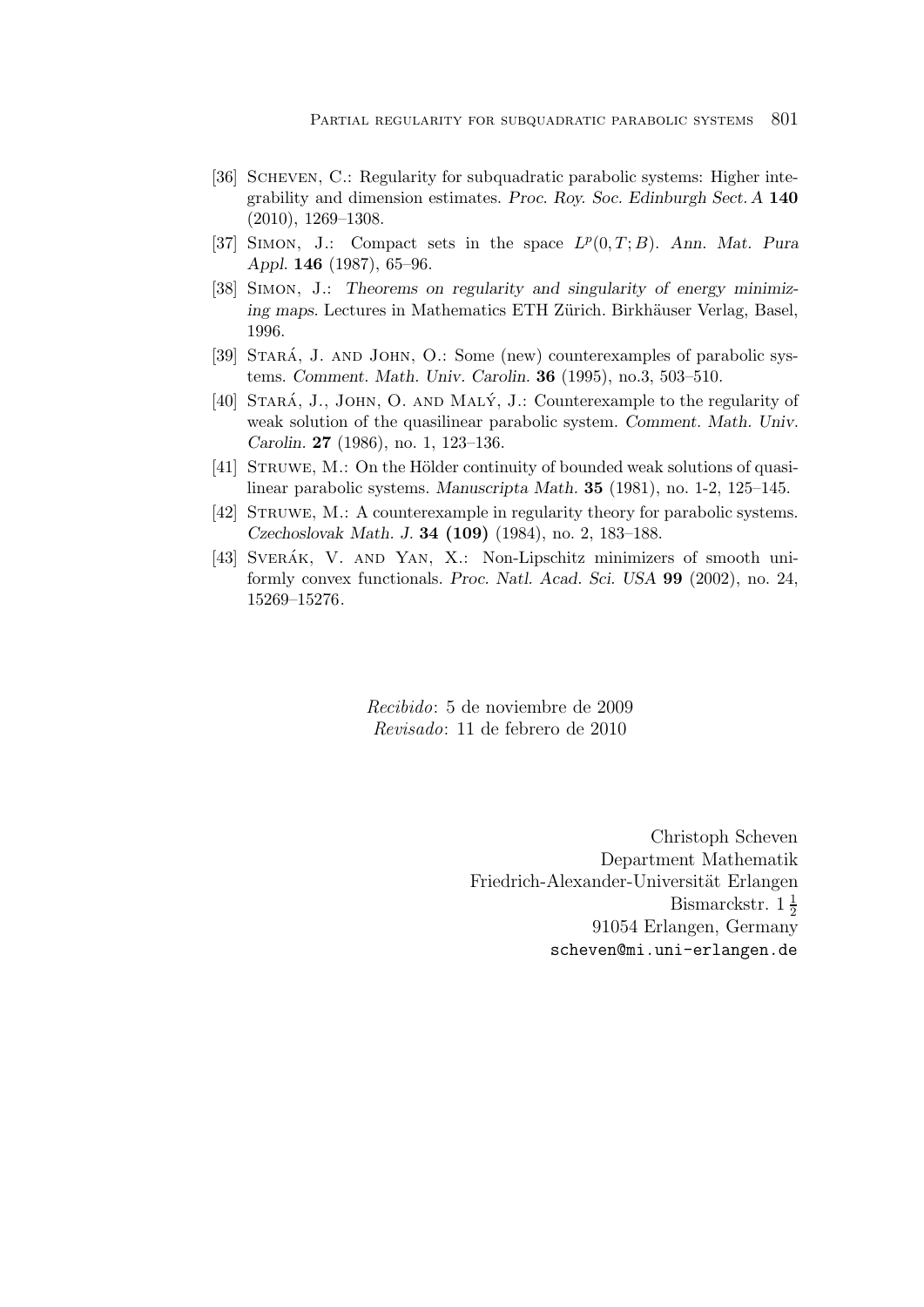[36] Scheven, C.: Regularity for subquadratic parabolic systems: Higher integrability and dimension estimates. *Proc. Roy. Soc. Edinburgh Sect. A* **140** (2010), 1269–1308.

[37] Simon, J.: Compact sets in the space $L^p(0,T;B)$. *Ann. Mat. Pura Appl.* **146** (1987), 65–96.

[38] Simon, J.: *Theorems on regularity and singularity of energy minimizing maps.* Lectures in Mathematics ETH Zürich. Birkhäuser Verlag, Basel, 1996.

[39] Stará, J. and John, O.: Some (new) counterexamples of parabolic systems. *Comment. Math. Univ. Carolin.* **36** (1995), no.3, 503–510.

[40] Stará, J., John, O. and Malý, J.: Counterexample to the regularity of weak solution of the quasilinear parabolic system. *Comment. Math. Univ. Carolin.* **27** (1986), no. 1, 123–136.

[41] Struwe, M.: On the Hölder continuity of bounded weak solutions of quasilinear parabolic systems. *Manuscripta Math.* **35** (1981), no. 1-2, 125–145.

[42] Struwe, M.: A counterexample in regularity theory for parabolic systems. *Czechoslovak Math. J.* **34 (109)** (1984), no. 2, 183–188.

[43] Sverák, V. and Yan, X.: Non-Lipschitz minimizers of smooth uniformly convex functionals. *Proc. Natl. Acad. Sci. USA* **99** (2002), no. 24, 15269–15276.

*Recibido*: 5 de noviembre de 2009
*Revisado*: 11 de febrero de 2010

Christoph Scheven
Department Mathematik
Friedrich-Alexander-Universität Erlangen
Bismarckstr. $1\frac{1}{2}$
91054 Erlangen, Germany
scheven@mi.uni-erlangen.de